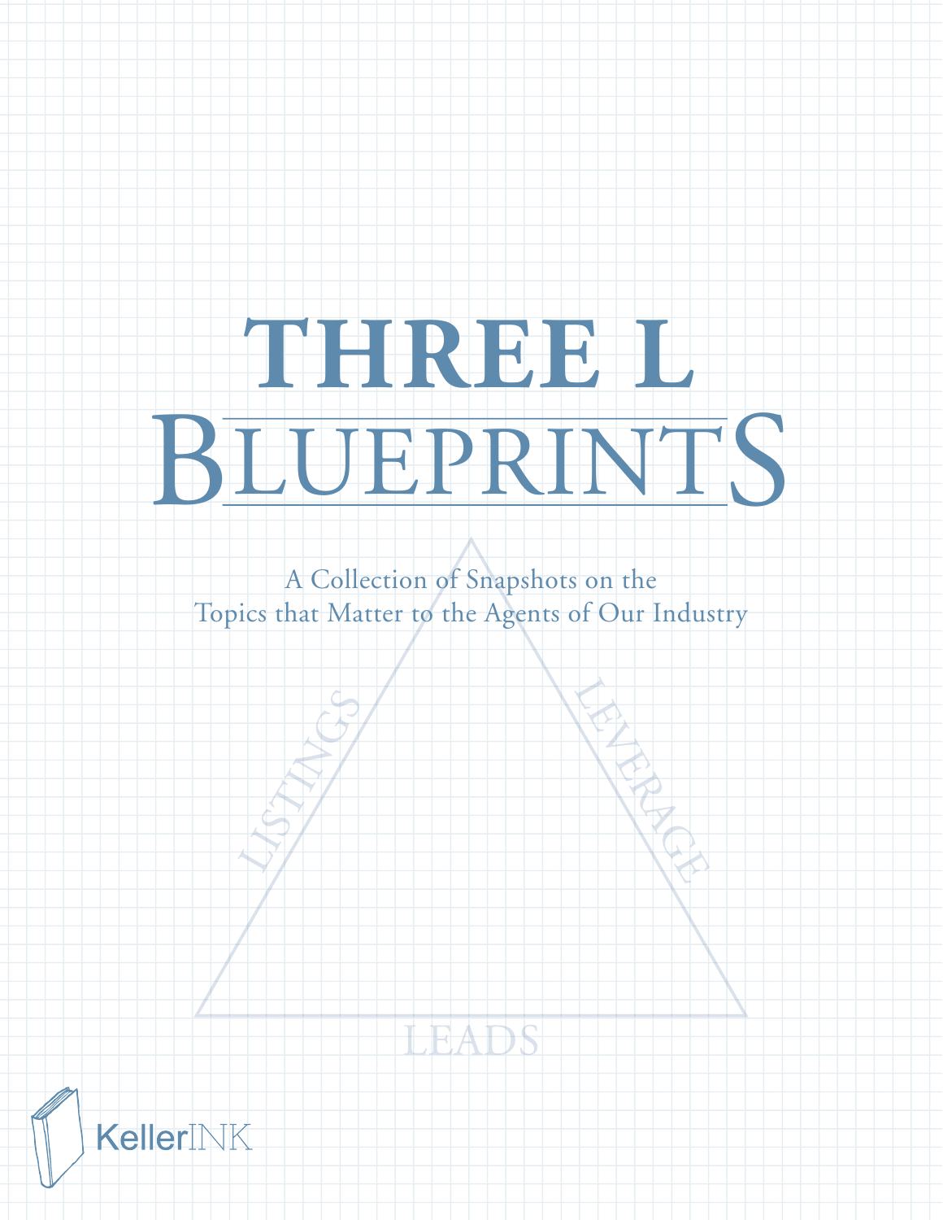# THREE L BLUEPRINTS

A Collection of Snapshots on the Topics that Matter to the Agents of Our Industry

LISTINGS

LEVERAGE

LEADS

KellerINK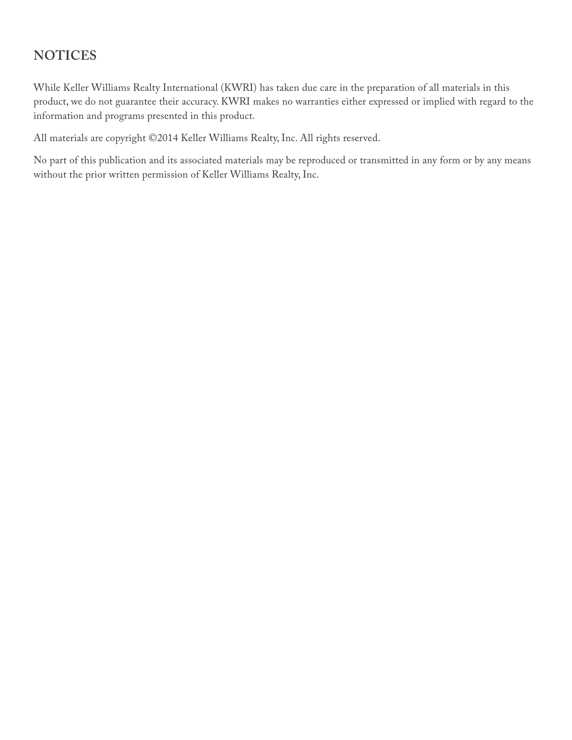## NOTICES

While Keller Williams Realty International (KWRI) has taken due care in the preparation of all materials in this product, we do not guarantee their accuracy. KWRI makes no warranties either expressed or implied with regard to the information and programs presented in this product.

All materials are copyright ©2014 Keller Williams Realty, Inc. All rights reserved.

No part of this publication and its associated materials may be reproduced or transmitted in any form or by any means without the prior written permission of Keller Williams Realty, Inc.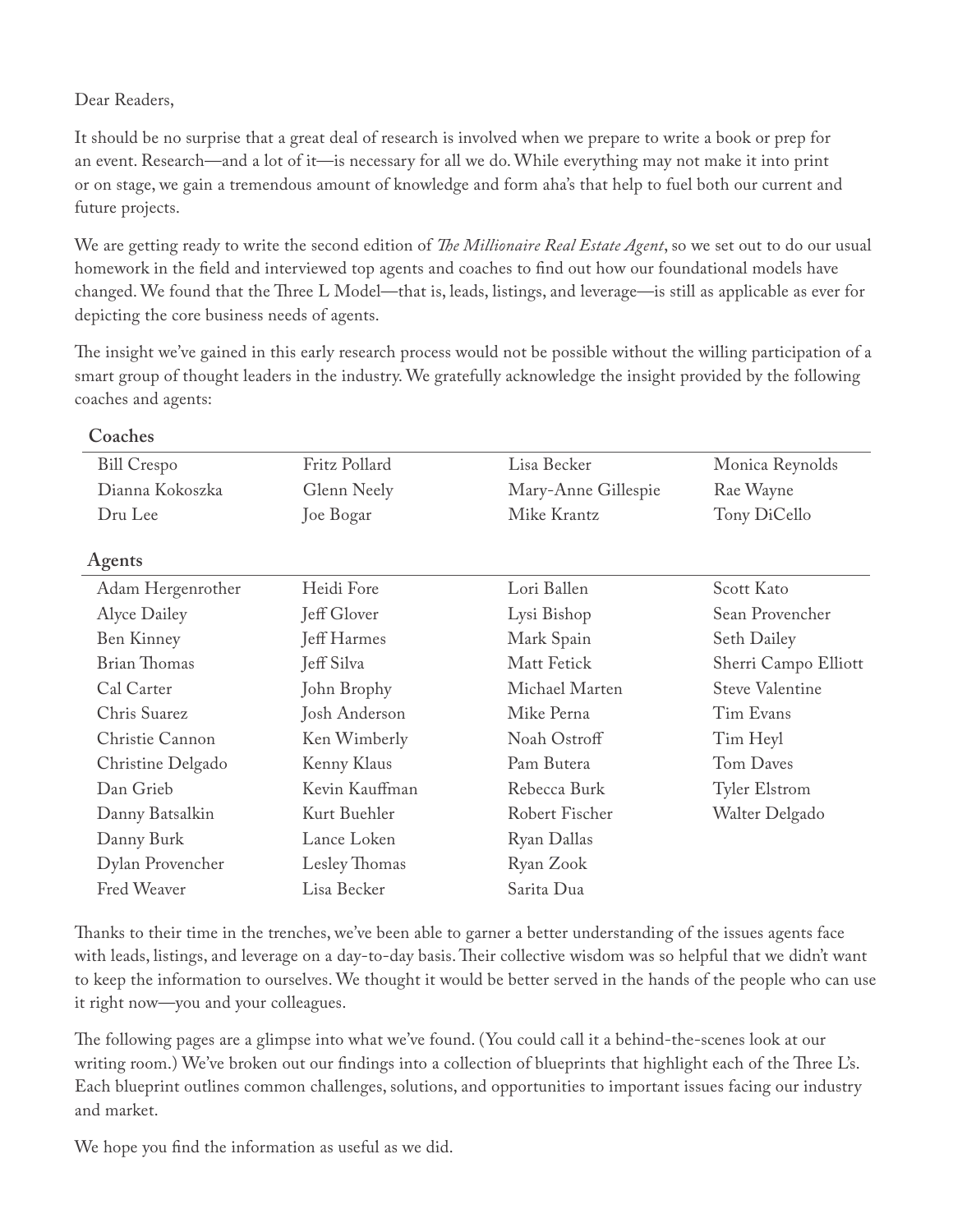Dear Readers,

It should be no surprise that a great deal of research is involved when we prepare to write a book or prep for an event. Research—and a lot of it—is necessary for all we do. While everything may not make it into print or on stage, we gain a tremendous amount of knowledge and form aha's that help to fuel both our current and future projects.

We are getting ready to write the second edition of *The Millionaire Real Estate Agent*, so we set out to do our usual homework in the field and interviewed top agents and coaches to find out how our foundational models have changed. We found that the Three L Model—that is, leads, listings, and leverage—is still as applicable as ever for depicting the core business needs of agents.

The insight we've gained in this early research process would not be possible without the willing participation of a smart group of thought leaders in the industry. We gratefully acknowledge the insight provided by the following coaches and agents:

**Coaches**

| | | | |
|---|---|---|---|
| Bill Crespo | Fritz Pollard | Lisa Becker | Monica Reynolds |
| Dianna Kokoszka | Glenn Neely | Mary-Anne Gillespie | Rae Wayne |
| Dru Lee | Joe Bogar | Mike Krantz | Tony DiCello |

**Agents**

| | | | |
|---|---|---|---|
| Adam Hergenrother | Heidi Fore | Lori Ballen | Scott Kato |
| Alyce Dailey | Jeff Glover | Lysi Bishop | Sean Provencher |
| Ben Kinney | Jeff Harmes | Mark Spain | Seth Dailey |
| Brian Thomas | Jeff Silva | Matt Fetick | Sherri Campo Elliott |
| Cal Carter | John Brophy | Michael Marten | Steve Valentine |
| Chris Suarez | Josh Anderson | Mike Perna | Tim Evans |
| Christie Cannon | Ken Wimberly | Noah Ostroff | Tim Heyl |
| Christine Delgado | Kenny Klaus | Pam Butera | Tom Daves |
| Dan Grieb | Kevin Kauffman | Rebecca Burk | Tyler Elstrom |
| Danny Batsalkin | Kurt Buehler | Robert Fischer | Walter Delgado |
| Danny Burk | Lance Loken | Ryan Dallas | |
| Dylan Provencher | Lesley Thomas | Ryan Zook | |
| Fred Weaver | Lisa Becker | Sarita Dua | |

Thanks to their time in the trenches, we've been able to garner a better understanding of the issues agents face with leads, listings, and leverage on a day-to-day basis. Their collective wisdom was so helpful that we didn't want to keep the information to ourselves. We thought it would be better served in the hands of the people who can use it right now—you and your colleagues.

The following pages are a glimpse into what we've found. (You could call it a behind-the-scenes look at our writing room.) We've broken out our findings into a collection of blueprints that highlight each of the Three L's. Each blueprint outlines common challenges, solutions, and opportunities to important issues facing our industry and market.

We hope you find the information as useful as we did.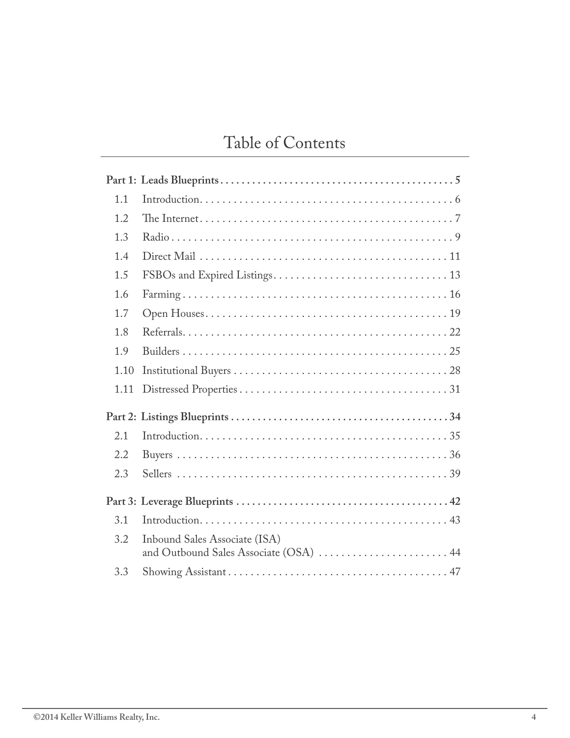# Table of Contents

**Part 1: Leads Blueprints** . . . . . . . . . . . . . . . . . . . . . . . . . . . . . . . . . . . . . . . . . . . . **5**

1.1 Introduction. . . . . . . . . . . . . . . . . . . . . . . . . . . . . . . . . . . . . . . . . . . . . 6

1.2 The Internet. . . . . . . . . . . . . . . . . . . . . . . . . . . . . . . . . . . . . . . . . . . . . 7

1.3 Radio . . . . . . . . . . . . . . . . . . . . . . . . . . . . . . . . . . . . . . . . . . . . . . . . . . 9

1.4 Direct Mail . . . . . . . . . . . . . . . . . . . . . . . . . . . . . . . . . . . . . . . . . . . . 11

1.5 FSBOs and Expired Listings. . . . . . . . . . . . . . . . . . . . . . . . . . . . . . . 13

1.6 Farming . . . . . . . . . . . . . . . . . . . . . . . . . . . . . . . . . . . . . . . . . . . . . . . 16

1.7 Open Houses . . . . . . . . . . . . . . . . . . . . . . . . . . . . . . . . . . . . . . . . . . . 19

1.8 Referrals. . . . . . . . . . . . . . . . . . . . . . . . . . . . . . . . . . . . . . . . . . . . . . . 22

1.9 Builders . . . . . . . . . . . . . . . . . . . . . . . . . . . . . . . . . . . . . . . . . . . . . . . 25

1.10 Institutional Buyers . . . . . . . . . . . . . . . . . . . . . . . . . . . . . . . . . . . . . . 28

1.11 Distressed Properties . . . . . . . . . . . . . . . . . . . . . . . . . . . . . . . . . . . . . 31

**Part 2: Listings Blueprints** . . . . . . . . . . . . . . . . . . . . . . . . . . . . . . . . . . . . . . . . **34**

2.1 Introduction. . . . . . . . . . . . . . . . . . . . . . . . . . . . . . . . . . . . . . . . . . . . 35

2.2 Buyers . . . . . . . . . . . . . . . . . . . . . . . . . . . . . . . . . . . . . . . . . . . . . . . . 36

2.3 Sellers . . . . . . . . . . . . . . . . . . . . . . . . . . . . . . . . . . . . . . . . . . . . . . . . 39

**Part 3: Leverage Blueprints** . . . . . . . . . . . . . . . . . . . . . . . . . . . . . . . . . . . . . . . **42**

3.1 Introduction. . . . . . . . . . . . . . . . . . . . . . . . . . . . . . . . . . . . . . . . . . . . 43

3.2 Inbound Sales Associate (ISA) and Outbound Sales Associate (OSA) . . . . . . . . . . . . . . . . . . . . . . 44

3.3 Showing Assistant . . . . . . . . . . . . . . . . . . . . . . . . . . . . . . . . . . . . . . . 47

©2014 Keller Williams Realty, Inc.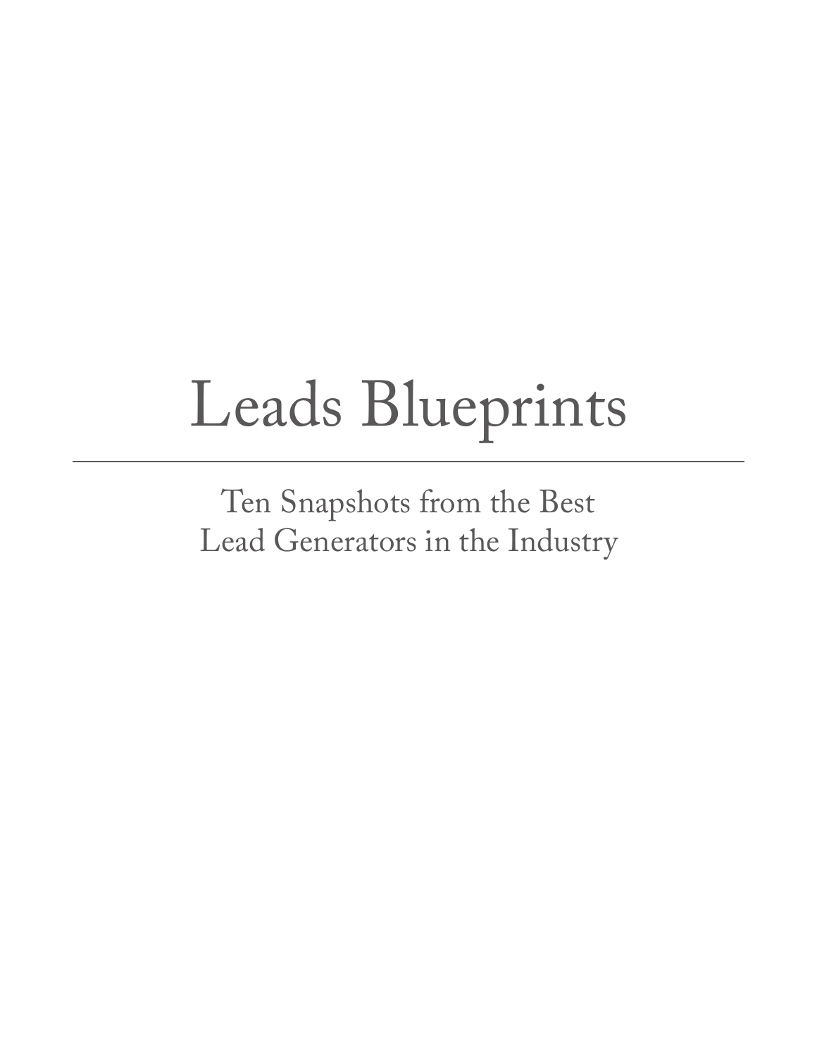# Leads Blueprints

---

Ten Snapshots from the Best
Lead Generators in the Industry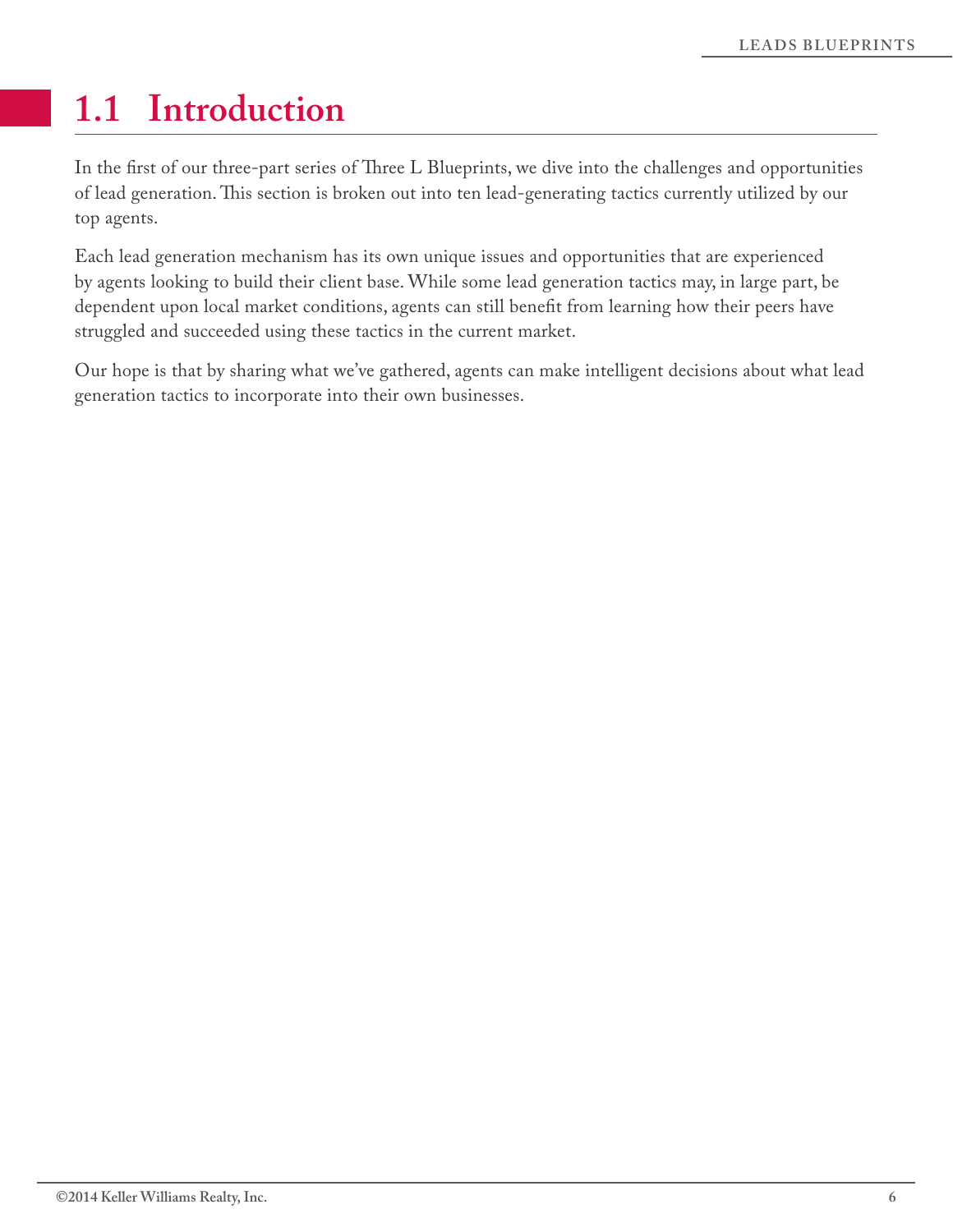## 1.1 Introduction

In the first of our three-part series of Three L Blueprints, we dive into the challenges and opportunities of lead generation. This section is broken out into ten lead-generating tactics currently utilized by our top agents.

Each lead generation mechanism has its own unique issues and opportunities that are experienced by agents looking to build their client base. While some lead generation tactics may, in large part, be dependent upon local market conditions, agents can still benefit from learning how their peers have struggled and succeeded using these tactics in the current market.

Our hope is that by sharing what we've gathered, agents can make intelligent decisions about what lead generation tactics to incorporate into their own businesses.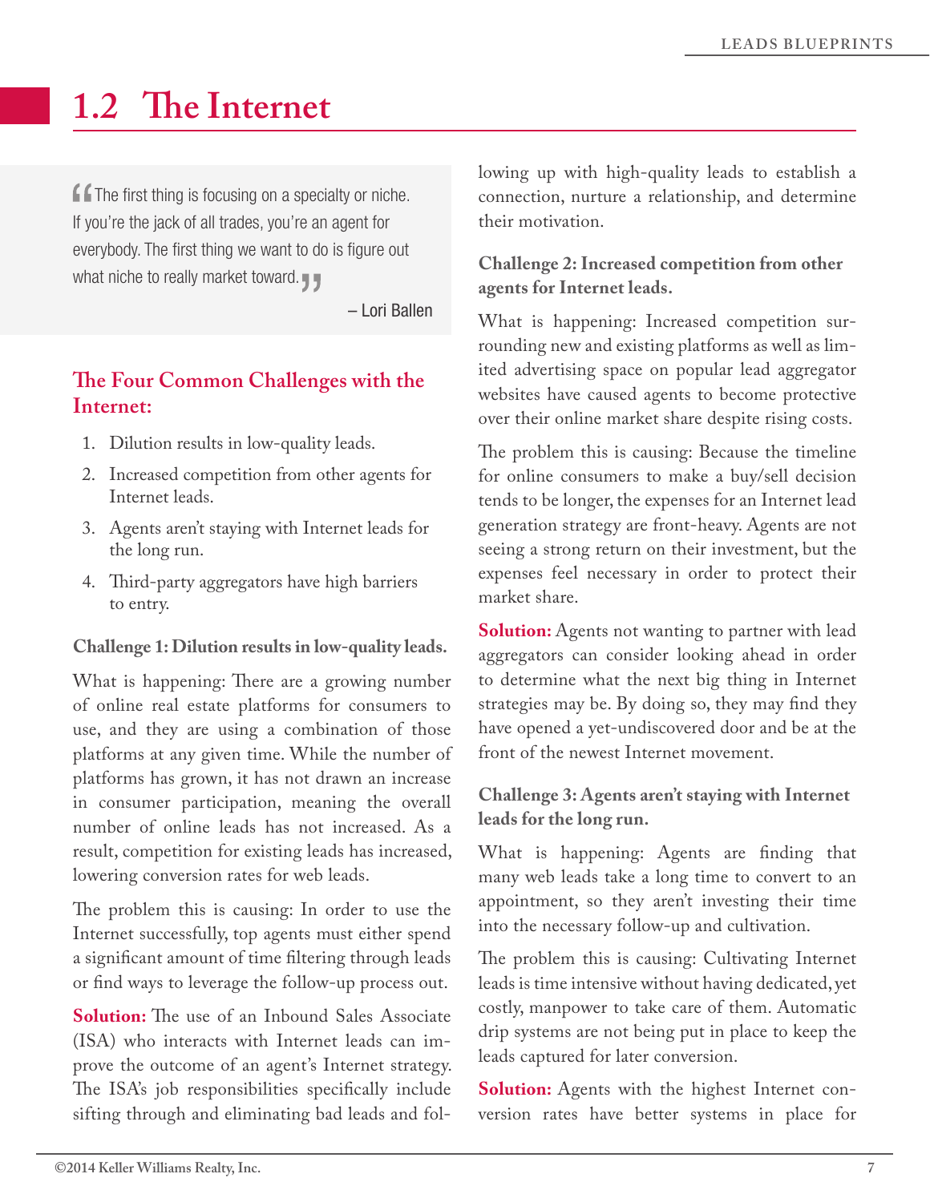# 1.2 The Internet

> "The first thing is focusing on a specialty or niche. If you're the jack of all trades, you're an agent for everybody. The first thing we want to do is figure out what niche to really market toward."
>
> – Lori Ballen

## The Four Common Challenges with the Internet:

1. Dilution results in low-quality leads.
2. Increased competition from other agents for Internet leads.
3. Agents aren't staying with Internet leads for the long run.
4. Third-party aggregators have high barriers to entry.

### Challenge 1: Dilution results in low-quality leads.

What is happening: There are a growing number of online real estate platforms for consumers to use, and they are using a combination of those platforms at any given time. While the number of platforms has grown, it has not drawn an increase in consumer participation, meaning the overall number of online leads has not increased. As a result, competition for existing leads has increased, lowering conversion rates for web leads.

The problem this is causing: In order to use the Internet successfully, top agents must either spend a significant amount of time filtering through leads or find ways to leverage the follow-up process out.

**Solution:** The use of an Inbound Sales Associate (ISA) who interacts with Internet leads can improve the outcome of an agent's Internet strategy. The ISA's job responsibilities specifically include sifting through and eliminating bad leads and following up with high-quality leads to establish a connection, nurture a relationship, and determine their motivation.

### Challenge 2: Increased competition from other agents for Internet leads.

What is happening: Increased competition surrounding new and existing platforms as well as limited advertising space on popular lead aggregator websites have caused agents to become protective over their online market share despite rising costs.

The problem this is causing: Because the timeline for online consumers to make a buy/sell decision tends to be longer, the expenses for an Internet lead generation strategy are front-heavy. Agents are not seeing a strong return on their investment, but the expenses feel necessary in order to protect their market share.

**Solution:** Agents not wanting to partner with lead aggregators can consider looking ahead in order to determine what the next big thing in Internet strategies may be. By doing so, they may find they have opened a yet-undiscovered door and be at the front of the newest Internet movement.

### Challenge 3: Agents aren't staying with Internet leads for the long run.

What is happening: Agents are finding that many web leads take a long time to convert to an appointment, so they aren't investing their time into the necessary follow-up and cultivation.

The problem this is causing: Cultivating Internet leads is time intensive without having dedicated, yet costly, manpower to take care of them. Automatic drip systems are not being put in place to keep the leads captured for later conversion.

**Solution:** Agents with the highest Internet conversion rates have better systems in place for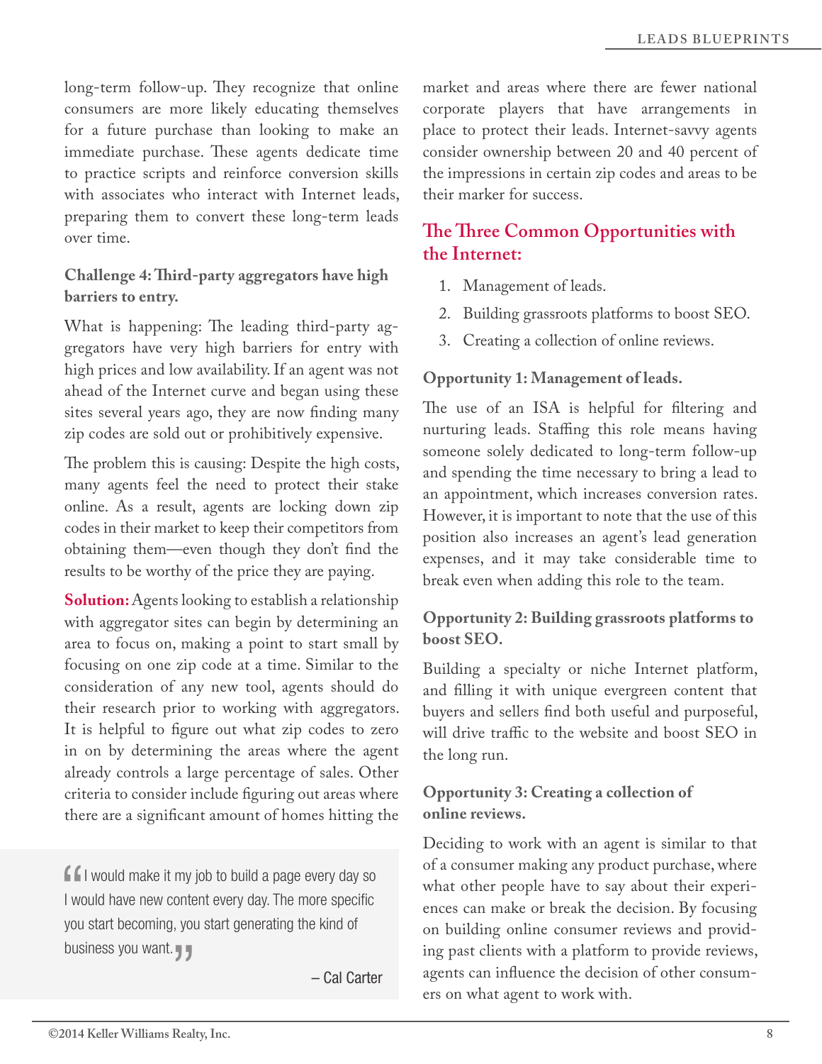long-term follow-up. They recognize that online consumers are more likely educating themselves for a future purchase than looking to make an immediate purchase. These agents dedicate time to practice scripts and reinforce conversion skills with associates who interact with Internet leads, preparing them to convert these long-term leads over time.

**Challenge 4: Third-party aggregators have high barriers to entry.**

What is happening: The leading third-party aggregators have very high barriers for entry with high prices and low availability. If an agent was not ahead of the Internet curve and began using these sites several years ago, they are now finding many zip codes are sold out or prohibitively expensive.

The problem this is causing: Despite the high costs, many agents feel the need to protect their stake online. As a result, agents are locking down zip codes in their market to keep their competitors from obtaining them—even though they don't find the results to be worthy of the price they are paying.

**Solution:** Agents looking to establish a relationship with aggregator sites can begin by determining an area to focus on, making a point to start small by focusing on one zip code at a time. Similar to the consideration of any new tool, agents should do their research prior to working with aggregators. It is helpful to figure out what zip codes to zero in on by determining the areas where the agent already controls a large percentage of sales. Other criteria to consider include figuring out areas where there are a significant amount of homes hitting the market and areas where there are fewer national corporate players that have arrangements in place to protect their leads. Internet-savvy agents consider ownership between 20 and 40 percent of the impressions in certain zip codes and areas to be their marker for success.

> "I would make it my job to build a page every day so I would have new content every day. The more specific you start becoming, you start generating the kind of business you want."
>
> – Cal Carter

## The Three Common Opportunities with the Internet:

1. Management of leads.
2. Building grassroots platforms to boost SEO.
3. Creating a collection of online reviews.

**Opportunity 1: Management of leads.**

The use of an ISA is helpful for filtering and nurturing leads. Staffing this role means having someone solely dedicated to long-term follow-up and spending the time necessary to bring a lead to an appointment, which increases conversion rates. However, it is important to note that the use of this position also increases an agent's lead generation expenses, and it may take considerable time to break even when adding this role to the team.

**Opportunity 2: Building grassroots platforms to boost SEO.**

Building a specialty or niche Internet platform, and filling it with unique evergreen content that buyers and sellers find both useful and purposeful, will drive traffic to the website and boost SEO in the long run.

**Opportunity 3: Creating a collection of online reviews.**

Deciding to work with an agent is similar to that of a consumer making any product purchase, where what other people have to say about their experiences can make or break the decision. By focusing on building online consumer reviews and providing past clients with a platform to provide reviews, agents can influence the decision of other consumers on what agent to work with.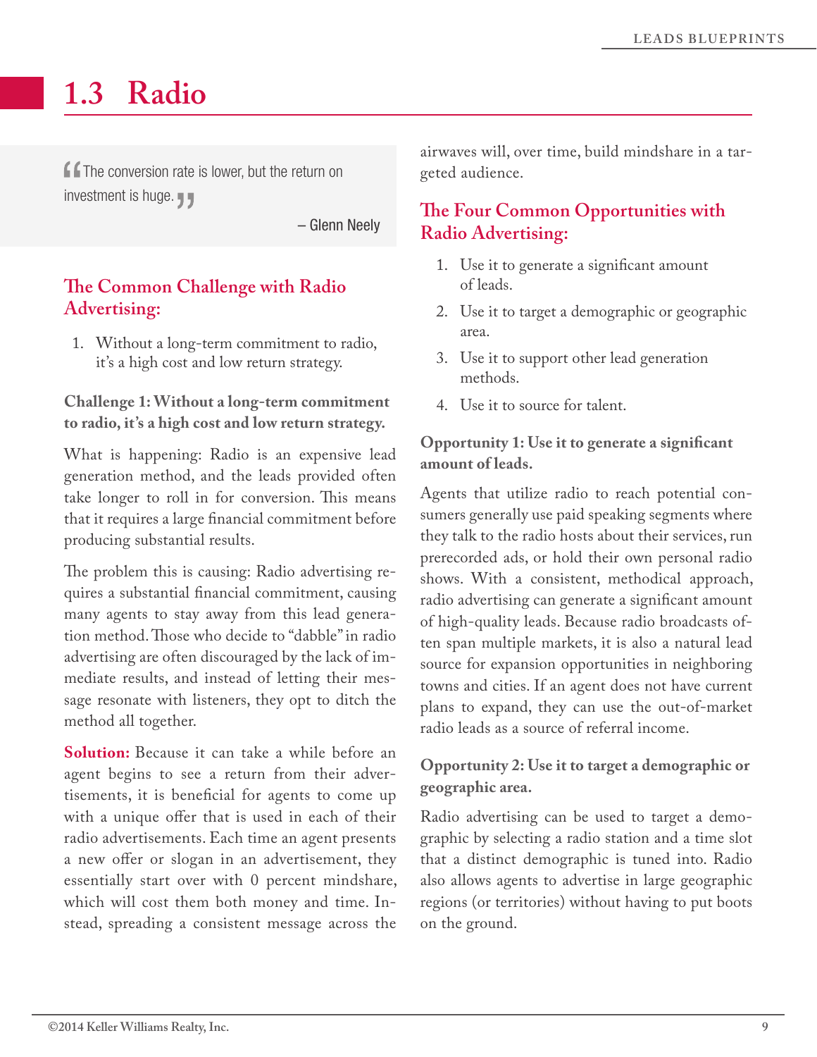# 1.3 Radio

> The conversion rate is lower, but the return on investment is huge.
>
> – Glenn Neely

### The Common Challenge with Radio Advertising:

1. Without a long-term commitment to radio, it's a high cost and low return strategy.

**Challenge 1: Without a long-term commitment to radio, it's a high cost and low return strategy.**

What is happening: Radio is an expensive lead generation method, and the leads provided often take longer to roll in for conversion. This means that it requires a large financial commitment before producing substantial results.

The problem this is causing: Radio advertising requires a substantial financial commitment, causing many agents to stay away from this lead generation method. Those who decide to "dabble" in radio advertising are often discouraged by the lack of immediate results, and instead of letting their message resonate with listeners, they opt to ditch the method all together.

**Solution:** Because it can take a while before an agent begins to see a return from their advertisements, it is beneficial for agents to come up with a unique offer that is used in each of their radio advertisements. Each time an agent presents a new offer or slogan in an advertisement, they essentially start over with 0 percent mindshare, which will cost them both money and time. Instead, spreading a consistent message across the airwaves will, over time, build mindshare in a targeted audience.

### The Four Common Opportunities with Radio Advertising:

1. Use it to generate a significant amount of leads.
2. Use it to target a demographic or geographic area.
3. Use it to support other lead generation methods.
4. Use it to source for talent.

**Opportunity 1: Use it to generate a significant amount of leads.**

Agents that utilize radio to reach potential consumers generally use paid speaking segments where they talk to the radio hosts about their services, run prerecorded ads, or hold their own personal radio shows. With a consistent, methodical approach, radio advertising can generate a significant amount of high-quality leads. Because radio broadcasts often span multiple markets, it is also a natural lead source for expansion opportunities in neighboring towns and cities. If an agent does not have current plans to expand, they can use the out-of-market radio leads as a source of referral income.

**Opportunity 2: Use it to target a demographic or geographic area.**

Radio advertising can be used to target a demographic by selecting a radio station and a time slot that a distinct demographic is tuned into. Radio also allows agents to advertise in large geographic regions (or territories) without having to put boots on the ground.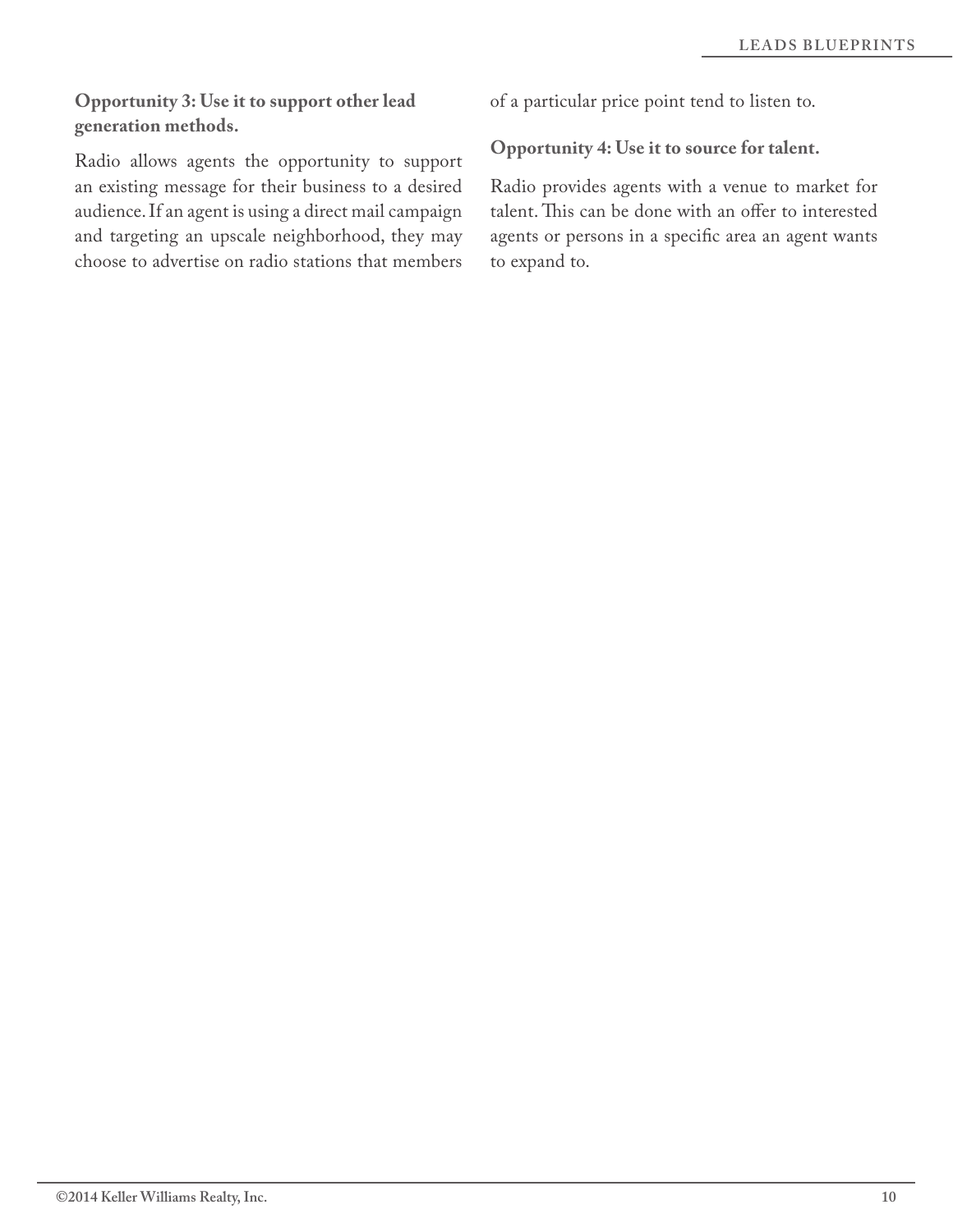**Opportunity 3: Use it to support other lead generation methods.**

Radio allows agents the opportunity to support an existing message for their business to a desired audience. If an agent is using a direct mail campaign and targeting an upscale neighborhood, they may choose to advertise on radio stations that members of a particular price point tend to listen to.

**Opportunity 4: Use it to source for talent.**

Radio provides agents with a venue to market for talent. This can be done with an offer to interested agents or persons in a specific area an agent wants to expand to.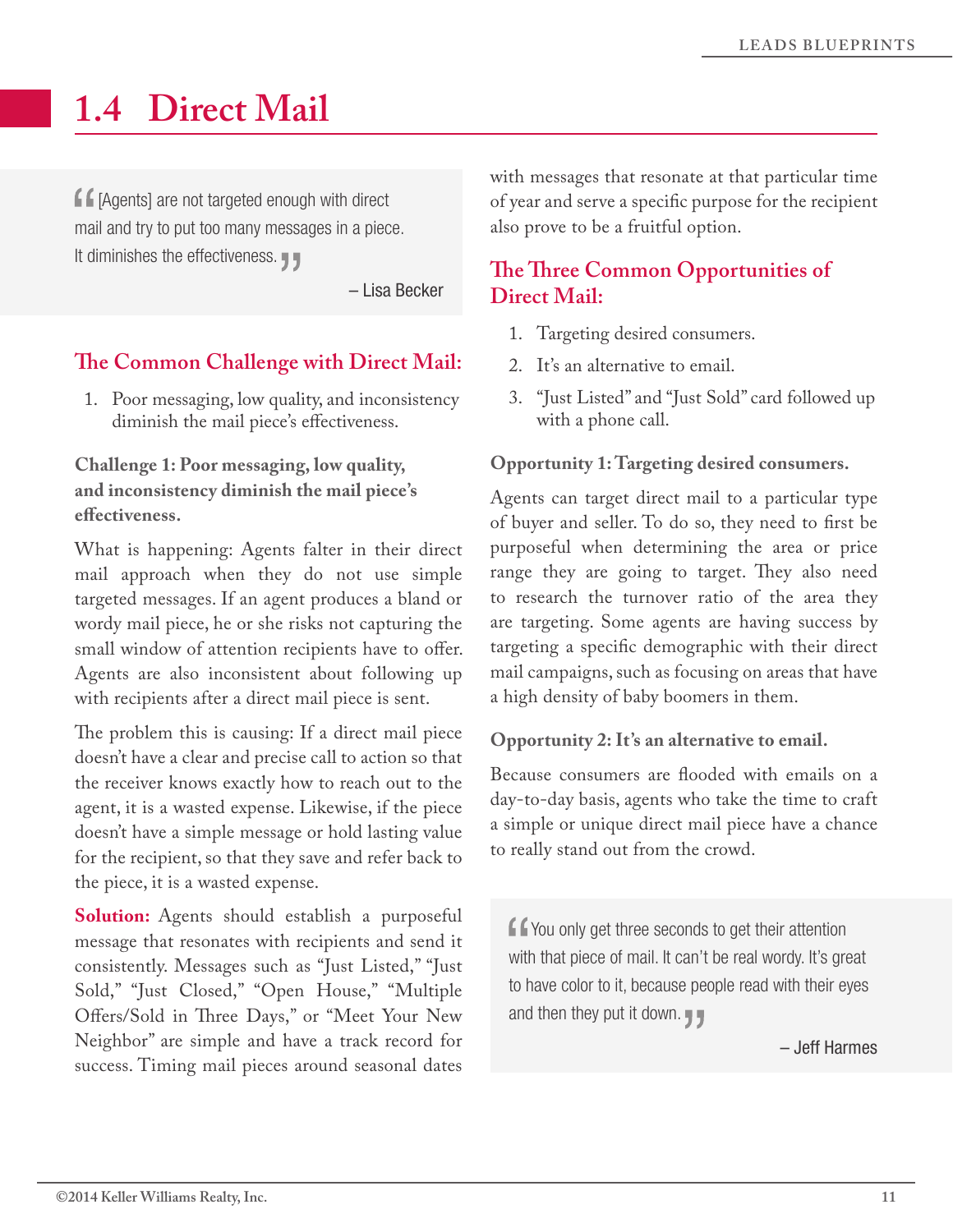# 1.4 Direct Mail

> "[Agents] are not targeted enough with direct mail and try to put too many messages in a piece. It diminishes the effectiveness."
>
> – Lisa Becker

## The Common Challenge with Direct Mail:

1. Poor messaging, low quality, and inconsistency diminish the mail piece's effectiveness.

**Challenge 1: Poor messaging, low quality, and inconsistency diminish the mail piece's effectiveness.**

What is happening: Agents falter in their direct mail approach when they do not use simple targeted messages. If an agent produces a bland or wordy mail piece, he or she risks not capturing the small window of attention recipients have to offer. Agents are also inconsistent about following up with recipients after a direct mail piece is sent.

The problem this is causing: If a direct mail piece doesn't have a clear and precise call to action so that the receiver knows exactly how to reach out to the agent, it is a wasted expense. Likewise, if the piece doesn't have a simple message or hold lasting value for the recipient, so that they save and refer back to the piece, it is a wasted expense.

**Solution:** Agents should establish a purposeful message that resonates with recipients and send it consistently. Messages such as "Just Listed," "Just Sold," "Just Closed," "Open House," "Multiple Offers/Sold in Three Days," or "Meet Your New Neighbor" are simple and have a track record for success. Timing mail pieces around seasonal dates with messages that resonate at that particular time of year and serve a specific purpose for the recipient also prove to be a fruitful option.

## The Three Common Opportunities of Direct Mail:

1. Targeting desired consumers.
2. It's an alternative to email.
3. "Just Listed" and "Just Sold" card followed up with a phone call.

**Opportunity 1: Targeting desired consumers.**

Agents can target direct mail to a particular type of buyer and seller. To do so, they need to first be purposeful when determining the area or price range they are going to target. They also need to research the turnover ratio of the area they are targeting. Some agents are having success by targeting a specific demographic with their direct mail campaigns, such as focusing on areas that have a high density of baby boomers in them.

**Opportunity 2: It's an alternative to email.**

Because consumers are flooded with emails on a day-to-day basis, agents who take the time to craft a simple or unique direct mail piece have a chance to really stand out from the crowd.

> "You only get three seconds to get their attention with that piece of mail. It can't be real wordy. It's great to have color to it, because people read with their eyes and then they put it down."
>
> – Jeff Harmes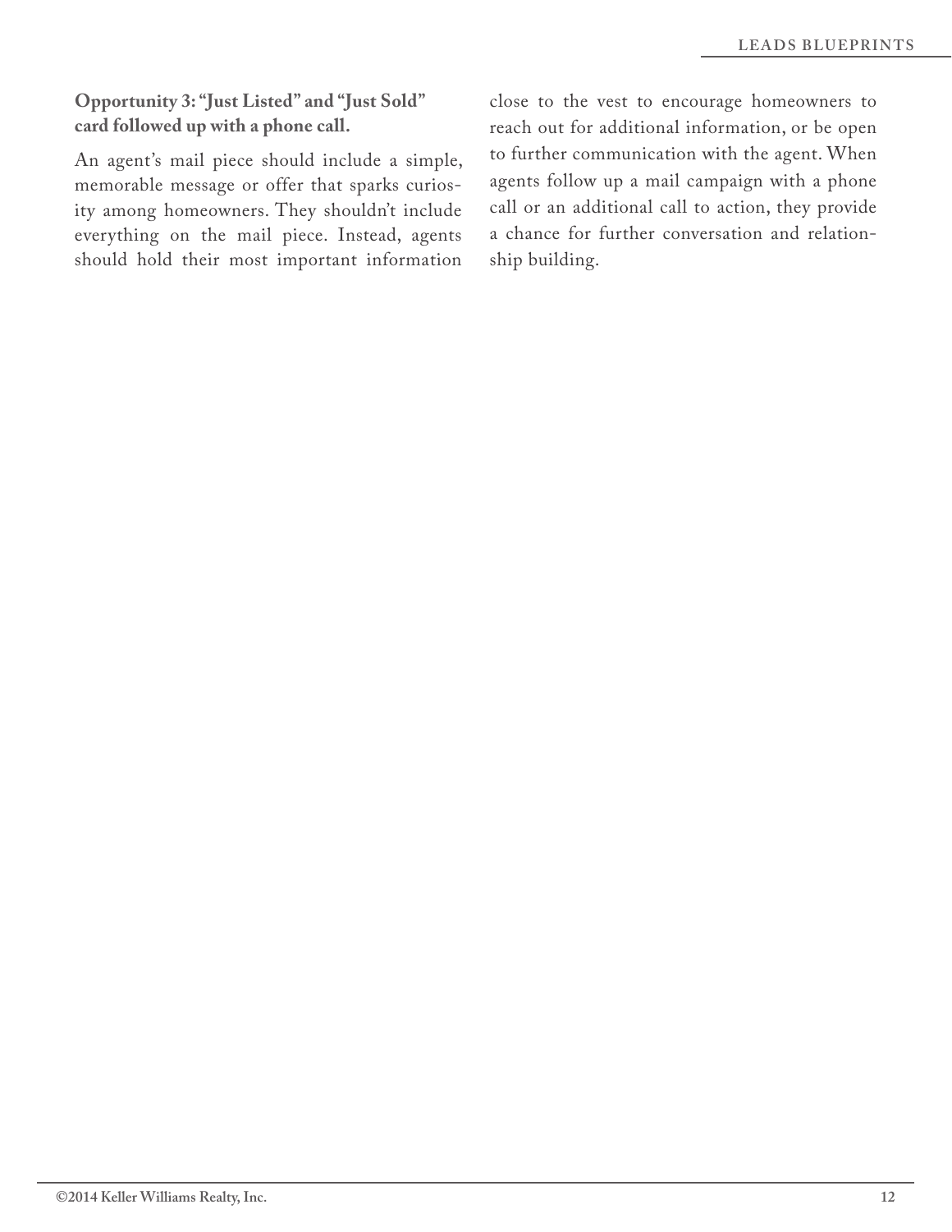**Opportunity 3: "Just Listed" and "Just Sold" card followed up with a phone call.**

An agent's mail piece should include a simple, memorable message or offer that sparks curiosity among homeowners. They shouldn't include everything on the mail piece. Instead, agents should hold their most important information close to the vest to encourage homeowners to reach out for additional information, or be open to further communication with the agent. When agents follow up a mail campaign with a phone call or an additional call to action, they provide a chance for further conversation and relationship building.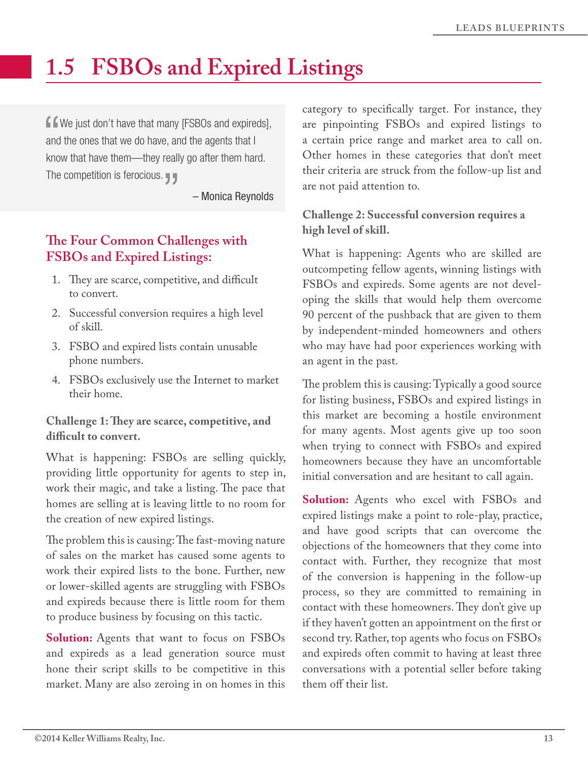# 1.5 FSBOs and Expired Listings

> "We just don't have that many [FSBOs and expireds], and the ones that we do have, and the agents that I know that have them—they really go after them hard. The competition is ferocious."
>
> – Monica Reynolds

## The Four Common Challenges with FSBOs and Expired Listings:

1. They are scarce, competitive, and difficult to convert.
2. Successful conversion requires a high level of skill.
3. FSBO and expired lists contain unusable phone numbers.
4. FSBOs exclusively use the Internet to market their home.

**Challenge 1: They are scarce, competitive, and difficult to convert.**

What is happening: FSBOs are selling quickly, providing little opportunity for agents to step in, work their magic, and take a listing. The pace that homes are selling at is leaving little to no room for the creation of new expired listings.

The problem this is causing: The fast-moving nature of sales on the market has caused some agents to work their expired lists to the bone. Further, new or lower-skilled agents are struggling with FSBOs and expireds because there is little room for them to produce business by focusing on this tactic.

**Solution:** Agents that want to focus on FSBOs and expireds as a lead generation source must hone their script skills to be competitive in this market. Many are also zeroing in on homes in this category to specifically target. For instance, they are pinpointing FSBOs and expired listings to a certain price range and market area to call on. Other homes in these categories that don't meet their criteria are struck from the follow-up list and are not paid attention to.

**Challenge 2: Successful conversion requires a high level of skill.**

What is happening: Agents who are skilled are outcompeting fellow agents, winning listings with FSBOs and expireds. Some agents are not developing the skills that would help them overcome 90 percent of the pushback that are given to them by independent-minded homeowners and others who may have had poor experiences working with an agent in the past.

The problem this is causing: Typically a good source for listing business, FSBOs and expired listings in this market are becoming a hostile environment for many agents. Most agents give up too soon when trying to connect with FSBOs and expired homeowners because they have an uncomfortable initial conversation and are hesitant to call again.

**Solution:** Agents who excel with FSBOs and expired listings make a point to role-play, practice, and have good scripts that can overcome the objections of the homeowners that they come into contact with. Further, they recognize that most of the conversion is happening in the follow-up process, so they are committed to remaining in contact with these homeowners. They don't give up if they haven't gotten an appointment on the first or second try. Rather, top agents who focus on FSBOs and expireds often commit to having at least three conversations with a potential seller before taking them off their list.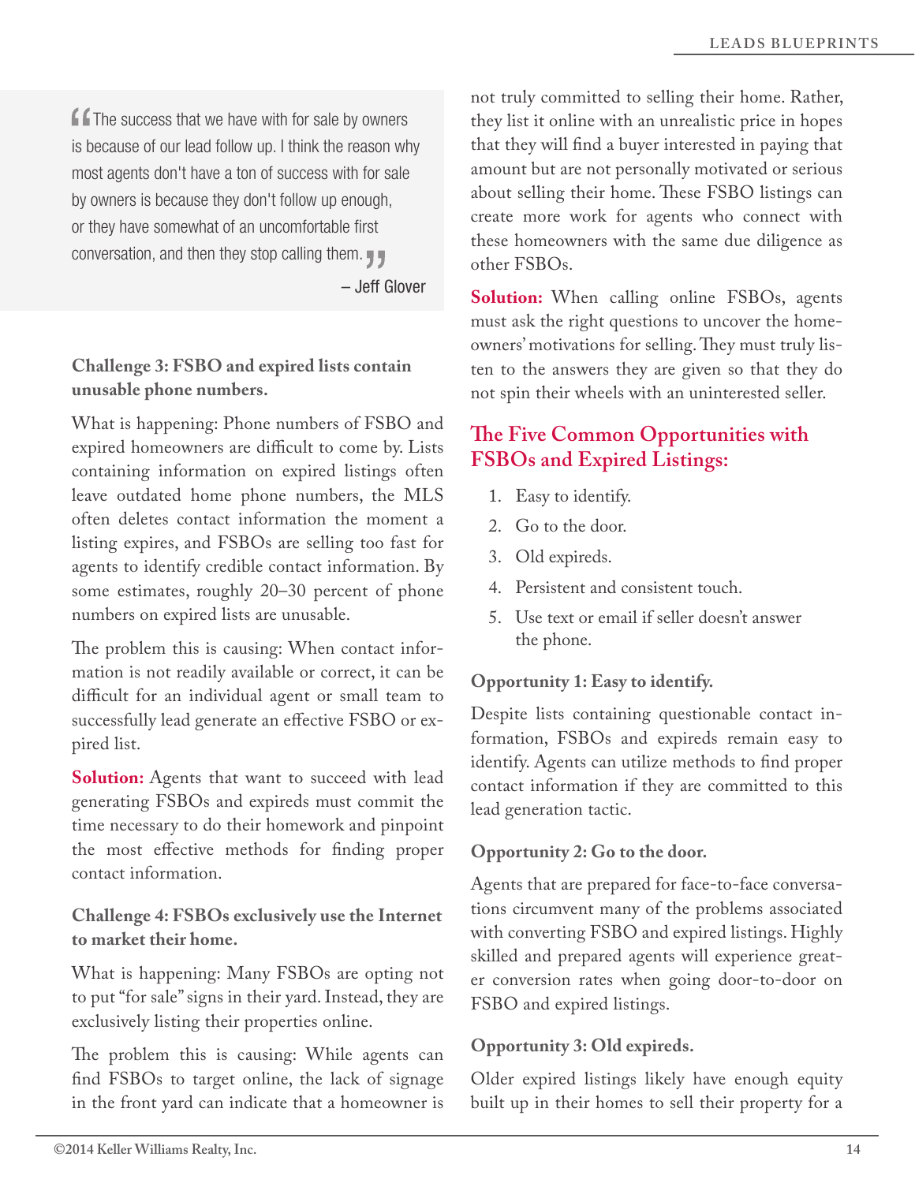> The success that we have with for sale by owners is because of our lead follow up. I think the reason why most agents don't have a ton of success with for sale by owners is because they don't follow up enough, or they have somewhat of an uncomfortable first conversation, and then they stop calling them.
>
> – Jeff Glover

**Challenge 3: FSBO and expired lists contain unusable phone numbers.**

What is happening: Phone numbers of FSBO and expired homeowners are difficult to come by. Lists containing information on expired listings often leave outdated home phone numbers, the MLS often deletes contact information the moment a listing expires, and FSBOs are selling too fast for agents to identify credible contact information. By some estimates, roughly 20–30 percent of phone numbers on expired lists are unusable.

The problem this is causing: When contact information is not readily available or correct, it can be difficult for an individual agent or small team to successfully lead generate an effective FSBO or expired list.

**Solution:** Agents that want to succeed with lead generating FSBOs and expireds must commit the time necessary to do their homework and pinpoint the most effective methods for finding proper contact information.

**Challenge 4: FSBOs exclusively use the Internet to market their home.**

What is happening: Many FSBOs are opting not to put "for sale" signs in their yard. Instead, they are exclusively listing their properties online.

The problem this is causing: While agents can find FSBOs to target online, the lack of signage in the front yard can indicate that a homeowner is not truly committed to selling their home. Rather, they list it online with an unrealistic price in hopes that they will find a buyer interested in paying that amount but are not personally motivated or serious about selling their home. These FSBO listings can create more work for agents who connect with these homeowners with the same due diligence as other FSBOs.

**Solution:** When calling online FSBOs, agents must ask the right questions to uncover the homeowners' motivations for selling. They must truly listen to the answers they are given so that they do not spin their wheels with an uninterested seller.

## The Five Common Opportunities with FSBOs and Expired Listings:

1. Easy to identify.
2. Go to the door.
3. Old expireds.
4. Persistent and consistent touch.
5. Use text or email if seller doesn't answer the phone.

**Opportunity 1: Easy to identify.**

Despite lists containing questionable contact information, FSBOs and expireds remain easy to identify. Agents can utilize methods to find proper contact information if they are committed to this lead generation tactic.

**Opportunity 2: Go to the door.**

Agents that are prepared for face-to-face conversations circumvent many of the problems associated with converting FSBO and expired listings. Highly skilled and prepared agents will experience greater conversion rates when going door-to-door on FSBO and expired listings.

**Opportunity 3: Old expireds.**

Older expired listings likely have enough equity built up in their homes to sell their property for a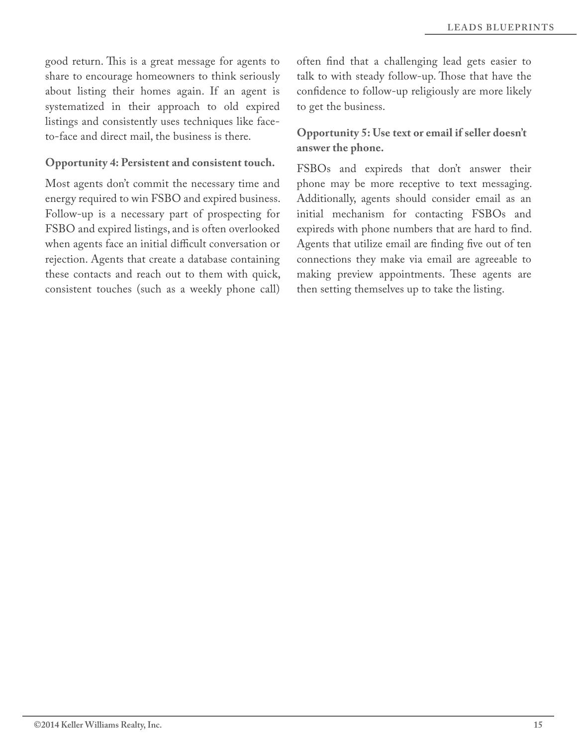good return. This is a great message for agents to share to encourage homeowners to think seriously about listing their homes again. If an agent is systematized in their approach to old expired listings and consistently uses techniques like face-to-face and direct mail, the business is there.

**Opportunity 4: Persistent and consistent touch.**

Most agents don't commit the necessary time and energy required to win FSBO and expired business. Follow-up is a necessary part of prospecting for FSBO and expired listings, and is often overlooked when agents face an initial difficult conversation or rejection. Agents that create a database containing these contacts and reach out to them with quick, consistent touches (such as a weekly phone call) often find that a challenging lead gets easier to talk to with steady follow-up. Those that have the confidence to follow-up religiously are more likely to get the business.

**Opportunity 5: Use text or email if seller doesn't answer the phone.**

FSBOs and expireds that don't answer their phone may be more receptive to text messaging. Additionally, agents should consider email as an initial mechanism for contacting FSBOs and expireds with phone numbers that are hard to find. Agents that utilize email are finding five out of ten connections they make via email are agreeable to making preview appointments. These agents are then setting themselves up to take the listing.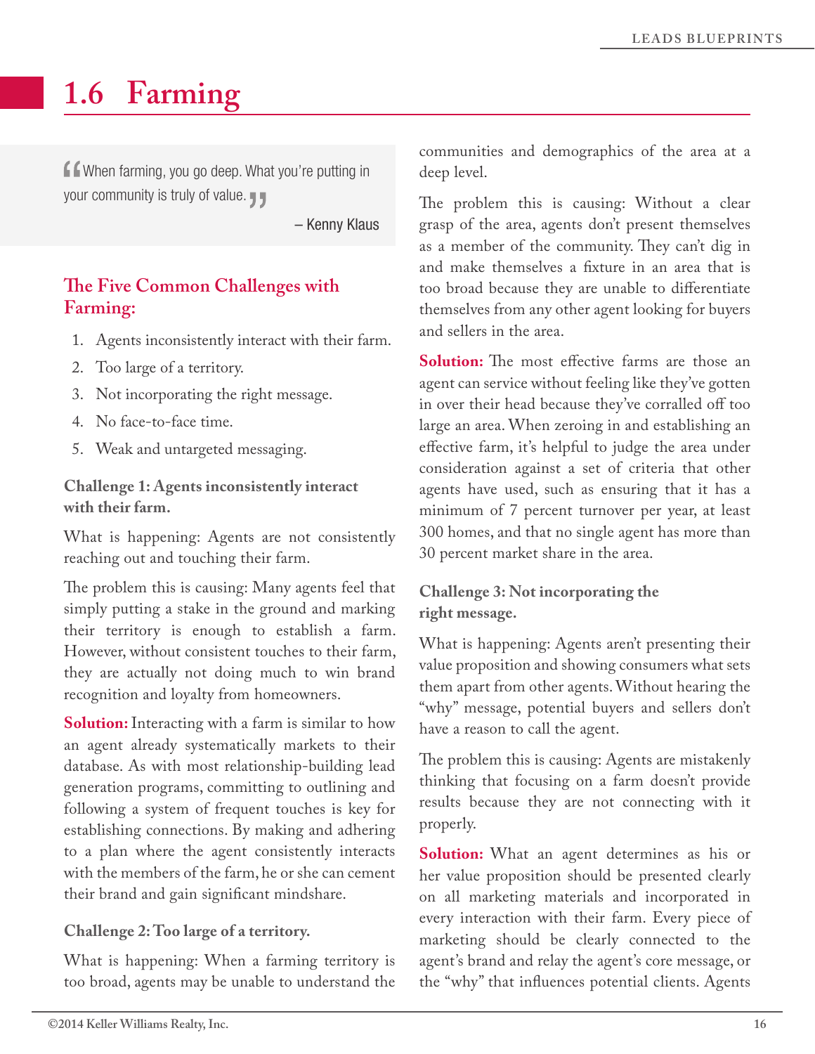# 1.6 Farming

> "When farming, you go deep. What you're putting in your community is truly of value."
>
> – Kenny Klaus

## The Five Common Challenges with Farming:

1. Agents inconsistently interact with their farm.
2. Too large of a territory.
3. Not incorporating the right message.
4. No face-to-face time.
5. Weak and untargeted messaging.

### Challenge 1: Agents inconsistently interact with their farm.

What is happening: Agents are not consistently reaching out and touching their farm.

The problem this is causing: Many agents feel that simply putting a stake in the ground and marking their territory is enough to establish a farm. However, without consistent touches to their farm, they are actually not doing much to win brand recognition and loyalty from homeowners.

**Solution:** Interacting with a farm is similar to how an agent already systematically markets to their database. As with most relationship-building lead generation programs, committing to outlining and following a system of frequent touches is key for establishing connections. By making and adhering to a plan where the agent consistently interacts with the members of the farm, he or she can cement their brand and gain significant mindshare.

### Challenge 2: Too large of a territory.

What is happening: When a farming territory is too broad, agents may be unable to understand the communities and demographics of the area at a deep level.

The problem this is causing: Without a clear grasp of the area, agents don't present themselves as a member of the community. They can't dig in and make themselves a fixture in an area that is too broad because they are unable to differentiate themselves from any other agent looking for buyers and sellers in the area.

**Solution:** The most effective farms are those an agent can service without feeling like they've gotten in over their head because they've corralled off too large an area. When zeroing in and establishing an effective farm, it's helpful to judge the area under consideration against a set of criteria that other agents have used, such as ensuring that it has a minimum of 7 percent turnover per year, at least 300 homes, and that no single agent has more than 30 percent market share in the area.

### Challenge 3: Not incorporating the right message.

What is happening: Agents aren't presenting their value proposition and showing consumers what sets them apart from other agents. Without hearing the "why" message, potential buyers and sellers don't have a reason to call the agent.

The problem this is causing: Agents are mistakenly thinking that focusing on a farm doesn't provide results because they are not connecting with it properly.

**Solution:** What an agent determines as his or her value proposition should be presented clearly on all marketing materials and incorporated in every interaction with their farm. Every piece of marketing should be clearly connected to the agent's brand and relay the agent's core message, or the "why" that influences potential clients. Agents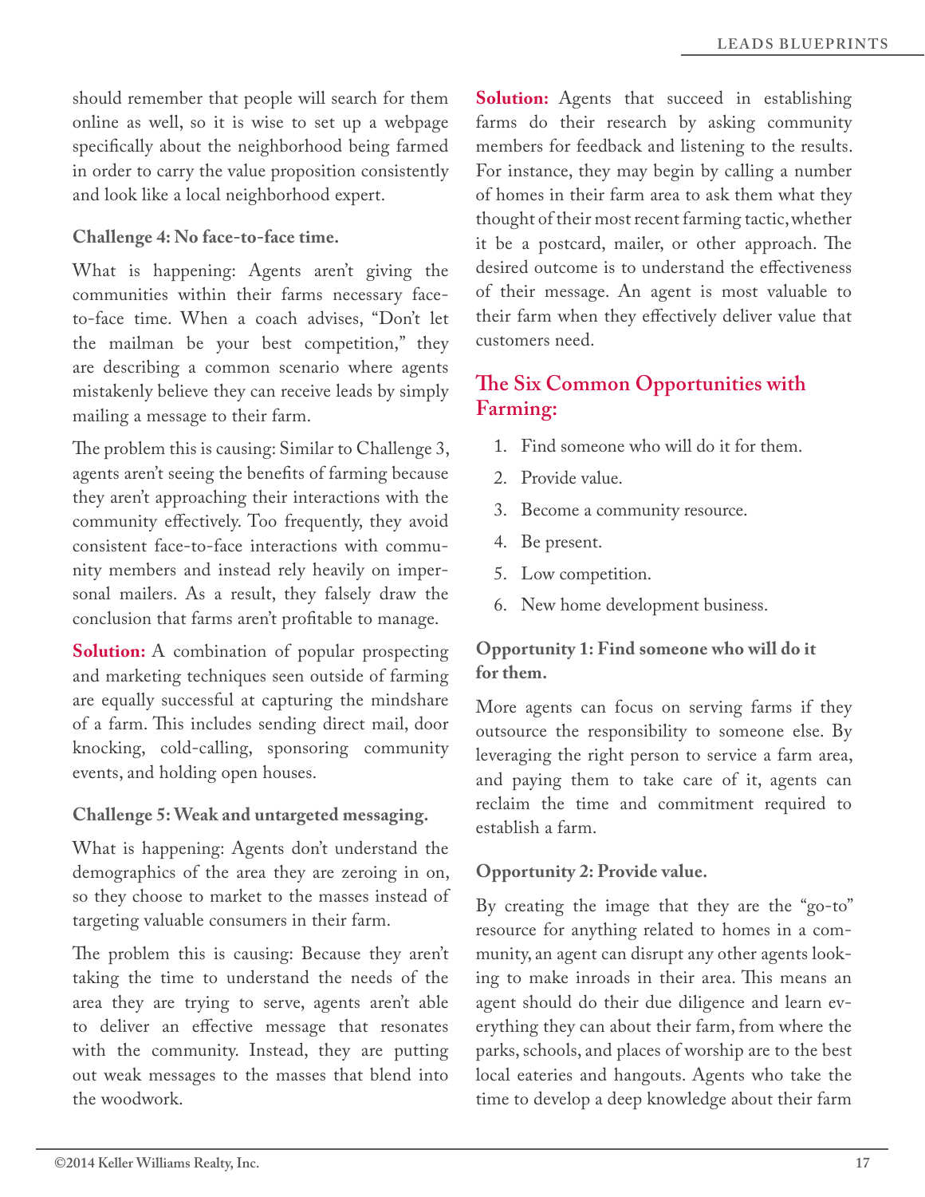should remember that people will search for them online as well, so it is wise to set up a webpage specifically about the neighborhood being farmed in order to carry the value proposition consistently and look like a local neighborhood expert.

### Challenge 4: No face-to-face time.

What is happening: Agents aren't giving the communities within their farms necessary face-to-face time. When a coach advises, "Don't let the mailman be your best competition," they are describing a common scenario where agents mistakenly believe they can receive leads by simply mailing a message to their farm.

The problem this is causing: Similar to Challenge 3, agents aren't seeing the benefits of farming because they aren't approaching their interactions with the community effectively. Too frequently, they avoid consistent face-to-face interactions with community members and instead rely heavily on impersonal mailers. As a result, they falsely draw the conclusion that farms aren't profitable to manage.

**Solution:** A combination of popular prospecting and marketing techniques seen outside of farming are equally successful at capturing the mindshare of a farm. This includes sending direct mail, door knocking, cold-calling, sponsoring community events, and holding open houses.

### Challenge 5: Weak and untargeted messaging.

What is happening: Agents don't understand the demographics of the area they are zeroing in on, so they choose to market to the masses instead of targeting valuable consumers in their farm.

The problem this is causing: Because they aren't taking the time to understand the needs of the area they are trying to serve, agents aren't able to deliver an effective message that resonates with the community. Instead, they are putting out weak messages to the masses that blend into the woodwork.

**Solution:** Agents that succeed in establishing farms do their research by asking community members for feedback and listening to the results. For instance, they may begin by calling a number of homes in their farm area to ask them what they thought of their most recent farming tactic, whether it be a postcard, mailer, or other approach. The desired outcome is to understand the effectiveness of their message. An agent is most valuable to their farm when they effectively deliver value that customers need.

## The Six Common Opportunities with Farming:

1. Find someone who will do it for them.
2. Provide value.
3. Become a community resource.
4. Be present.
5. Low competition.
6. New home development business.

### Opportunity 1: Find someone who will do it for them.

More agents can focus on serving farms if they outsource the responsibility to someone else. By leveraging the right person to service a farm area, and paying them to take care of it, agents can reclaim the time and commitment required to establish a farm.

### Opportunity 2: Provide value.

By creating the image that they are the "go-to" resource for anything related to homes in a community, an agent can disrupt any other agents looking to make inroads in their area. This means an agent should do their due diligence and learn everything they can about their farm, from where the parks, schools, and places of worship are to the best local eateries and hangouts. Agents who take the time to develop a deep knowledge about their farm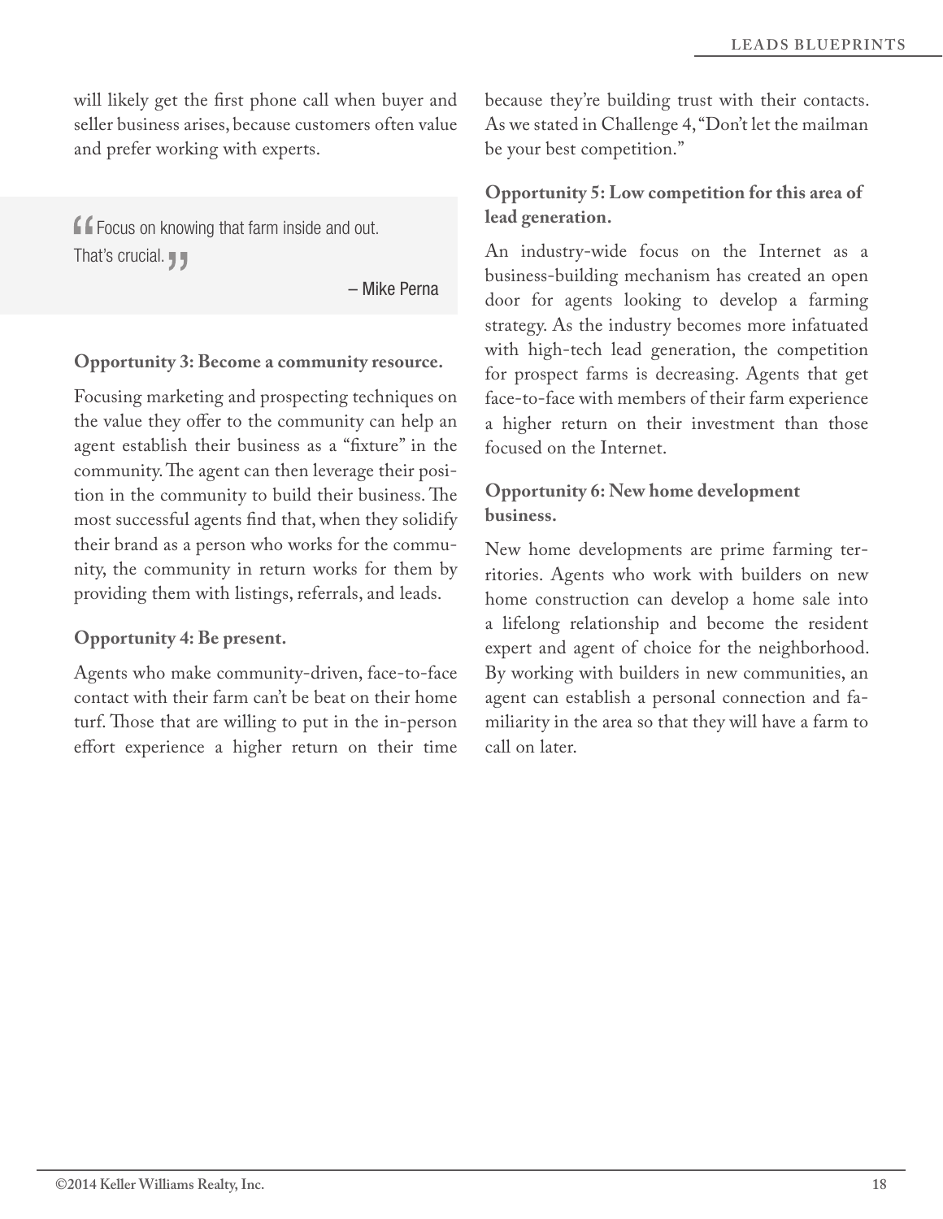will likely get the first phone call when buyer and seller business arises, because customers often value and prefer working with experts.

> Focus on knowing that farm inside and out. That's crucial.
>
> – Mike Perna

**Opportunity 3: Become a community resource.**

Focusing marketing and prospecting techniques on the value they offer to the community can help an agent establish their business as a "fixture" in the community. The agent can then leverage their position in the community to build their business. The most successful agents find that, when they solidify their brand as a person who works for the community, the community in return works for them by providing them with listings, referrals, and leads.

**Opportunity 4: Be present.**

Agents who make community-driven, face-to-face contact with their farm can't be beat on their home turf. Those that are willing to put in the in-person effort experience a higher return on their time because they're building trust with their contacts. As we stated in Challenge 4, "Don't let the mailman be your best competition."

**Opportunity 5: Low competition for this area of lead generation.**

An industry-wide focus on the Internet as a business-building mechanism has created an open door for agents looking to develop a farming strategy. As the industry becomes more infatuated with high-tech lead generation, the competition for prospect farms is decreasing. Agents that get face-to-face with members of their farm experience a higher return on their investment than those focused on the Internet.

**Opportunity 6: New home development business.**

New home developments are prime farming territories. Agents who work with builders on new home construction can develop a home sale into a lifelong relationship and become the resident expert and agent of choice for the neighborhood. By working with builders in new communities, an agent can establish a personal connection and familiarity in the area so that they will have a farm to call on later.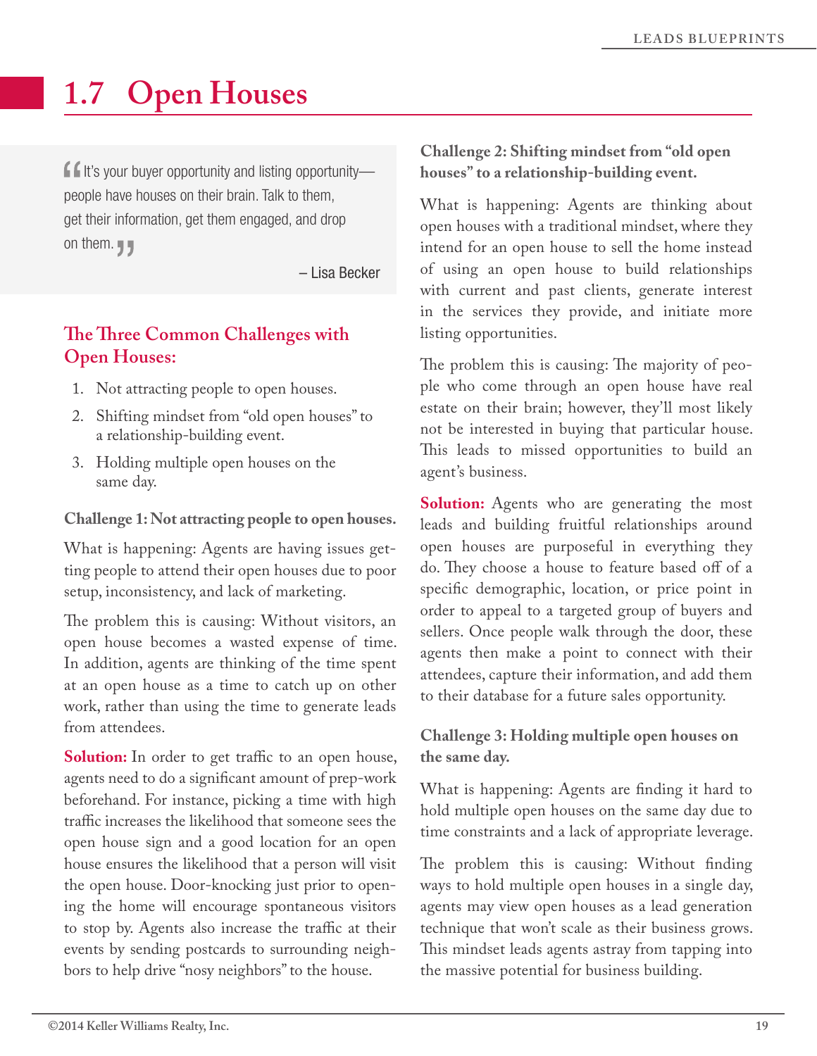# 1.7 Open Houses

> "It's your buyer opportunity and listing opportunity—people have houses on their brain. Talk to them, get their information, get them engaged, and drop on them."
>
> – Lisa Becker

## The Three Common Challenges with Open Houses:

1. Not attracting people to open houses.
2. Shifting mindset from "old open houses" to a relationship-building event.
3. Holding multiple open houses on the same day.

**Challenge 1: Not attracting people to open houses.**

What is happening: Agents are having issues getting people to attend their open houses due to poor setup, inconsistency, and lack of marketing.

The problem this is causing: Without visitors, an open house becomes a wasted expense of time. In addition, agents are thinking of the time spent at an open house as a time to catch up on other work, rather than using the time to generate leads from attendees.

**Solution:** In order to get traffic to an open house, agents need to do a significant amount of prep-work beforehand. For instance, picking a time with high traffic increases the likelihood that someone sees the open house sign and a good location for an open house ensures the likelihood that a person will visit the open house. Door-knocking just prior to opening the home will encourage spontaneous visitors to stop by. Agents also increase the traffic at their events by sending postcards to surrounding neighbors to help drive "nosy neighbors" to the house.

**Challenge 2: Shifting mindset from "old open houses" to a relationship-building event.**

What is happening: Agents are thinking about open houses with a traditional mindset, where they intend for an open house to sell the home instead of using an open house to build relationships with current and past clients, generate interest in the services they provide, and initiate more listing opportunities.

The problem this is causing: The majority of people who come through an open house have real estate on their brain; however, they'll most likely not be interested in buying that particular house. This leads to missed opportunities to build an agent's business.

**Solution:** Agents who are generating the most leads and building fruitful relationships around open houses are purposeful in everything they do. They choose a house to feature based off of a specific demographic, location, or price point in order to appeal to a targeted group of buyers and sellers. Once people walk through the door, these agents then make a point to connect with their attendees, capture their information, and add them to their database for a future sales opportunity.

**Challenge 3: Holding multiple open houses on the same day.**

What is happening: Agents are finding it hard to hold multiple open houses on the same day due to time constraints and a lack of appropriate leverage.

The problem this is causing: Without finding ways to hold multiple open houses in a single day, agents may view open houses as a lead generation technique that won't scale as their business grows. This mindset leads agents astray from tapping into the massive potential for business building.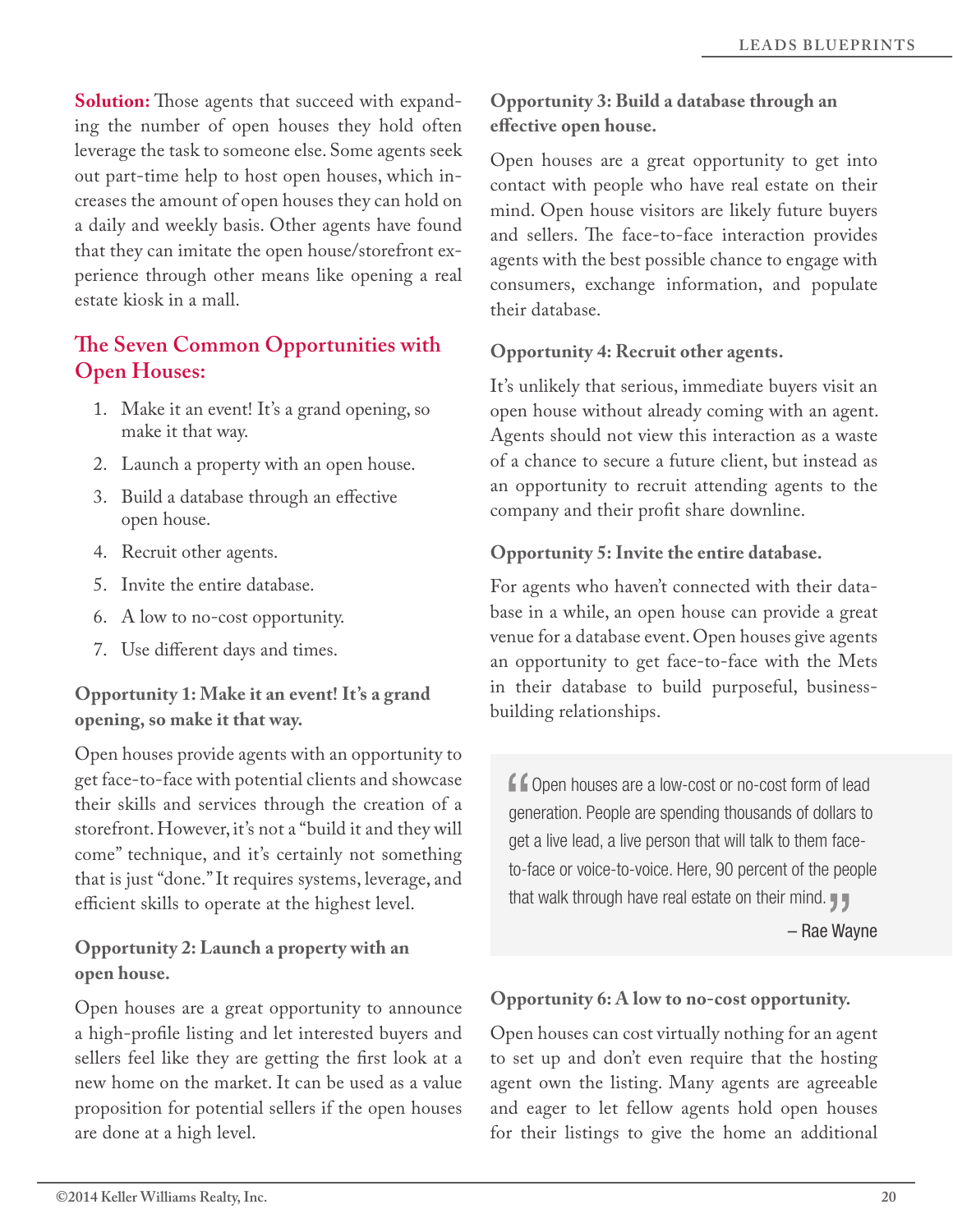**Solution:** Those agents that succeed with expanding the number of open houses they hold often leverage the task to someone else. Some agents seek out part-time help to host open houses, which increases the amount of open houses they can hold on a daily and weekly basis. Other agents have found that they can imitate the open house/storefront experience through other means like opening a real estate kiosk in a mall.

## The Seven Common Opportunities with Open Houses:

1. Make it an event! It's a grand opening, so make it that way.
2. Launch a property with an open house.
3. Build a database through an effective open house.
4. Recruit other agents.
5. Invite the entire database.
6. A low to no-cost opportunity.
7. Use different days and times.

### Opportunity 1: Make it an event! It's a grand opening, so make it that way.

Open houses provide agents with an opportunity to get face-to-face with potential clients and showcase their skills and services through the creation of a storefront. However, it's not a "build it and they will come" technique, and it's certainly not something that is just "done." It requires systems, leverage, and efficient skills to operate at the highest level.

### Opportunity 2: Launch a property with an open house.

Open houses are a great opportunity to announce a high-profile listing and let interested buyers and sellers feel like they are getting the first look at a new home on the market. It can be used as a value proposition for potential sellers if the open houses are done at a high level.

### Opportunity 3: Build a database through an effective open house.

Open houses are a great opportunity to get into contact with people who have real estate on their mind. Open house visitors are likely future buyers and sellers. The face-to-face interaction provides agents with the best possible chance to engage with consumers, exchange information, and populate their database.

### Opportunity 4: Recruit other agents.

It's unlikely that serious, immediate buyers visit an open house without already coming with an agent. Agents should not view this interaction as a waste of a chance to secure a future client, but instead as an opportunity to recruit attending agents to the company and their profit share downline.

### Opportunity 5: Invite the entire database.

For agents who haven't connected with their database in a while, an open house can provide a great venue for a database event. Open houses give agents an opportunity to get face-to-face with the Mets in their database to build purposeful, business-building relationships.

> "Open houses are a low-cost or no-cost form of lead generation. People are spending thousands of dollars to get a live lead, a live person that will talk to them face-to-face or voice-to-voice. Here, 90 percent of the people that walk through have real estate on their mind."
>
> – Rae Wayne

### Opportunity 6: A low to no-cost opportunity.

Open houses can cost virtually nothing for an agent to set up and don't even require that the hosting agent own the listing. Many agents are agreeable and eager to let fellow agents hold open houses for their listings to give the home an additional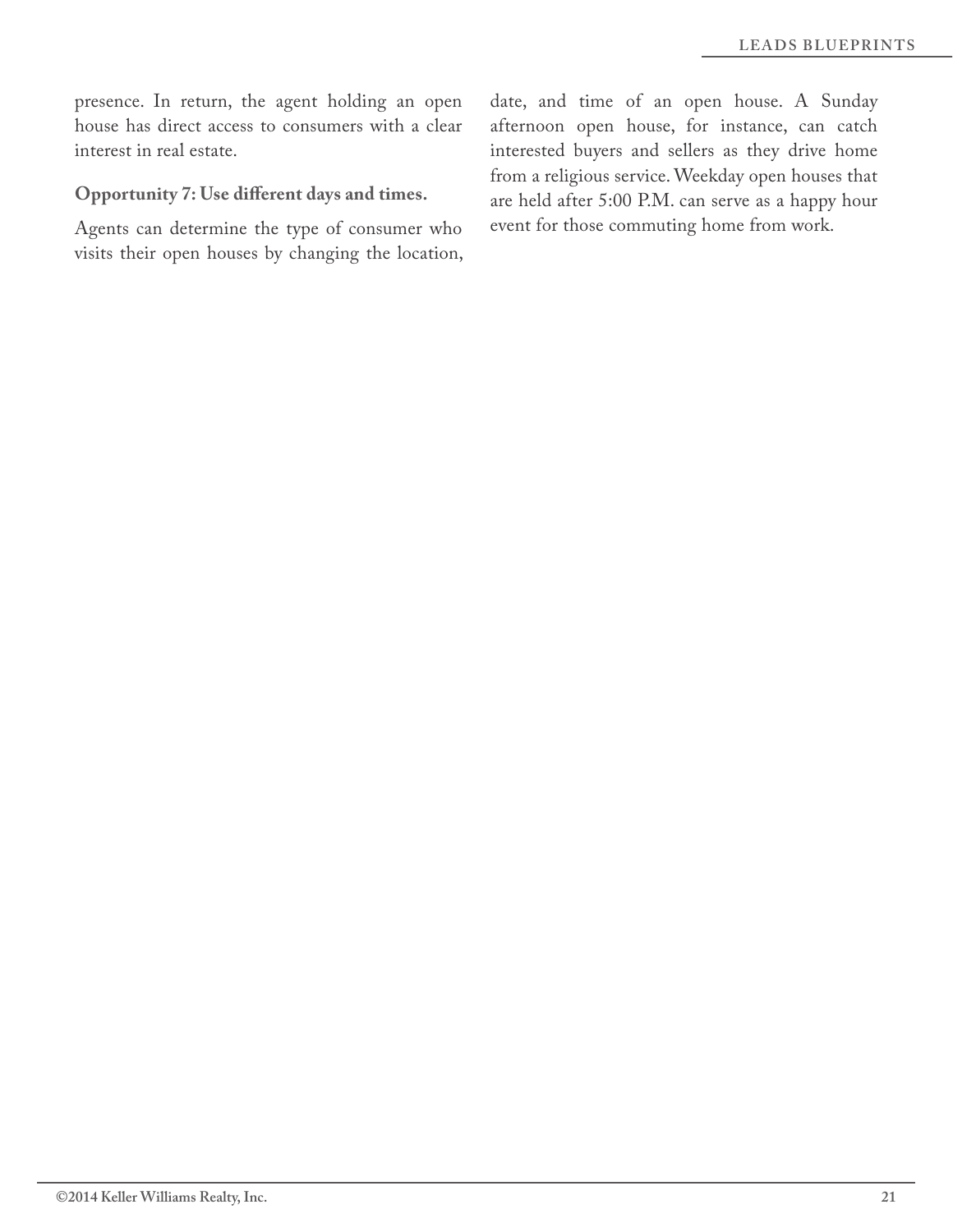presence. In return, the agent holding an open house has direct access to consumers with a clear interest in real estate.

**Opportunity 7: Use different days and times.**

Agents can determine the type of consumer who visits their open houses by changing the location, date, and time of an open house. A Sunday afternoon open house, for instance, can catch interested buyers and sellers as they drive home from a religious service. Weekday open houses that are held after 5:00 P.M. can serve as a happy hour event for those commuting home from work.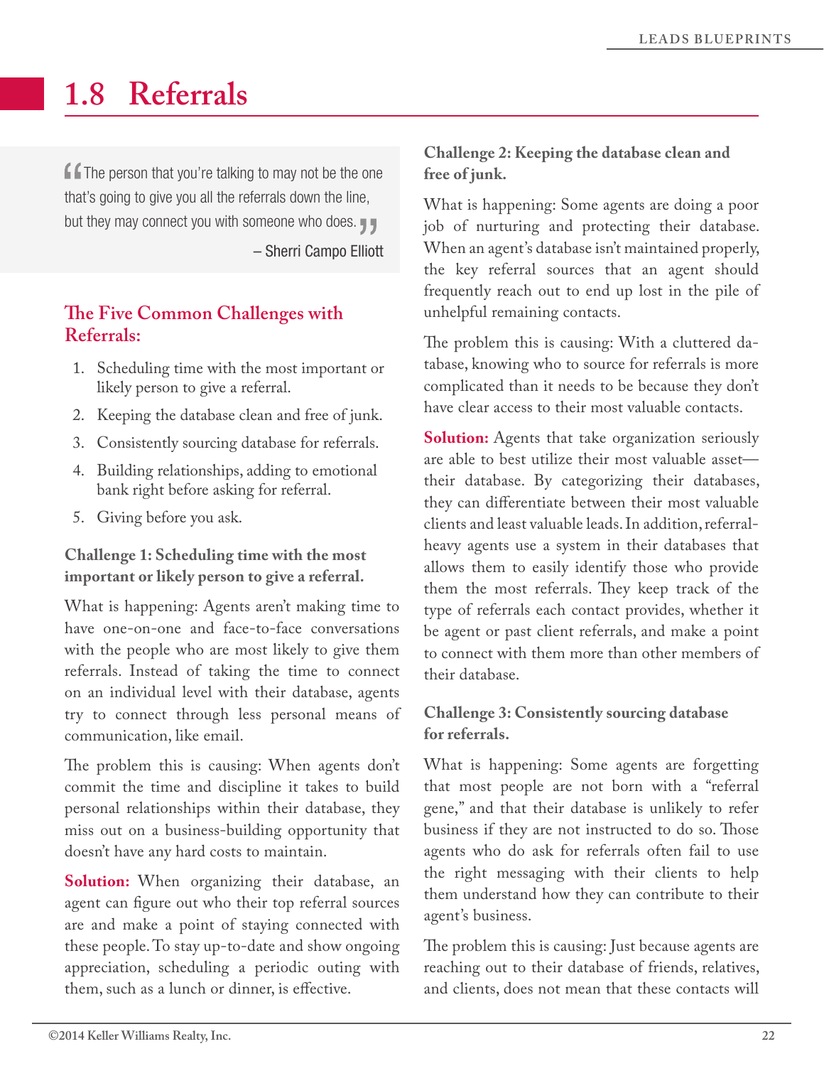# 1.8 Referrals

> "The person that you're talking to may not be the one that's going to give you all the referrals down the line, but they may connect you with someone who does."
>
> – Sherri Campo Elliott

## The Five Common Challenges with Referrals:

1. Scheduling time with the most important or likely person to give a referral.
2. Keeping the database clean and free of junk.
3. Consistently sourcing database for referrals.
4. Building relationships, adding to emotional bank right before asking for referral.
5. Giving before you ask.

### Challenge 1: Scheduling time with the most important or likely person to give a referral.

What is happening: Agents aren't making time to have one-on-one and face-to-face conversations with the people who are most likely to give them referrals. Instead of taking the time to connect on an individual level with their database, agents try to connect through less personal means of communication, like email.

The problem this is causing: When agents don't commit the time and discipline it takes to build personal relationships within their database, they miss out on a business-building opportunity that doesn't have any hard costs to maintain.

**Solution:** When organizing their database, an agent can figure out who their top referral sources are and make a point of staying connected with these people. To stay up-to-date and show ongoing appreciation, scheduling a periodic outing with them, such as a lunch or dinner, is effective.

### Challenge 2: Keeping the database clean and free of junk.

What is happening: Some agents are doing a poor job of nurturing and protecting their database. When an agent's database isn't maintained properly, the key referral sources that an agent should frequently reach out to end up lost in the pile of unhelpful remaining contacts.

The problem this is causing: With a cluttered database, knowing who to source for referrals is more complicated than it needs to be because they don't have clear access to their most valuable contacts.

**Solution:** Agents that take organization seriously are able to best utilize their most valuable asset—their database. By categorizing their databases, they can differentiate between their most valuable clients and least valuable leads. In addition, referral-heavy agents use a system in their databases that allows them to easily identify those who provide them the most referrals. They keep track of the type of referrals each contact provides, whether it be agent or past client referrals, and make a point to connect with them more than other members of their database.

### Challenge 3: Consistently sourcing database for referrals.

What is happening: Some agents are forgetting that most people are not born with a "referral gene," and that their database is unlikely to refer business if they are not instructed to do so. Those agents who do ask for referrals often fail to use the right messaging with their clients to help them understand how they can contribute to their agent's business.

The problem this is causing: Just because agents are reaching out to their database of friends, relatives, and clients, does not mean that these contacts will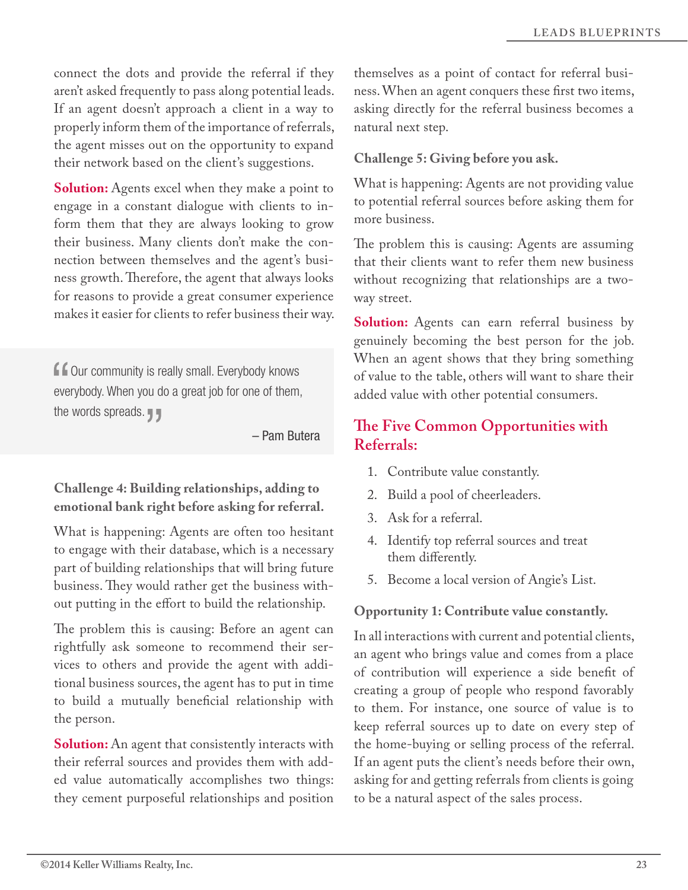connect the dots and provide the referral if they aren't asked frequently to pass along potential leads. If an agent doesn't approach a client in a way to properly inform them of the importance of referrals, the agent misses out on the opportunity to expand their network based on the client's suggestions.

**Solution:** Agents excel when they make a point to engage in a constant dialogue with clients to inform them that they are always looking to grow their business. Many clients don't make the connection between themselves and the agent's business growth. Therefore, the agent that always looks for reasons to provide a great consumer experience makes it easier for clients to refer business their way.

> "Our community is really small. Everybody knows everybody. When you do a great job for one of them, the words spreads."
>
> – Pam Butera

**Challenge 4: Building relationships, adding to emotional bank right before asking for referral.**

What is happening: Agents are often too hesitant to engage with their database, which is a necessary part of building relationships that will bring future business. They would rather get the business without putting in the effort to build the relationship.

The problem this is causing: Before an agent can rightfully ask someone to recommend their services to others and provide the agent with additional business sources, the agent has to put in time to build a mutually beneficial relationship with the person.

**Solution:** An agent that consistently interacts with their referral sources and provides them with added value automatically accomplishes two things: they cement purposeful relationships and position themselves as a point of contact for referral business. When an agent conquers these first two items, asking directly for the referral business becomes a natural next step.

**Challenge 5: Giving before you ask.**

What is happening: Agents are not providing value to potential referral sources before asking them for more business.

The problem this is causing: Agents are assuming that their clients want to refer them new business without recognizing that relationships are a two-way street.

**Solution:** Agents can earn referral business by genuinely becoming the best person for the job. When an agent shows that they bring something of value to the table, others will want to share their added value with other potential consumers.

## The Five Common Opportunities with Referrals:

1. Contribute value constantly.
2. Build a pool of cheerleaders.
3. Ask for a referral.
4. Identify top referral sources and treat them differently.
5. Become a local version of Angie's List.

**Opportunity 1: Contribute value constantly.**

In all interactions with current and potential clients, an agent who brings value and comes from a place of contribution will experience a side benefit of creating a group of people who respond favorably to them. For instance, one source of value is to keep referral sources up to date on every step of the home-buying or selling process of the referral. If an agent puts the client's needs before their own, asking for and getting referrals from clients is going to be a natural aspect of the sales process.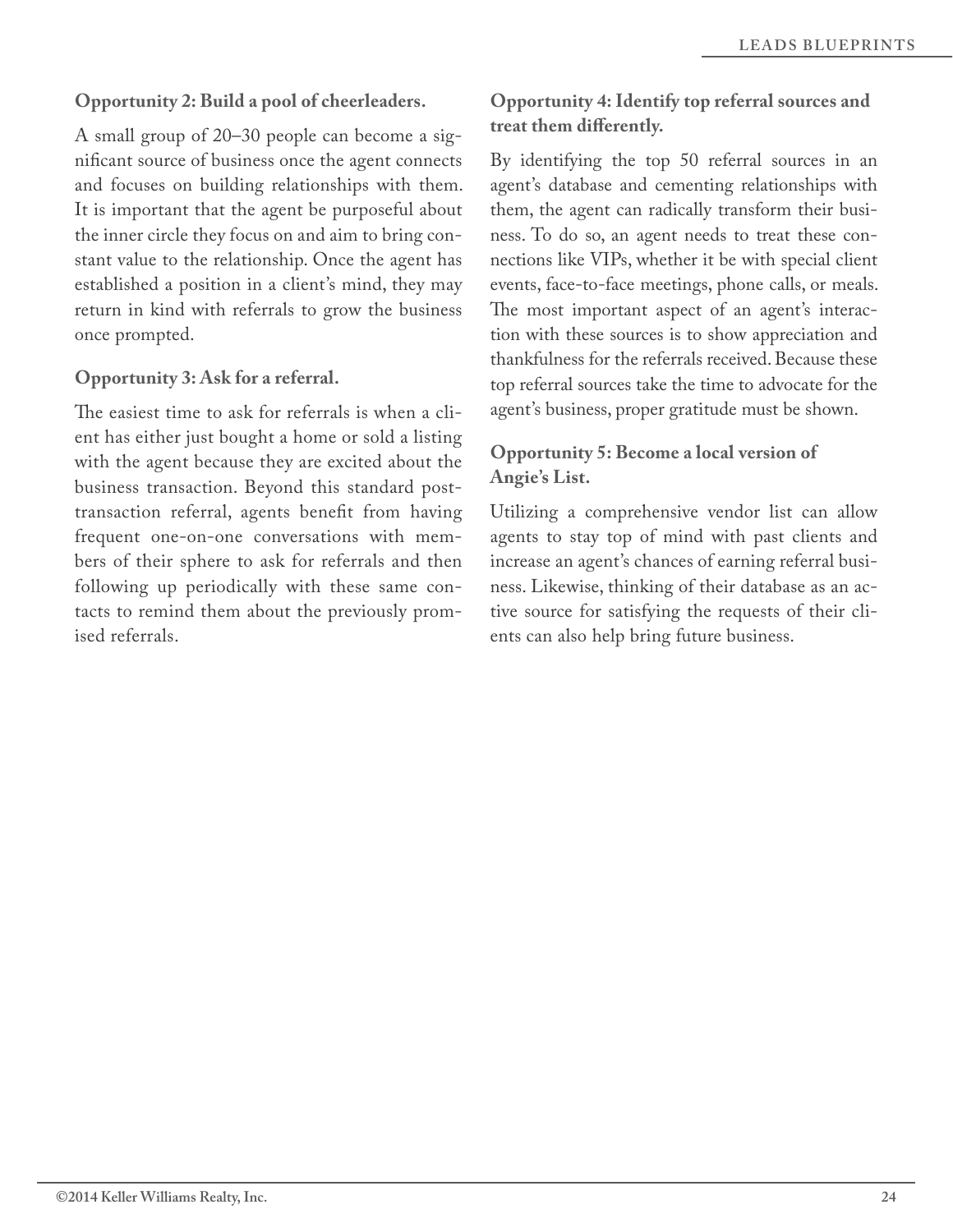**Opportunity 2: Build a pool of cheerleaders.**

A small group of 20–30 people can become a significant source of business once the agent connects and focuses on building relationships with them. It is important that the agent be purposeful about the inner circle they focus on and aim to bring constant value to the relationship. Once the agent has established a position in a client's mind, they may return in kind with referrals to grow the business once prompted.

**Opportunity 3: Ask for a referral.**

The easiest time to ask for referrals is when a client has either just bought a home or sold a listing with the agent because they are excited about the business transaction. Beyond this standard post-transaction referral, agents benefit from having frequent one-on-one conversations with members of their sphere to ask for referrals and then following up periodically with these same contacts to remind them about the previously promised referrals.

**Opportunity 4: Identify top referral sources and treat them differently.**

By identifying the top 50 referral sources in an agent's database and cementing relationships with them, the agent can radically transform their business. To do so, an agent needs to treat these connections like VIPs, whether it be with special client events, face-to-face meetings, phone calls, or meals. The most important aspect of an agent's interaction with these sources is to show appreciation and thankfulness for the referrals received. Because these top referral sources take the time to advocate for the agent's business, proper gratitude must be shown.

**Opportunity 5: Become a local version of Angie's List.**

Utilizing a comprehensive vendor list can allow agents to stay top of mind with past clients and increase an agent's chances of earning referral business. Likewise, thinking of their database as an active source for satisfying the requests of their clients can also help bring future business.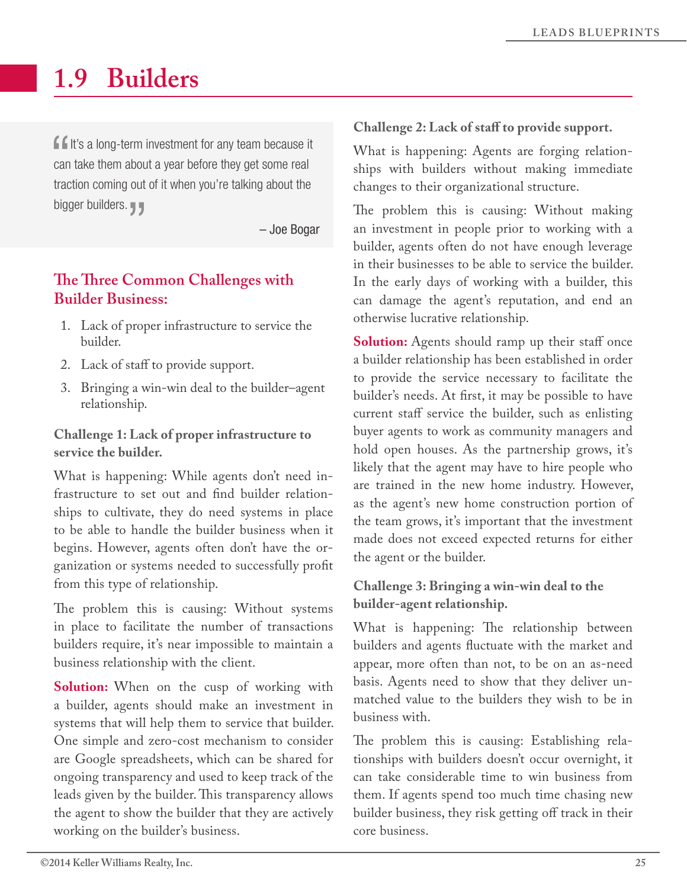# 1.9 Builders

> "It's a long-term investment for any team because it can take them about a year before they get some real traction coming out of it when you're talking about the bigger builders."
>
> – Joe Bogar

## The Three Common Challenges with Builder Business:

1. Lack of proper infrastructure to service the builder.
2. Lack of staff to provide support.
3. Bringing a win-win deal to the builder–agent relationship.

**Challenge 1: Lack of proper infrastructure to service the builder.**

What is happening: While agents don't need infrastructure to set out and find builder relationships to cultivate, they do need systems in place to be able to handle the builder business when it begins. However, agents often don't have the organization or systems needed to successfully profit from this type of relationship.

The problem this is causing: Without systems in place to facilitate the number of transactions builders require, it's near impossible to maintain a business relationship with the client.

**Solution:** When on the cusp of working with a builder, agents should make an investment in systems that will help them to service that builder. One simple and zero-cost mechanism to consider are Google spreadsheets, which can be shared for ongoing transparency and used to keep track of the leads given by the builder. This transparency allows the agent to show the builder that they are actively working on the builder's business.

**Challenge 2: Lack of staff to provide support.**

What is happening: Agents are forging relationships with builders without making immediate changes to their organizational structure.

The problem this is causing: Without making an investment in people prior to working with a builder, agents often do not have enough leverage in their businesses to be able to service the builder. In the early days of working with a builder, this can damage the agent's reputation, and end an otherwise lucrative relationship.

**Solution:** Agents should ramp up their staff once a builder relationship has been established in order to provide the service necessary to facilitate the builder's needs. At first, it may be possible to have current staff service the builder, such as enlisting buyer agents to work as community managers and hold open houses. As the partnership grows, it's likely that the agent may have to hire people who are trained in the new home industry. However, as the agent's new home construction portion of the team grows, it's important that the investment made does not exceed expected returns for either the agent or the builder.

**Challenge 3: Bringing a win-win deal to the builder-agent relationship.**

What is happening: The relationship between builders and agents fluctuate with the market and appear, more often than not, to be on an as-need basis. Agents need to show that they deliver unmatched value to the builders they wish to be in business with.

The problem this is causing: Establishing relationships with builders doesn't occur overnight, it can take considerable time to win business from them. If agents spend too much time chasing new builder business, they risk getting off track in their core business.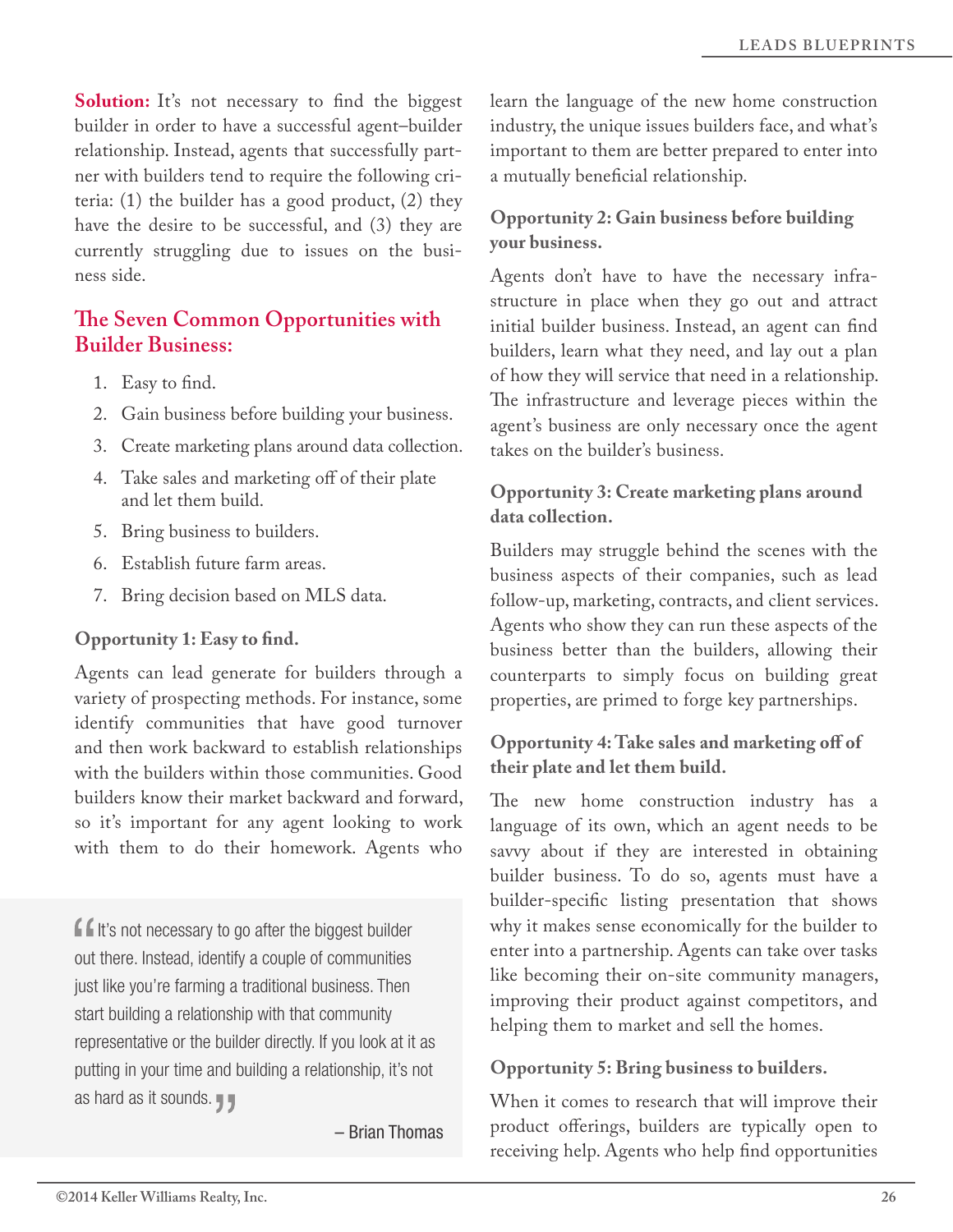**Solution:** It's not necessary to find the biggest builder in order to have a successful agent–builder relationship. Instead, agents that successfully partner with builders tend to require the following criteria: (1) the builder has a good product, (2) they have the desire to be successful, and (3) they are currently struggling due to issues on the business side.

## The Seven Common Opportunities with Builder Business:

1. Easy to find.
2. Gain business before building your business.
3. Create marketing plans around data collection.
4. Take sales and marketing off of their plate and let them build.
5. Bring business to builders.
6. Establish future farm areas.
7. Bring decision based on MLS data.

### Opportunity 1: Easy to find.

Agents can lead generate for builders through a variety of prospecting methods. For instance, some identify communities that have good turnover and then work backward to establish relationships with the builders within those communities. Good builders know their market backward and forward, so it's important for any agent looking to work with them to do their homework. Agents who learn the language of the new home construction industry, the unique issues builders face, and what's important to them are better prepared to enter into a mutually beneficial relationship.

> "It's not necessary to go after the biggest builder out there. Instead, identify a couple of communities just like you're farming a traditional business. Then start building a relationship with that community representative or the builder directly. If you look at it as putting in your time and building a relationship, it's not as hard as it sounds."
>
> – Brian Thomas

### Opportunity 2: Gain business before building your business.

Agents don't have to have the necessary infrastructure in place when they go out and attract initial builder business. Instead, an agent can find builders, learn what they need, and lay out a plan of how they will service that need in a relationship. The infrastructure and leverage pieces within the agent's business are only necessary once the agent takes on the builder's business.

### Opportunity 3: Create marketing plans around data collection.

Builders may struggle behind the scenes with the business aspects of their companies, such as lead follow-up, marketing, contracts, and client services. Agents who show they can run these aspects of the business better than the builders, allowing their counterparts to simply focus on building great properties, are primed to forge key partnerships.

### Opportunity 4: Take sales and marketing off of their plate and let them build.

The new home construction industry has a language of its own, which an agent needs to be savvy about if they are interested in obtaining builder business. To do so, agents must have a builder-specific listing presentation that shows why it makes sense economically for the builder to enter into a partnership. Agents can take over tasks like becoming their on-site community managers, improving their product against competitors, and helping them to market and sell the homes.

### Opportunity 5: Bring business to builders.

When it comes to research that will improve their product offerings, builders are typically open to receiving help. Agents who help find opportunities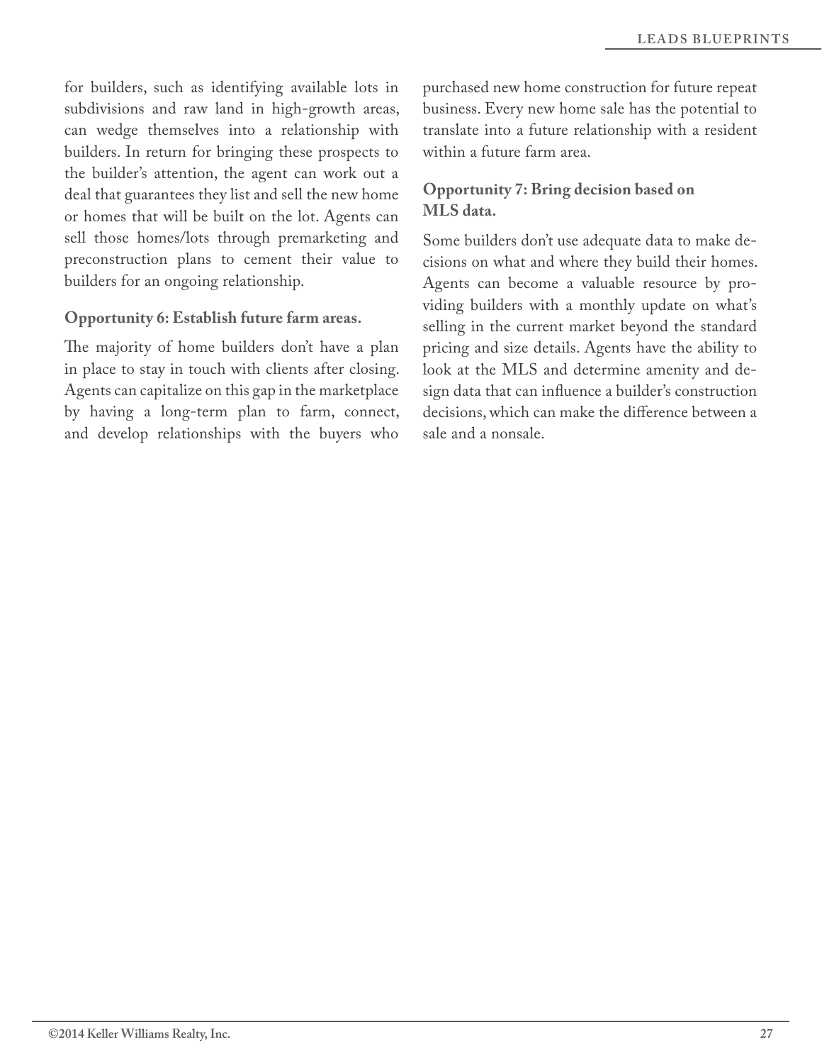for builders, such as identifying available lots in subdivisions and raw land in high-growth areas, can wedge themselves into a relationship with builders. In return for bringing these prospects to the builder's attention, the agent can work out a deal that guarantees they list and sell the new home or homes that will be built on the lot. Agents can sell those homes/lots through premarketing and preconstruction plans to cement their value to builders for an ongoing relationship.

**Opportunity 6: Establish future farm areas.**

The majority of home builders don't have a plan in place to stay in touch with clients after closing. Agents can capitalize on this gap in the marketplace by having a long-term plan to farm, connect, and develop relationships with the buyers who purchased new home construction for future repeat business. Every new home sale has the potential to translate into a future relationship with a resident within a future farm area.

**Opportunity 7: Bring decision based on MLS data.**

Some builders don't use adequate data to make decisions on what and where they build their homes. Agents can become a valuable resource by providing builders with a monthly update on what's selling in the current market beyond the standard pricing and size details. Agents have the ability to look at the MLS and determine amenity and design data that can influence a builder's construction decisions, which can make the difference between a sale and a nonsale.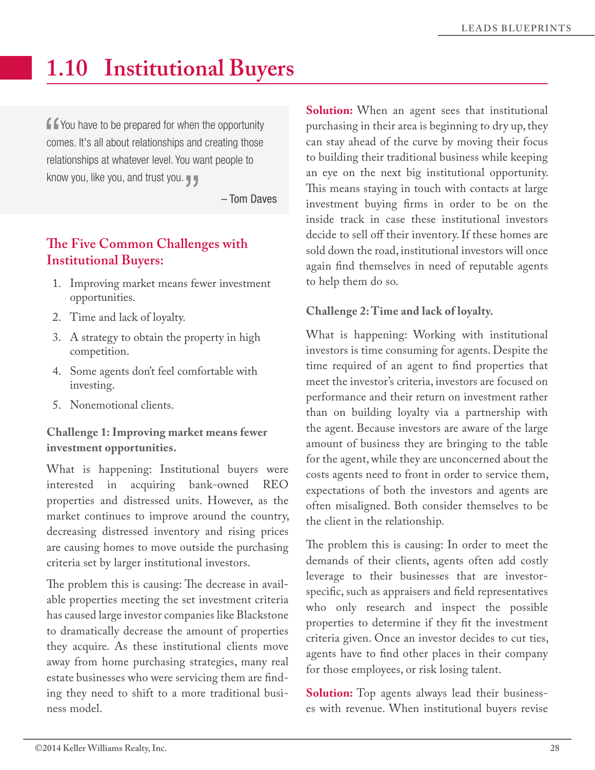# 1.10 Institutional Buyers

> "You have to be prepared for when the opportunity comes. It's all about relationships and creating those relationships at whatever level. You want people to know you, like you, and trust you."
>
> – Tom Daves

## The Five Common Challenges with Institutional Buyers:

1. Improving market means fewer investment opportunities.
2. Time and lack of loyalty.
3. A strategy to obtain the property in high competition.
4. Some agents don't feel comfortable with investing.
5. Nonemotional clients.

### Challenge 1: Improving market means fewer investment opportunities.

What is happening: Institutional buyers were interested in acquiring bank-owned REO properties and distressed units. However, as the market continues to improve around the country, decreasing distressed inventory and rising prices are causing homes to move outside the purchasing criteria set by larger institutional investors.

The problem this is causing: The decrease in available properties meeting the set investment criteria has caused large investor companies like Blackstone to dramatically decrease the amount of properties they acquire. As these institutional clients move away from home purchasing strategies, many real estate businesses who were servicing them are finding they need to shift to a more traditional business model.

**Solution:** When an agent sees that institutional purchasing in their area is beginning to dry up, they can stay ahead of the curve by moving their focus to building their traditional business while keeping an eye on the next big institutional opportunity. This means staying in touch with contacts at large investment buying firms in order to be on the inside track in case these institutional investors decide to sell off their inventory. If these homes are sold down the road, institutional investors will once again find themselves in need of reputable agents to help them do so.

### Challenge 2: Time and lack of loyalty.

What is happening: Working with institutional investors is time consuming for agents. Despite the time required of an agent to find properties that meet the investor's criteria, investors are focused on performance and their return on investment rather than on building loyalty via a partnership with the agent. Because investors are aware of the large amount of business they are bringing to the table for the agent, while they are unconcerned about the costs agents need to front in order to service them, expectations of both the investors and agents are often misaligned. Both consider themselves to be the client in the relationship.

The problem this is causing: In order to meet the demands of their clients, agents often add costly leverage to their businesses that are investor-specific, such as appraisers and field representatives who only research and inspect the possible properties to determine if they fit the investment criteria given. Once an investor decides to cut ties, agents have to find other places in their company for those employees, or risk losing talent.

**Solution:** Top agents always lead their businesses with revenue. When institutional buyers revise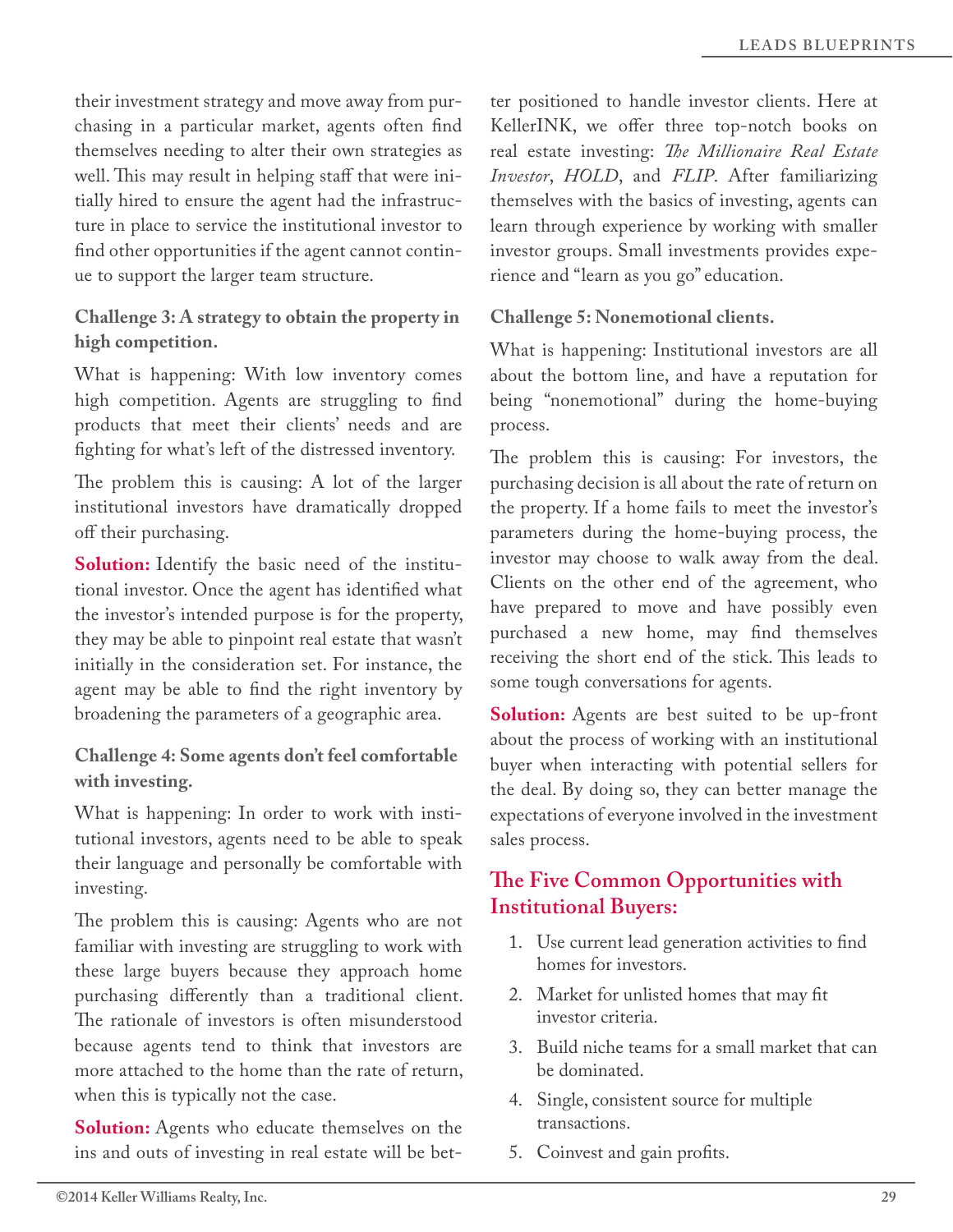their investment strategy and move away from purchasing in a particular market, agents often find themselves needing to alter their own strategies as well. This may result in helping staff that were initially hired to ensure the agent had the infrastructure in place to service the institutional investor to find other opportunities if the agent cannot continue to support the larger team structure.

**Challenge 3: A strategy to obtain the property in high competition.**

What is happening: With low inventory comes high competition. Agents are struggling to find products that meet their clients' needs and are fighting for what's left of the distressed inventory.

The problem this is causing: A lot of the larger institutional investors have dramatically dropped off their purchasing.

**Solution:** Identify the basic need of the institutional investor. Once the agent has identified what the investor's intended purpose is for the property, they may be able to pinpoint real estate that wasn't initially in the consideration set. For instance, the agent may be able to find the right inventory by broadening the parameters of a geographic area.

**Challenge 4: Some agents don't feel comfortable with investing.**

What is happening: In order to work with institutional investors, agents need to be able to speak their language and personally be comfortable with investing.

The problem this is causing: Agents who are not familiar with investing are struggling to work with these large buyers because they approach home purchasing differently than a traditional client. The rationale of investors is often misunderstood because agents tend to think that investors are more attached to the home than the rate of return, when this is typically not the case.

**Solution:** Agents who educate themselves on the ins and outs of investing in real estate will be better positioned to handle investor clients. Here at KellerINK, we offer three top-notch books on real estate investing: *The Millionaire Real Estate Investor*, *HOLD*, and *FLIP*. After familiarizing themselves with the basics of investing, agents can learn through experience by working with smaller investor groups. Small investments provides experience and "learn as you go" education.

**Challenge 5: Nonemotional clients.**

What is happening: Institutional investors are all about the bottom line, and have a reputation for being "nonemotional" during the home-buying process.

The problem this is causing: For investors, the purchasing decision is all about the rate of return on the property. If a home fails to meet the investor's parameters during the home-buying process, the investor may choose to walk away from the deal. Clients on the other end of the agreement, who have prepared to move and have possibly even purchased a new home, may find themselves receiving the short end of the stick. This leads to some tough conversations for agents.

**Solution:** Agents are best suited to be up-front about the process of working with an institutional buyer when interacting with potential sellers for the deal. By doing so, they can better manage the expectations of everyone involved in the investment sales process.

## The Five Common Opportunities with Institutional Buyers:

1. Use current lead generation activities to find homes for investors.
2. Market for unlisted homes that may fit investor criteria.
3. Build niche teams for a small market that can be dominated.
4. Single, consistent source for multiple transactions.
5. Coinvest and gain profits.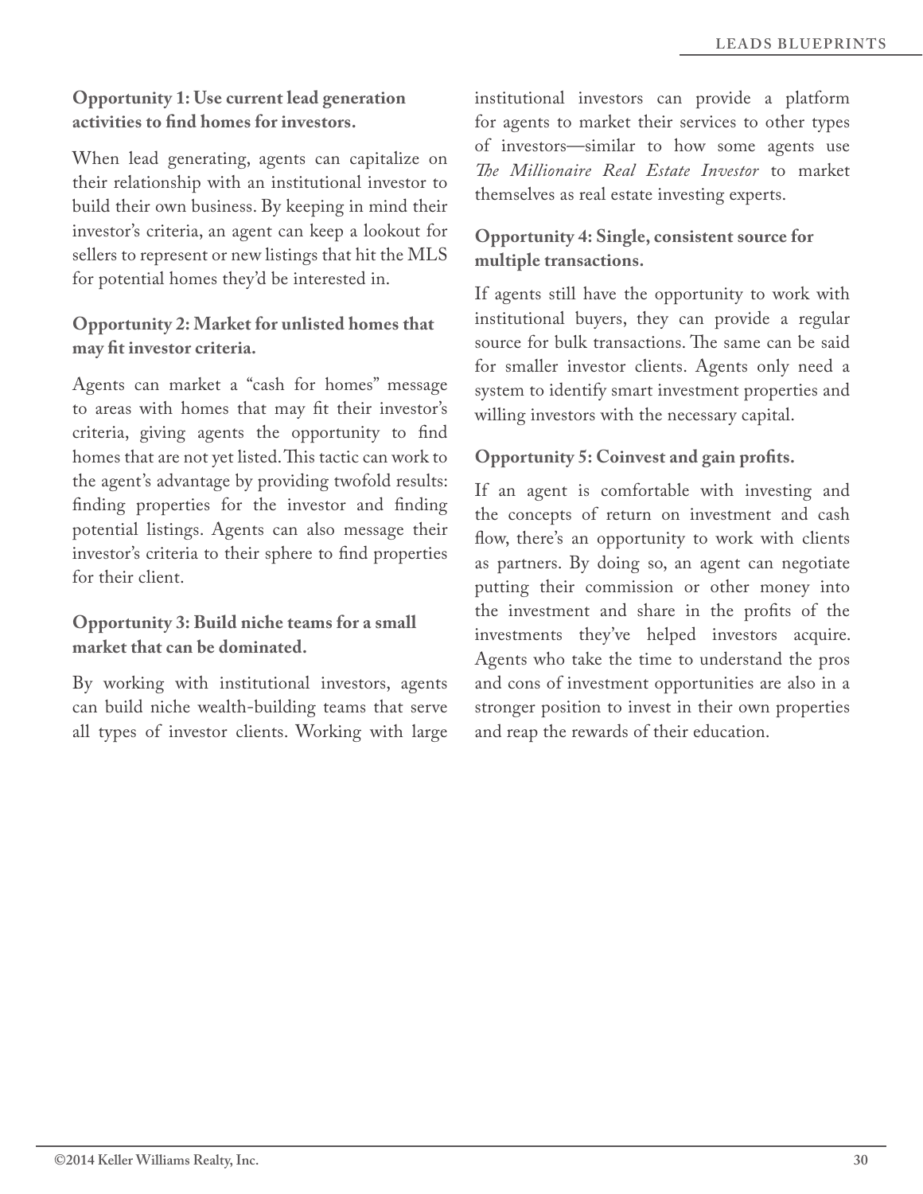**Opportunity 1: Use current lead generation activities to find homes for investors.**

When lead generating, agents can capitalize on their relationship with an institutional investor to build their own business. By keeping in mind their investor's criteria, an agent can keep a lookout for sellers to represent or new listings that hit the MLS for potential homes they'd be interested in.

**Opportunity 2: Market for unlisted homes that may fit investor criteria.**

Agents can market a "cash for homes" message to areas with homes that may fit their investor's criteria, giving agents the opportunity to find homes that are not yet listed. This tactic can work to the agent's advantage by providing twofold results: finding properties for the investor and finding potential listings. Agents can also message their investor's criteria to their sphere to find properties for their client.

**Opportunity 3: Build niche teams for a small market that can be dominated.**

By working with institutional investors, agents can build niche wealth-building teams that serve all types of investor clients. Working with large institutional investors can provide a platform for agents to market their services to other types of investors—similar to how some agents use *The Millionaire Real Estate Investor* to market themselves as real estate investing experts.

**Opportunity 4: Single, consistent source for multiple transactions.**

If agents still have the opportunity to work with institutional buyers, they can provide a regular source for bulk transactions. The same can be said for smaller investor clients. Agents only need a system to identify smart investment properties and willing investors with the necessary capital.

**Opportunity 5: Coinvest and gain profits.**

If an agent is comfortable with investing and the concepts of return on investment and cash flow, there's an opportunity to work with clients as partners. By doing so, an agent can negotiate putting their commission or other money into the investment and share in the profits of the investments they've helped investors acquire. Agents who take the time to understand the pros and cons of investment opportunities are also in a stronger position to invest in their own properties and reap the rewards of their education.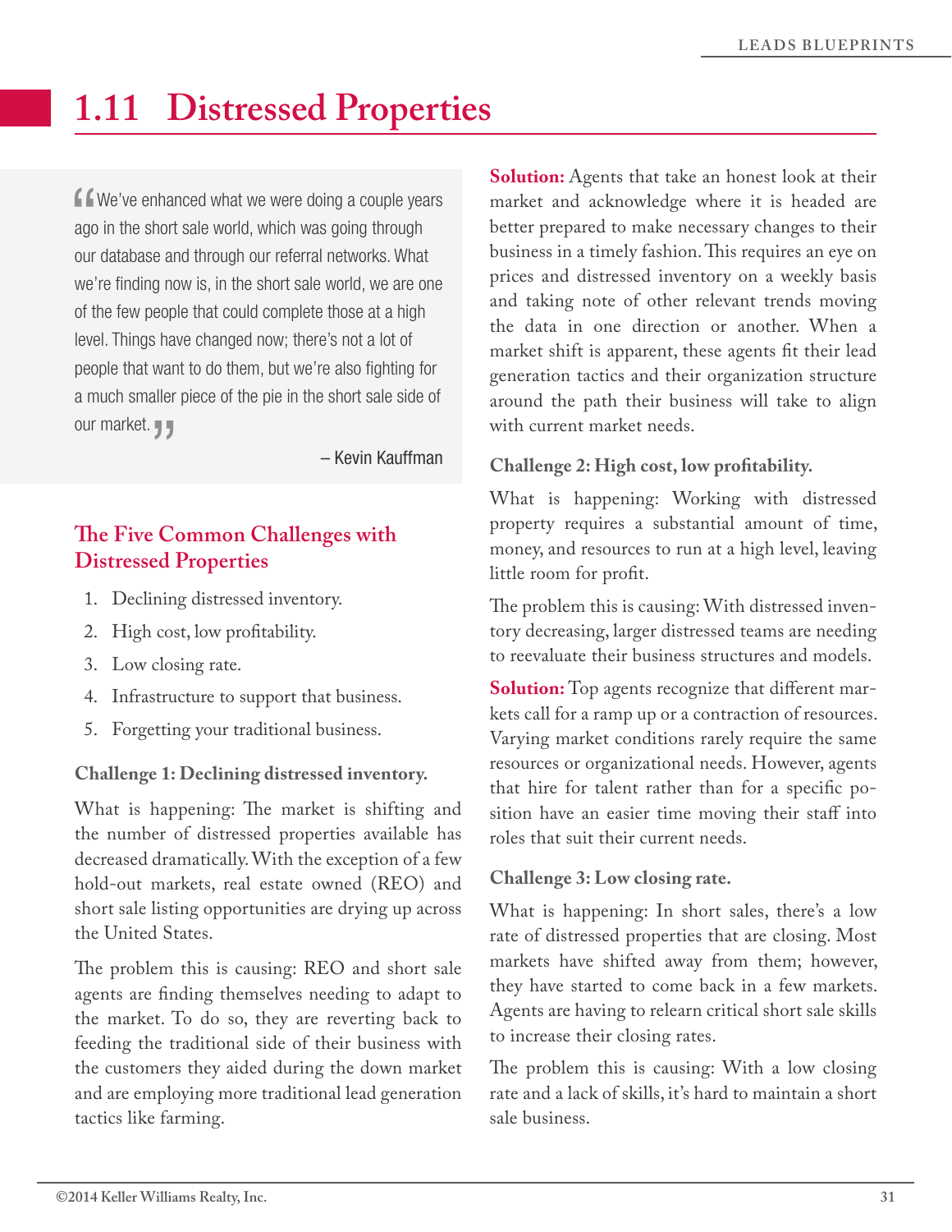# 1.11 Distressed Properties

> "We've enhanced what we were doing a couple years ago in the short sale world, which was going through our database and through our referral networks. What we're finding now is, in the short sale world, we are one of the few people that could complete those at a high level. Things have changed now; there's not a lot of people that want to do them, but we're also fighting for a much smaller piece of the pie in the short sale side of our market."
>
> – Kevin Kauffman

## The Five Common Challenges with Distressed Properties

1. Declining distressed inventory.
2. High cost, low profitability.
3. Low closing rate.
4. Infrastructure to support that business.
5. Forgetting your traditional business.

### Challenge 1: Declining distressed inventory.

What is happening: The market is shifting and the number of distressed properties available has decreased dramatically. With the exception of a few hold-out markets, real estate owned (REO) and short sale listing opportunities are drying up across the United States.

The problem this is causing: REO and short sale agents are finding themselves needing to adapt to the market. To do so, they are reverting back to feeding the traditional side of their business with the customers they aided during the down market and are employing more traditional lead generation tactics like farming.

**Solution:** Agents that take an honest look at their market and acknowledge where it is headed are better prepared to make necessary changes to their business in a timely fashion. This requires an eye on prices and distressed inventory on a weekly basis and taking note of other relevant trends moving the data in one direction or another. When a market shift is apparent, these agents fit their lead generation tactics and their organization structure around the path their business will take to align with current market needs.

### Challenge 2: High cost, low profitability.

What is happening: Working with distressed property requires a substantial amount of time, money, and resources to run at a high level, leaving little room for profit.

The problem this is causing: With distressed inventory decreasing, larger distressed teams are needing to reevaluate their business structures and models.

**Solution:** Top agents recognize that different markets call for a ramp up or a contraction of resources. Varying market conditions rarely require the same resources or organizational needs. However, agents that hire for talent rather than for a specific position have an easier time moving their staff into roles that suit their current needs.

### Challenge 3: Low closing rate.

What is happening: In short sales, there's a low rate of distressed properties that are closing. Most markets have shifted away from them; however, they have started to come back in a few markets. Agents are having to relearn critical short sale skills to increase their closing rates.

The problem this is causing: With a low closing rate and a lack of skills, it's hard to maintain a short sale business.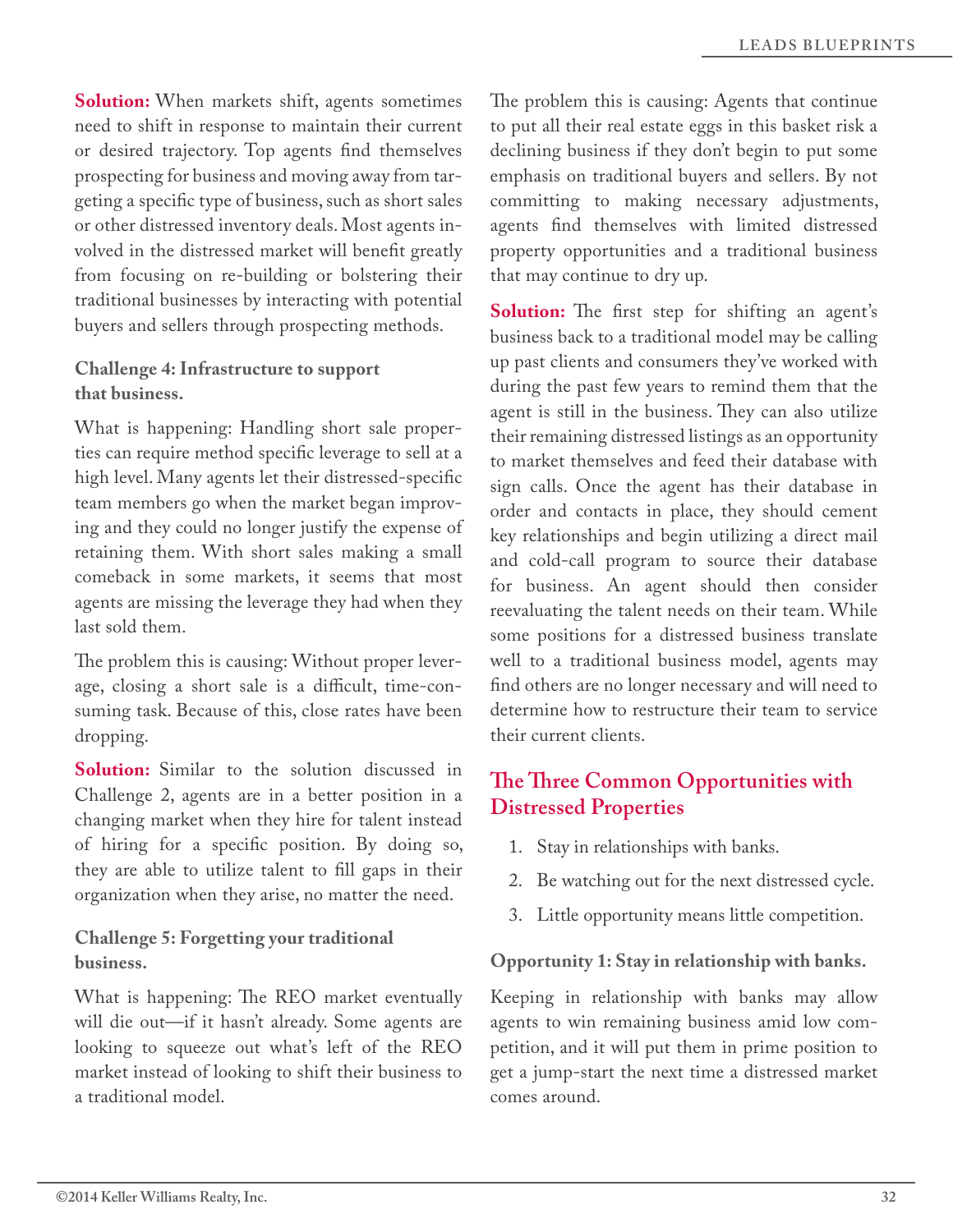**Solution:** When markets shift, agents sometimes need to shift in response to maintain their current or desired trajectory. Top agents find themselves prospecting for business and moving away from targeting a specific type of business, such as short sales or other distressed inventory deals. Most agents involved in the distressed market will benefit greatly from focusing on re-building or bolstering their traditional businesses by interacting with potential buyers and sellers through prospecting methods.

### Challenge 4: Infrastructure to support that business.

What is happening: Handling short sale properties can require method specific leverage to sell at a high level. Many agents let their distressed-specific team members go when the market began improving and they could no longer justify the expense of retaining them. With short sales making a small comeback in some markets, it seems that most agents are missing the leverage they had when they last sold them.

The problem this is causing: Without proper leverage, closing a short sale is a difficult, time-consuming task. Because of this, close rates have been dropping.

**Solution:** Similar to the solution discussed in Challenge 2, agents are in a better position in a changing market when they hire for talent instead of hiring for a specific position. By doing so, they are able to utilize talent to fill gaps in their organization when they arise, no matter the need.

### Challenge 5: Forgetting your traditional business.

What is happening: The REO market eventually will die out—if it hasn't already. Some agents are looking to squeeze out what's left of the REO market instead of looking to shift their business to a traditional model.

The problem this is causing: Agents that continue to put all their real estate eggs in this basket risk a declining business if they don't begin to put some emphasis on traditional buyers and sellers. By not committing to making necessary adjustments, agents find themselves with limited distressed property opportunities and a traditional business that may continue to dry up.

**Solution:** The first step for shifting an agent's business back to a traditional model may be calling up past clients and consumers they've worked with during the past few years to remind them that the agent is still in the business. They can also utilize their remaining distressed listings as an opportunity to market themselves and feed their database with sign calls. Once the agent has their database in order and contacts in place, they should cement key relationships and begin utilizing a direct mail and cold-call program to source their database for business. An agent should then consider reevaluating the talent needs on their team. While some positions for a distressed business translate well to a traditional business model, agents may find others are no longer necessary and will need to determine how to restructure their team to service their current clients.

## The Three Common Opportunities with Distressed Properties

1. Stay in relationships with banks.
2. Be watching out for the next distressed cycle.
3. Little opportunity means little competition.

### Opportunity 1: Stay in relationship with banks.

Keeping in relationship with banks may allow agents to win remaining business amid low competition, and it will put them in prime position to get a jump-start the next time a distressed market comes around.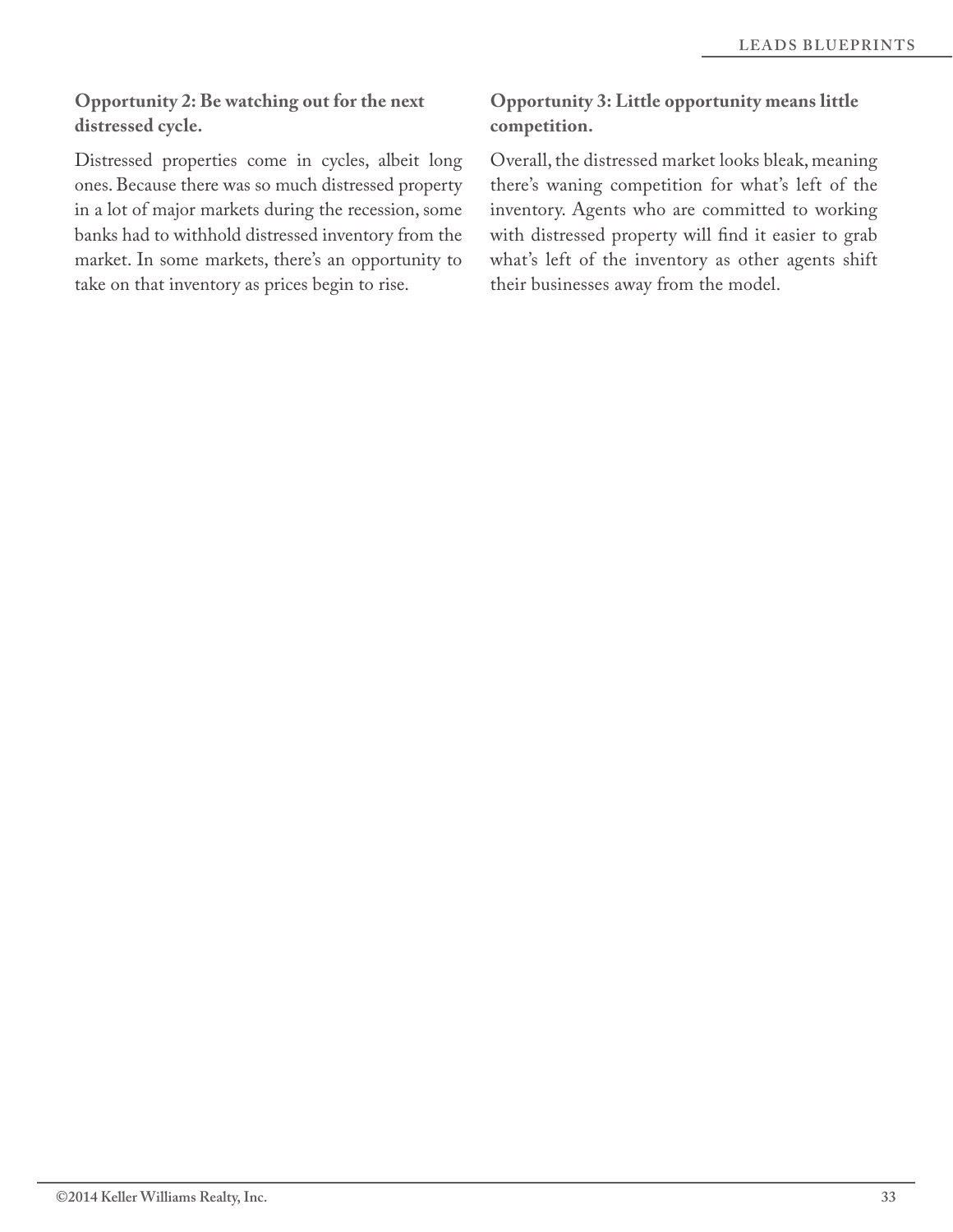**Opportunity 2: Be watching out for the next distressed cycle.**

Distressed properties come in cycles, albeit long ones. Because there was so much distressed property in a lot of major markets during the recession, some banks had to withhold distressed inventory from the market. In some markets, there's an opportunity to take on that inventory as prices begin to rise.

**Opportunity 3: Little opportunity means little competition.**

Overall, the distressed market looks bleak, meaning there's waning competition for what's left of the inventory. Agents who are committed to working with distressed property will find it easier to grab what's left of the inventory as other agents shift their businesses away from the model.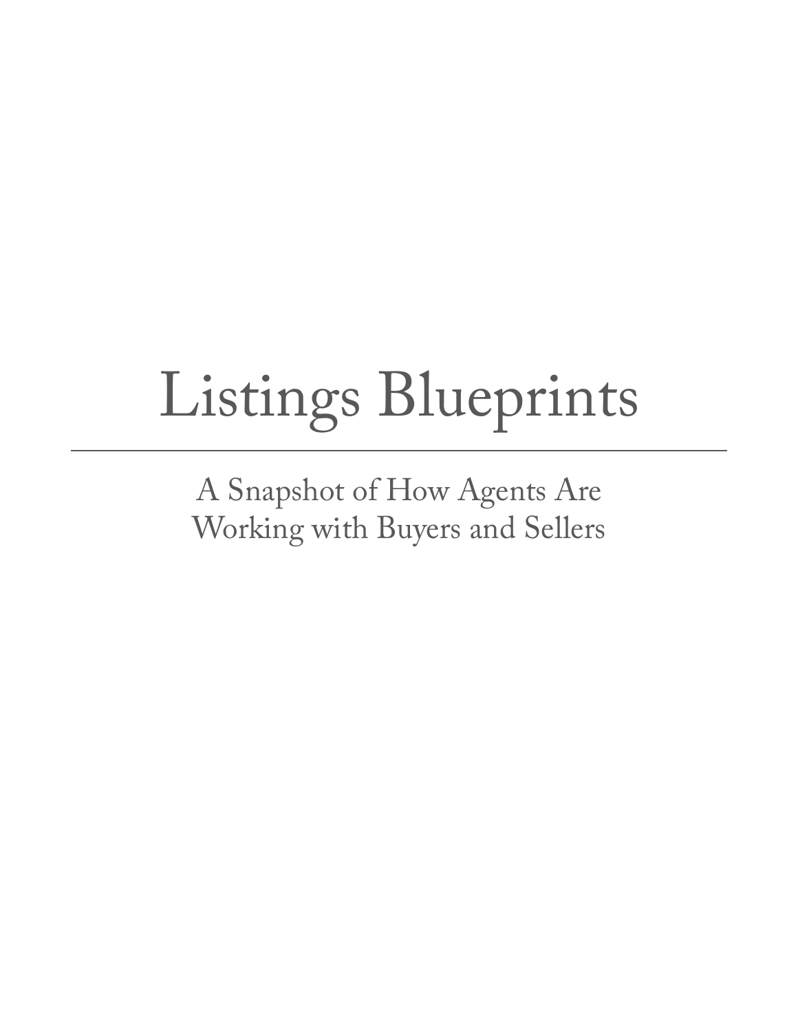# Listings Blueprints

---

A Snapshot of How Agents Are
Working with Buyers and Sellers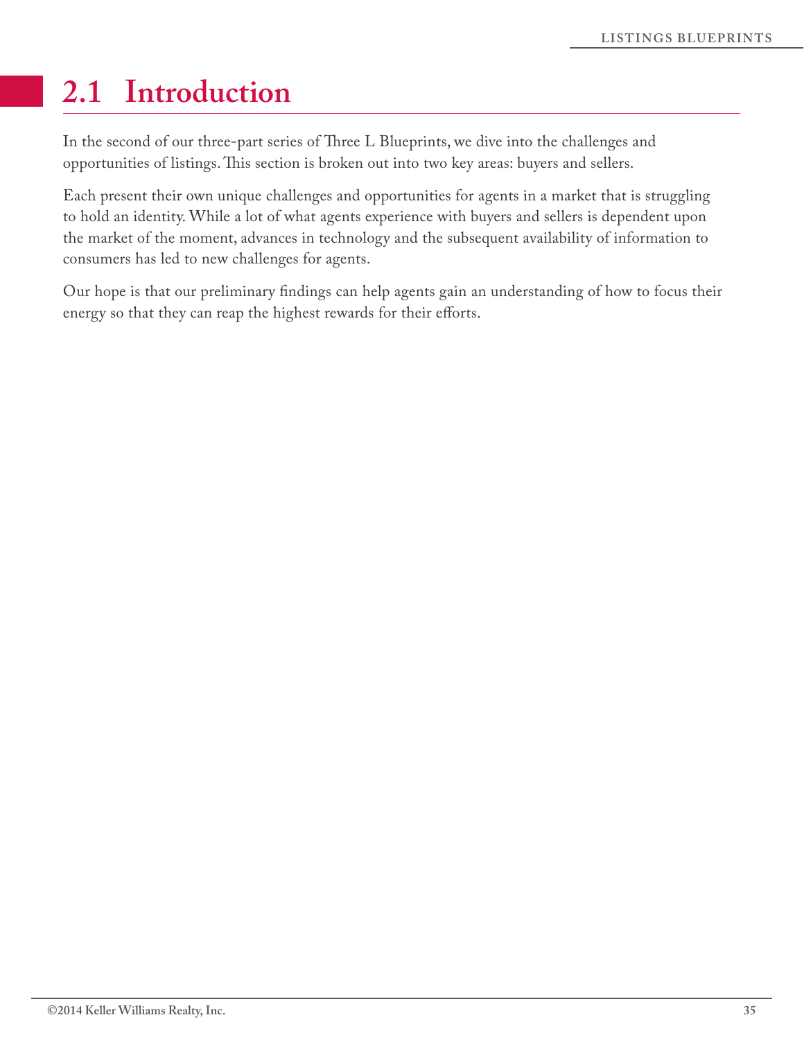## 2.1 Introduction

In the second of our three-part series of Three L Blueprints, we dive into the challenges and opportunities of listings. This section is broken out into two key areas: buyers and sellers.

Each present their own unique challenges and opportunities for agents in a market that is struggling to hold an identity. While a lot of what agents experience with buyers and sellers is dependent upon the market of the moment, advances in technology and the subsequent availability of information to consumers has led to new challenges for agents.

Our hope is that our preliminary findings can help agents gain an understanding of how to focus their energy so that they can reap the highest rewards for their efforts.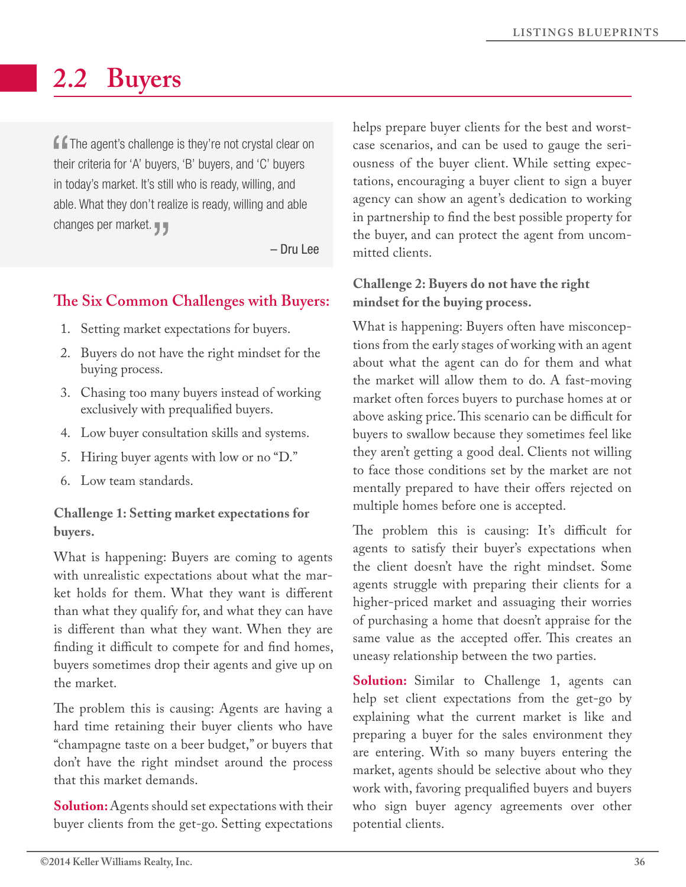## 2.2 Buyers

> "The agent's challenge is they're not crystal clear on their criteria for 'A' buyers, 'B' buyers, and 'C' buyers in today's market. It's still who is ready, willing, and able. What they don't realize is ready, willing and able changes per market."
>
> – Dru Lee

### The Six Common Challenges with Buyers:

1. Setting market expectations for buyers.
2. Buyers do not have the right mindset for the buying process.
3. Chasing too many buyers instead of working exclusively with prequalified buyers.
4. Low buyer consultation skills and systems.
5. Hiring buyer agents with low or no "D."
6. Low team standards.

**Challenge 1: Setting market expectations for buyers.**

What is happening: Buyers are coming to agents with unrealistic expectations about what the market holds for them. What they want is different than what they qualify for, and what they can have is different than what they want. When they are finding it difficult to compete for and find homes, buyers sometimes drop their agents and give up on the market.

The problem this is causing: Agents are having a hard time retaining their buyer clients who have "champagne taste on a beer budget," or buyers that don't have the right mindset around the process that this market demands.

**Solution:** Agents should set expectations with their buyer clients from the get-go. Setting expectations helps prepare buyer clients for the best and worst-case scenarios, and can be used to gauge the seriousness of the buyer client. While setting expectations, encouraging a buyer client to sign a buyer agency can show an agent's dedication to working in partnership to find the best possible property for the buyer, and can protect the agent from uncommitted clients.

**Challenge 2: Buyers do not have the right mindset for the buying process.**

What is happening: Buyers often have misconceptions from the early stages of working with an agent about what the agent can do for them and what the market will allow them to do. A fast-moving market often forces buyers to purchase homes at or above asking price. This scenario can be difficult for buyers to swallow because they sometimes feel like they aren't getting a good deal. Clients not willing to face those conditions set by the market are not mentally prepared to have their offers rejected on multiple homes before one is accepted.

The problem this is causing: It's difficult for agents to satisfy their buyer's expectations when the client doesn't have the right mindset. Some agents struggle with preparing their clients for a higher-priced market and assuaging their worries of purchasing a home that doesn't appraise for the same value as the accepted offer. This creates an uneasy relationship between the two parties.

**Solution:** Similar to Challenge 1, agents can help set client expectations from the get-go by explaining what the current market is like and preparing a buyer for the sales environment they are entering. With so many buyers entering the market, agents should be selective about who they work with, favoring prequalified buyers and buyers who sign buyer agency agreements over other potential clients.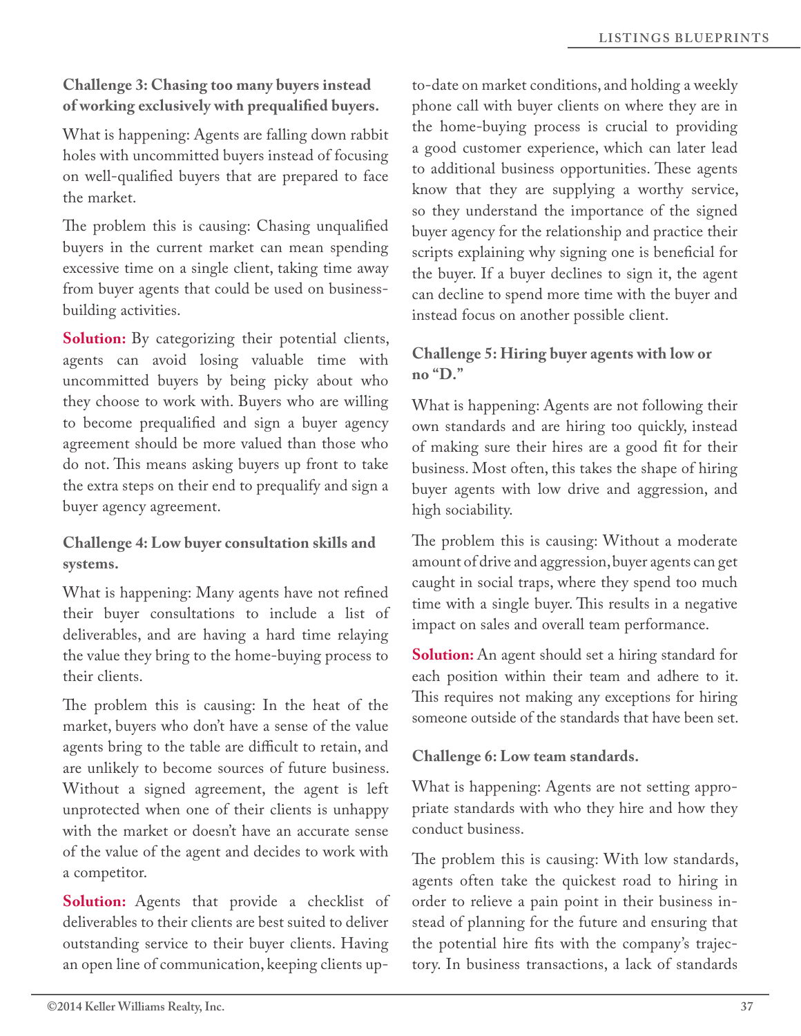**Challenge 3: Chasing too many buyers instead of working exclusively with prequalified buyers.**

What is happening: Agents are falling down rabbit holes with uncommitted buyers instead of focusing on well-qualified buyers that are prepared to face the market.

The problem this is causing: Chasing unqualified buyers in the current market can mean spending excessive time on a single client, taking time away from buyer agents that could be used on business-building activities.

**Solution:** By categorizing their potential clients, agents can avoid losing valuable time with uncommitted buyers by being picky about who they choose to work with. Buyers who are willing to become prequalified and sign a buyer agency agreement should be more valued than those who do not. This means asking buyers up front to take the extra steps on their end to prequalify and sign a buyer agency agreement.

**Challenge 4: Low buyer consultation skills and systems.**

What is happening: Many agents have not refined their buyer consultations to include a list of deliverables, and are having a hard time relaying the value they bring to the home-buying process to their clients.

The problem this is causing: In the heat of the market, buyers who don't have a sense of the value agents bring to the table are difficult to retain, and are unlikely to become sources of future business. Without a signed agreement, the agent is left unprotected when one of their clients is unhappy with the market or doesn't have an accurate sense of the value of the agent and decides to work with a competitor.

**Solution:** Agents that provide a checklist of deliverables to their clients are best suited to deliver outstanding service to their buyer clients. Having an open line of communication, keeping clients up-to-date on market conditions, and holding a weekly phone call with buyer clients on where they are in the home-buying process is crucial to providing a good customer experience, which can later lead to additional business opportunities. These agents know that they are supplying a worthy service, so they understand the importance of the signed buyer agency for the relationship and practice their scripts explaining why signing one is beneficial for the buyer. If a buyer declines to sign it, the agent can decline to spend more time with the buyer and instead focus on another possible client.

**Challenge 5: Hiring buyer agents with low or no "D."**

What is happening: Agents are not following their own standards and are hiring too quickly, instead of making sure their hires are a good fit for their business. Most often, this takes the shape of hiring buyer agents with low drive and aggression, and high sociability.

The problem this is causing: Without a moderate amount of drive and aggression, buyer agents can get caught in social traps, where they spend too much time with a single buyer. This results in a negative impact on sales and overall team performance.

**Solution:** An agent should set a hiring standard for each position within their team and adhere to it. This requires not making any exceptions for hiring someone outside of the standards that have been set.

**Challenge 6: Low team standards.**

What is happening: Agents are not setting appropriate standards with who they hire and how they conduct business.

The problem this is causing: With low standards, agents often take the quickest road to hiring in order to relieve a pain point in their business instead of planning for the future and ensuring that the potential hire fits with the company's trajectory. In business transactions, a lack of standards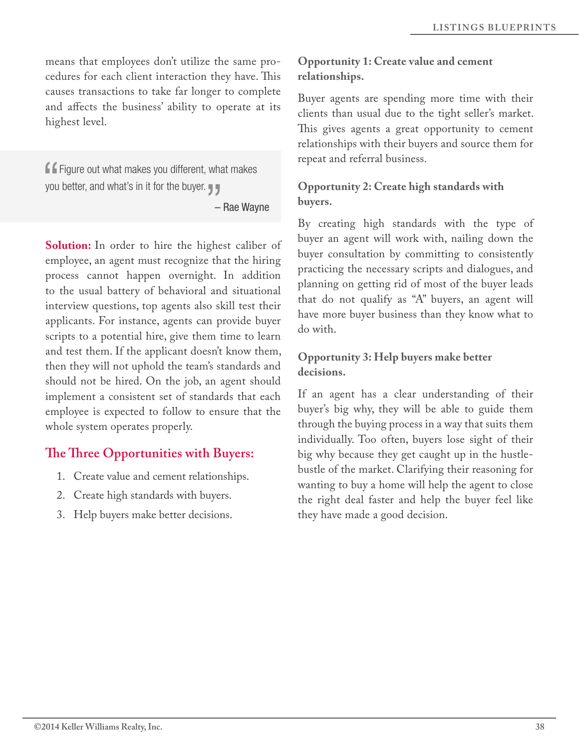means that employees don't utilize the same procedures for each client interaction they have. This causes transactions to take far longer to complete and affects the business' ability to operate at its highest level.

> "Figure out what makes you different, what makes you better, and what's in it for the buyer."
>
> – Rae Wayne

**Solution:** In order to hire the highest caliber of employee, an agent must recognize that the hiring process cannot happen overnight. In addition to the usual battery of behavioral and situational interview questions, top agents also skill test their applicants. For instance, agents can provide buyer scripts to a potential hire, give them time to learn and test them. If the applicant doesn't know them, then they will not uphold the team's standards and should not be hired. On the job, an agent should implement a consistent set of standards that each employee is expected to follow to ensure that the whole system operates properly.

## The Three Opportunities with Buyers:

1. Create value and cement relationships.
2. Create high standards with buyers.
3. Help buyers make better decisions.

### Opportunity 1: Create value and cement relationships.

Buyer agents are spending more time with their clients than usual due to the tight seller's market. This gives agents a great opportunity to cement relationships with their buyers and source them for repeat and referral business.

### Opportunity 2: Create high standards with buyers.

By creating high standards with the type of buyer an agent will work with, nailing down the buyer consultation by committing to consistently practicing the necessary scripts and dialogues, and planning on getting rid of most of the buyer leads that do not qualify as "A" buyers, an agent will have more buyer business than they know what to do with.

### Opportunity 3: Help buyers make better decisions.

If an agent has a clear understanding of their buyer's big why, they will be able to guide them through the buying process in a way that suits them individually. Too often, buyers lose sight of their big why because they get caught up in the hustle-bustle of the market. Clarifying their reasoning for wanting to buy a home will help the agent to close the right deal faster and help the buyer feel like they have made a good decision.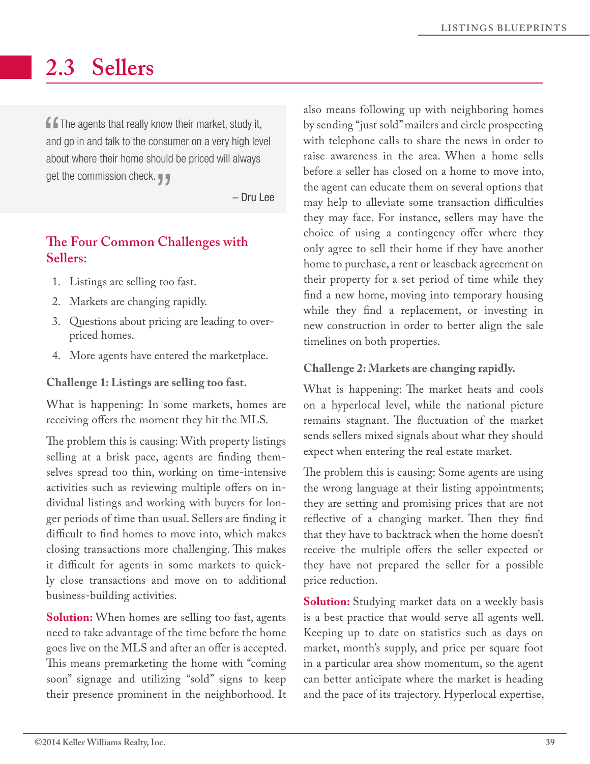## 2.3 Sellers

> "The agents that really know their market, study it, and go in and talk to the consumer on a very high level about where their home should be priced will always get the commission check."
>
> – Dru Lee

### The Four Common Challenges with Sellers:

1. Listings are selling too fast.
2. Markets are changing rapidly.
3. Questions about pricing are leading to overpriced homes.
4. More agents have entered the marketplace.

**Challenge 1: Listings are selling too fast.**

What is happening: In some markets, homes are receiving offers the moment they hit the MLS.

The problem this is causing: With property listings selling at a brisk pace, agents are finding themselves spread too thin, working on time-intensive activities such as reviewing multiple offers on individual listings and working with buyers for longer periods of time than usual. Sellers are finding it difficult to find homes to move into, which makes closing transactions more challenging. This makes it difficult for agents in some markets to quickly close transactions and move on to additional business-building activities.

**Solution:** When homes are selling too fast, agents need to take advantage of the time before the home goes live on the MLS and after an offer is accepted. This means premarketing the home with "coming soon" signage and utilizing "sold" signs to keep their presence prominent in the neighborhood. It also means following up with neighboring homes by sending "just sold" mailers and circle prospecting with telephone calls to share the news in order to raise awareness in the area. When a home sells before a seller has closed on a home to move into, the agent can educate them on several options that may help to alleviate some transaction difficulties they may face. For instance, sellers may have the choice of using a contingency offer where they only agree to sell their home if they have another home to purchase, a rent or leaseback agreement on their property for a set period of time while they find a new home, moving into temporary housing while they find a replacement, or investing in new construction in order to better align the sale timelines on both properties.

**Challenge 2: Markets are changing rapidly.**

What is happening: The market heats and cools on a hyperlocal level, while the national picture remains stagnant. The fluctuation of the market sends sellers mixed signals about what they should expect when entering the real estate market.

The problem this is causing: Some agents are using the wrong language at their listing appointments; they are setting and promising prices that are not reflective of a changing market. Then they find that they have to backtrack when the home doesn't receive the multiple offers the seller expected or they have not prepared the seller for a possible price reduction.

**Solution:** Studying market data on a weekly basis is a best practice that would serve all agents well. Keeping up to date on statistics such as days on market, month's supply, and price per square foot in a particular area show momentum, so the agent can better anticipate where the market is heading and the pace of its trajectory. Hyperlocal expertise,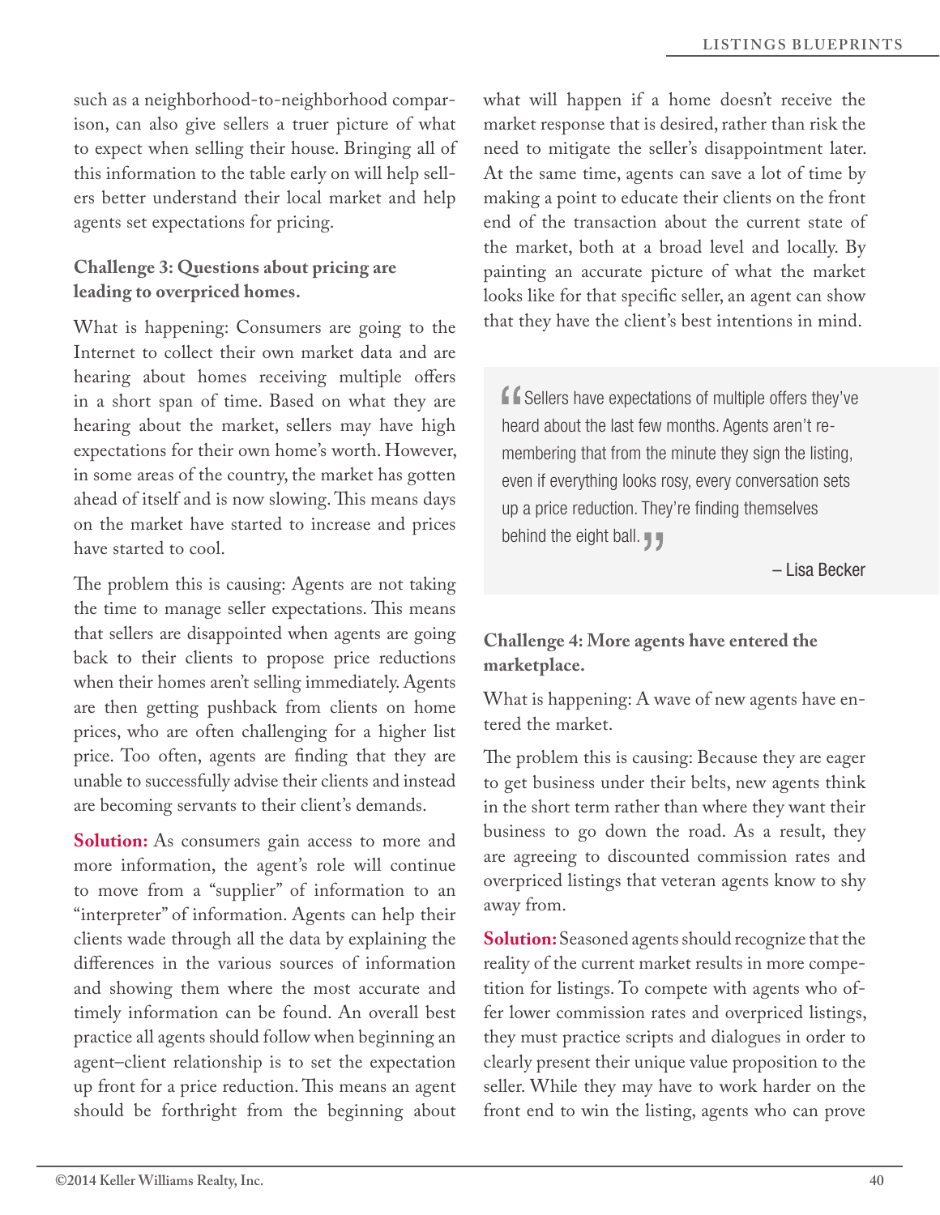such as a neighborhood-to-neighborhood comparison, can also give sellers a truer picture of what to expect when selling their house. Bringing all of this information to the table early on will help sellers better understand their local market and help agents set expectations for pricing.

### Challenge 3: Questions about pricing are leading to overpriced homes.

What is happening: Consumers are going to the Internet to collect their own market data and are hearing about homes receiving multiple offers in a short span of time. Based on what they are hearing about the market, sellers may have high expectations for their own home's worth. However, in some areas of the country, the market has gotten ahead of itself and is now slowing. This means days on the market have started to increase and prices have started to cool.

The problem this is causing: Agents are not taking the time to manage seller expectations. This means that sellers are disappointed when agents are going back to their clients to propose price reductions when their homes aren't selling immediately. Agents are then getting pushback from clients on home prices, who are often challenging for a higher list price. Too often, agents are finding that they are unable to successfully advise their clients and instead are becoming servants to their client's demands.

**Solution:** As consumers gain access to more and more information, the agent's role will continue to move from a "supplier" of information to an "interpreter" of information. Agents can help their clients wade through all the data by explaining the differences in the various sources of information and showing them where the most accurate and timely information can be found. An overall best practice all agents should follow when beginning an agent–client relationship is to set the expectation up front for a price reduction. This means an agent should be forthright from the beginning about what will happen if a home doesn't receive the market response that is desired, rather than risk the need to mitigate the seller's disappointment later. At the same time, agents can save a lot of time by making a point to educate their clients on the front end of the transaction about the current state of the market, both at a broad level and locally. By painting an accurate picture of what the market looks like for that specific seller, an agent can show that they have the client's best intentions in mind.

> "Sellers have expectations of multiple offers they've heard about the last few months. Agents aren't remembering that from the minute they sign the listing, even if everything looks rosy, every conversation sets up a price reduction. They're finding themselves behind the eight ball."
>
> – Lisa Becker

### Challenge 4: More agents have entered the marketplace.

What is happening: A wave of new agents have entered the market.

The problem this is causing: Because they are eager to get business under their belts, new agents think in the short term rather than where they want their business to go down the road. As a result, they are agreeing to discounted commission rates and overpriced listings that veteran agents know to shy away from.

**Solution:** Seasoned agents should recognize that the reality of the current market results in more competition for listings. To compete with agents who offer lower commission rates and overpriced listings, they must practice scripts and dialogues in order to clearly present their unique value proposition to the seller. While they may have to work harder on the front end to win the listing, agents who can prove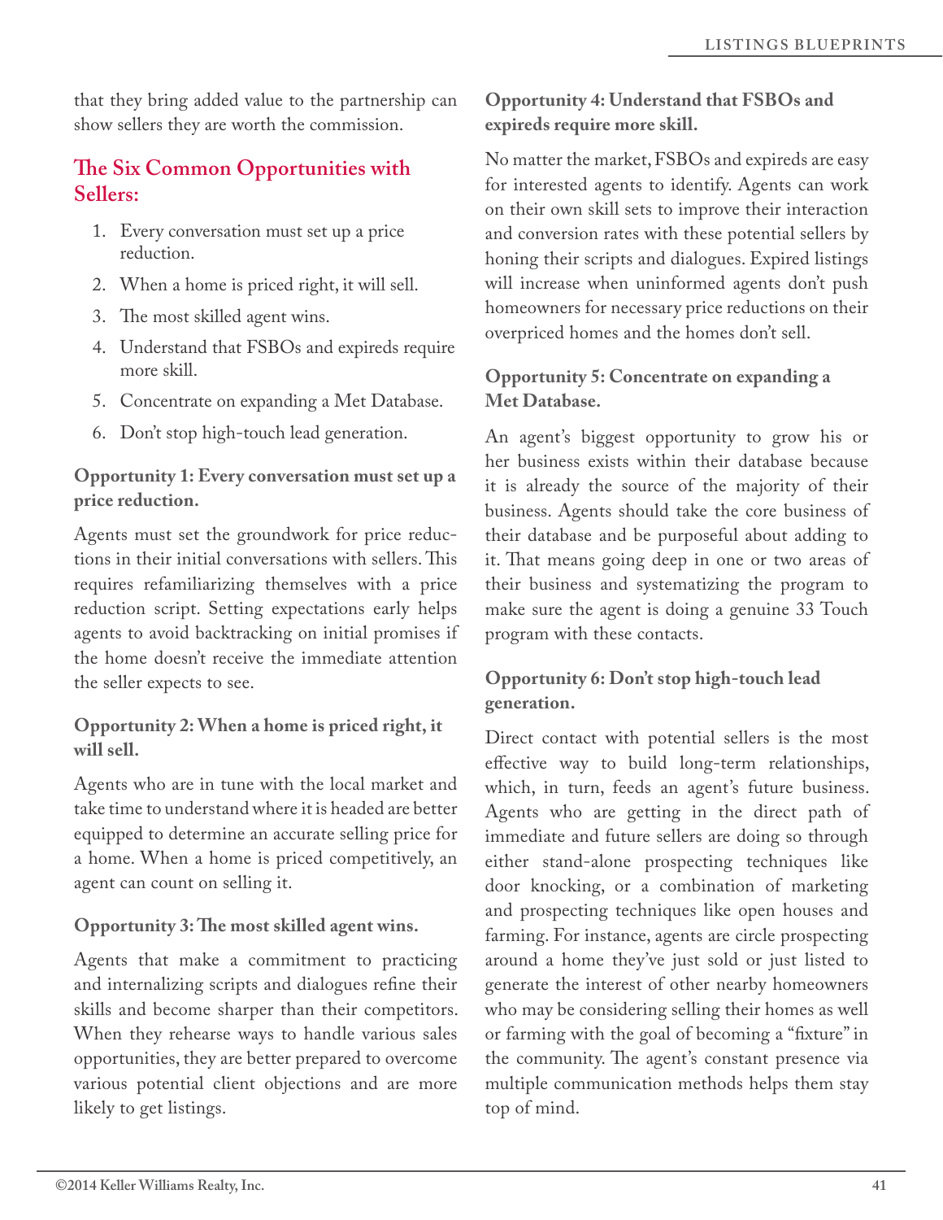that they bring added value to the partnership can show sellers they are worth the commission.

## The Six Common Opportunities with Sellers:

1. Every conversation must set up a price reduction.
2. When a home is priced right, it will sell.
3. The most skilled agent wins.
4. Understand that FSBOs and expireds require more skill.
5. Concentrate on expanding a Met Database.
6. Don't stop high-touch lead generation.

### Opportunity 1: Every conversation must set up a price reduction.

Agents must set the groundwork for price reductions in their initial conversations with sellers. This requires refamiliarizing themselves with a price reduction script. Setting expectations early helps agents to avoid backtracking on initial promises if the home doesn't receive the immediate attention the seller expects to see.

### Opportunity 2: When a home is priced right, it will sell.

Agents who are in tune with the local market and take time to understand where it is headed are better equipped to determine an accurate selling price for a home. When a home is priced competitively, an agent can count on selling it.

### Opportunity 3: The most skilled agent wins.

Agents that make a commitment to practicing and internalizing scripts and dialogues refine their skills and become sharper than their competitors. When they rehearse ways to handle various sales opportunities, they are better prepared to overcome various potential client objections and are more likely to get listings.

### Opportunity 4: Understand that FSBOs and expireds require more skill.

No matter the market, FSBOs and expireds are easy for interested agents to identify. Agents can work on their own skill sets to improve their interaction and conversion rates with these potential sellers by honing their scripts and dialogues. Expired listings will increase when uninformed agents don't push homeowners for necessary price reductions on their overpriced homes and the homes don't sell.

### Opportunity 5: Concentrate on expanding a Met Database.

An agent's biggest opportunity to grow his or her business exists within their database because it is already the source of the majority of their business. Agents should take the core business of their database and be purposeful about adding to it. That means going deep in one or two areas of their business and systematizing the program to make sure the agent is doing a genuine 33 Touch program with these contacts.

### Opportunity 6: Don't stop high-touch lead generation.

Direct contact with potential sellers is the most effective way to build long-term relationships, which, in turn, feeds an agent's future business. Agents who are getting in the direct path of immediate and future sellers are doing so through either stand-alone prospecting techniques like door knocking, or a combination of marketing and prospecting techniques like open houses and farming. For instance, agents are circle prospecting around a home they've just sold or just listed to generate the interest of other nearby homeowners who may be considering selling their homes as well or farming with the goal of becoming a "fixture" in the community. The agent's constant presence via multiple communication methods helps them stay top of mind.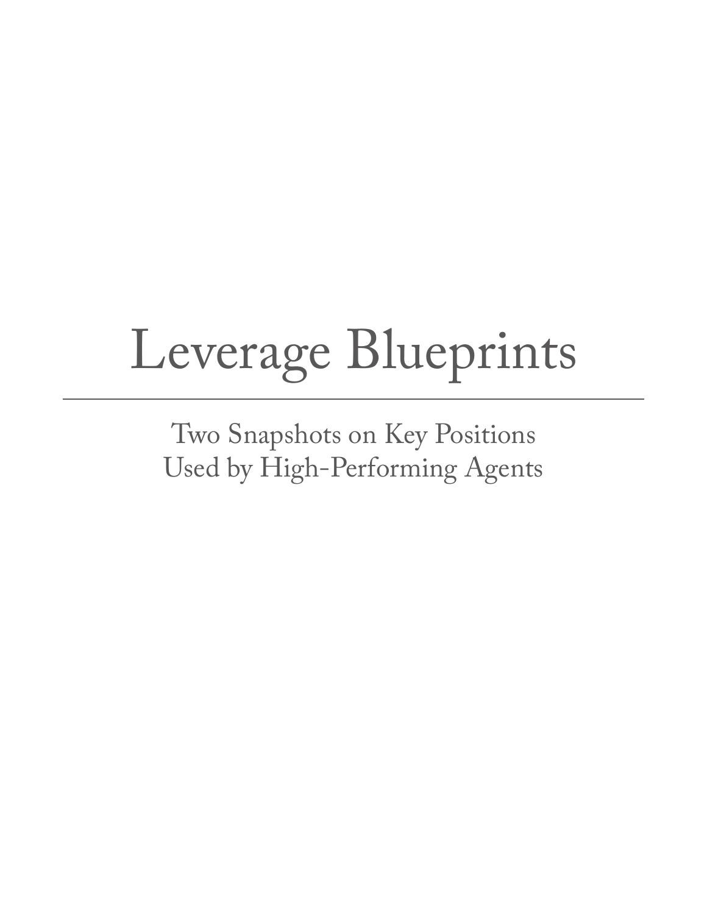# Leverage Blueprints

---

Two Snapshots on Key Positions
Used by High-Performing Agents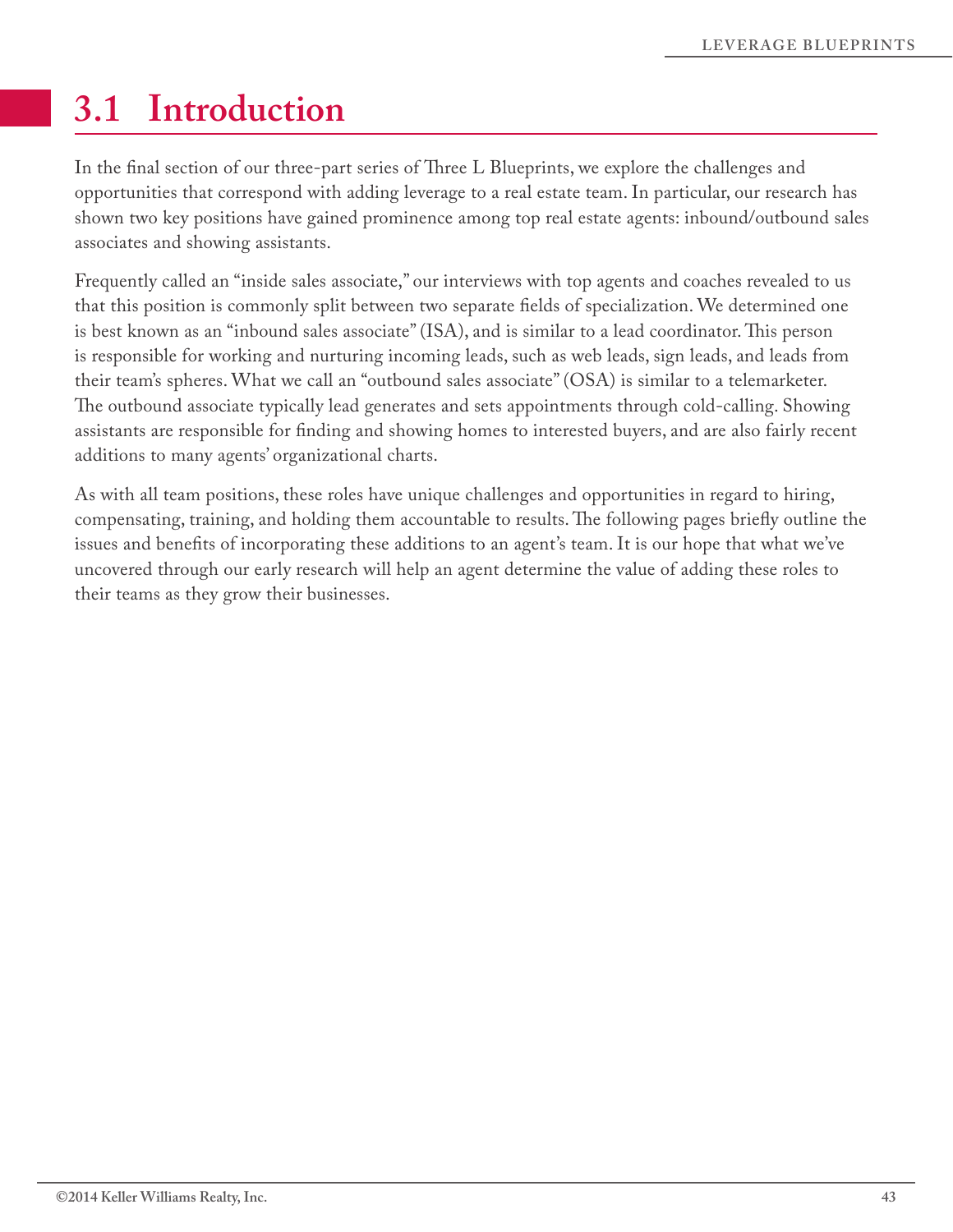# 3.1 Introduction

In the final section of our three-part series of Three L Blueprints, we explore the challenges and opportunities that correspond with adding leverage to a real estate team. In particular, our research has shown two key positions have gained prominence among top real estate agents: inbound/outbound sales associates and showing assistants.

Frequently called an "inside sales associate," our interviews with top agents and coaches revealed to us that this position is commonly split between two separate fields of specialization. We determined one is best known as an "inbound sales associate" (ISA), and is similar to a lead coordinator. This person is responsible for working and nurturing incoming leads, such as web leads, sign leads, and leads from their team's spheres. What we call an "outbound sales associate" (OSA) is similar to a telemarketer. The outbound associate typically lead generates and sets appointments through cold-calling. Showing assistants are responsible for finding and showing homes to interested buyers, and are also fairly recent additions to many agents' organizational charts.

As with all team positions, these roles have unique challenges and opportunities in regard to hiring, compensating, training, and holding them accountable to results. The following pages briefly outline the issues and benefits of incorporating these additions to an agent's team. It is our hope that what we've uncovered through our early research will help an agent determine the value of adding these roles to their teams as they grow their businesses.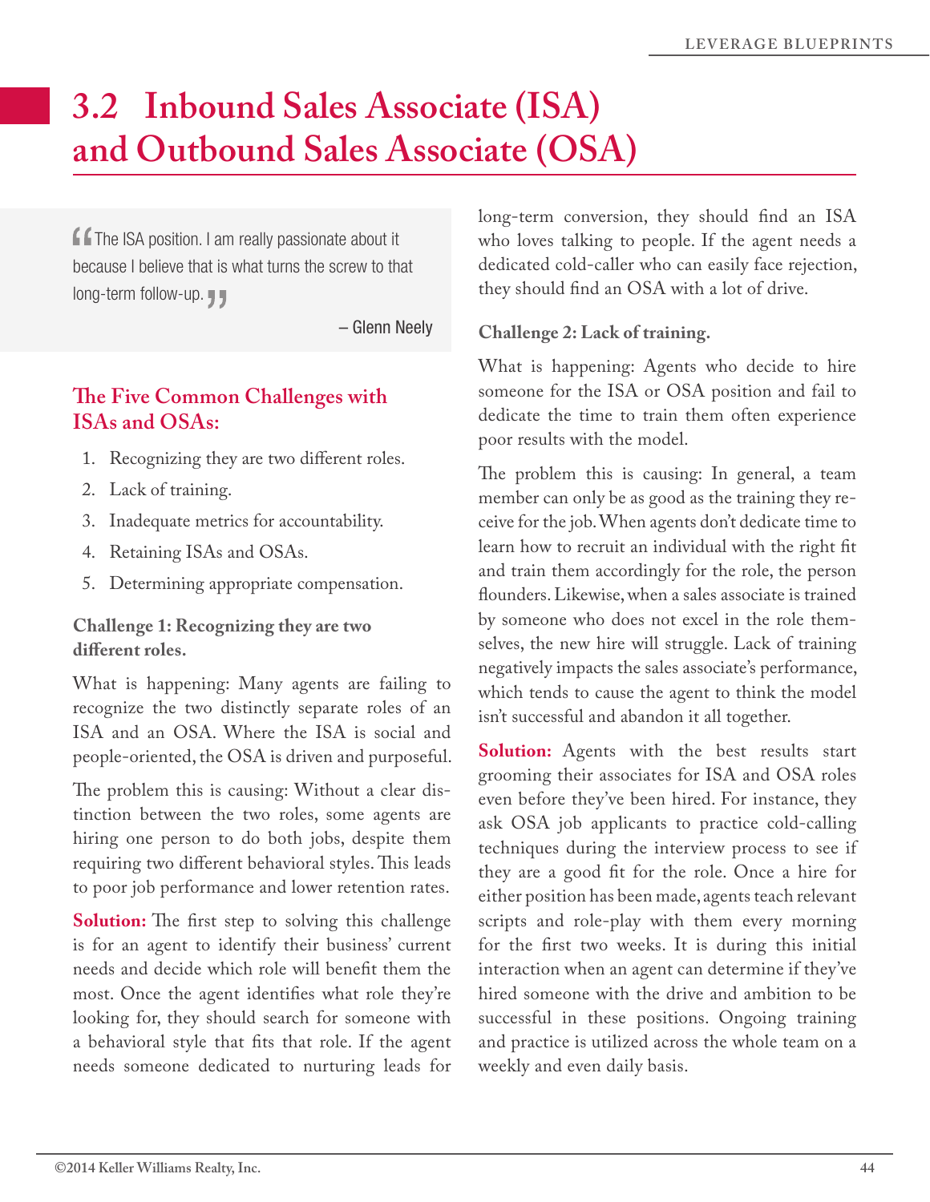# 3.2 Inbound Sales Associate (ISA) and Outbound Sales Associate (OSA)

> "The ISA position. I am really passionate about it because I believe that is what turns the screw to that long-term follow-up."
>
> – Glenn Neely

## The Five Common Challenges with ISAs and OSAs:

1. Recognizing they are two different roles.
2. Lack of training.
3. Inadequate metrics for accountability.
4. Retaining ISAs and OSAs.
5. Determining appropriate compensation.

**Challenge 1: Recognizing they are two different roles.**

What is happening: Many agents are failing to recognize the two distinctly separate roles of an ISA and an OSA. Where the ISA is social and people-oriented, the OSA is driven and purposeful.

The problem this is causing: Without a clear distinction between the two roles, some agents are hiring one person to do both jobs, despite them requiring two different behavioral styles. This leads to poor job performance and lower retention rates.

**Solution:** The first step to solving this challenge is for an agent to identify their business' current needs and decide which role will benefit them the most. Once the agent identifies what role they're looking for, they should search for someone with a behavioral style that fits that role. If the agent needs someone dedicated to nurturing leads for long-term conversion, they should find an ISA who loves talking to people. If the agent needs a dedicated cold-caller who can easily face rejection, they should find an OSA with a lot of drive.

**Challenge 2: Lack of training.**

What is happening: Agents who decide to hire someone for the ISA or OSA position and fail to dedicate the time to train them often experience poor results with the model.

The problem this is causing: In general, a team member can only be as good as the training they receive for the job. When agents don't dedicate time to learn how to recruit an individual with the right fit and train them accordingly for the role, the person flounders. Likewise, when a sales associate is trained by someone who does not excel in the role themselves, the new hire will struggle. Lack of training negatively impacts the sales associate's performance, which tends to cause the agent to think the model isn't successful and abandon it all together.

**Solution:** Agents with the best results start grooming their associates for ISA and OSA roles even before they've been hired. For instance, they ask OSA job applicants to practice cold-calling techniques during the interview process to see if they are a good fit for the role. Once a hire for either position has been made, agents teach relevant scripts and role-play with them every morning for the first two weeks. It is during this initial interaction when an agent can determine if they've hired someone with the drive and ambition to be successful in these positions. Ongoing training and practice is utilized across the whole team on a weekly and even daily basis.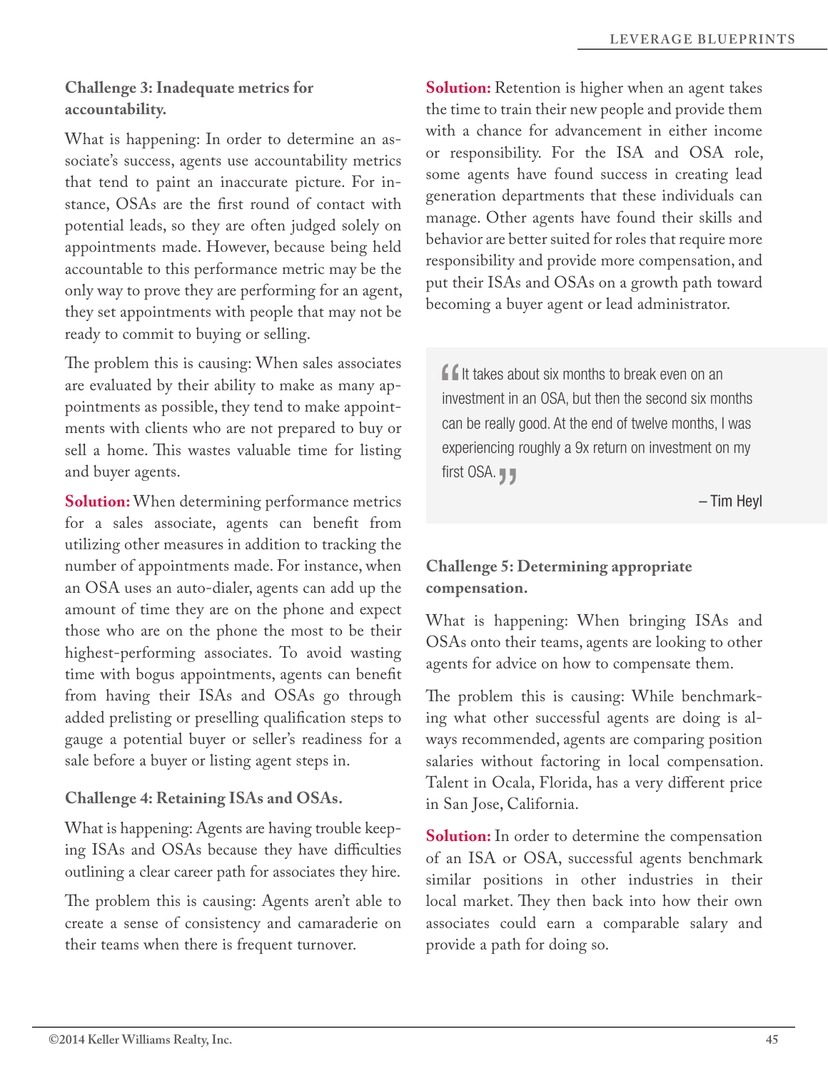### Challenge 3: Inadequate metrics for accountability.

What is happening: In order to determine an associate's success, agents use accountability metrics that tend to paint an inaccurate picture. For instance, OSAs are the first round of contact with potential leads, so they are often judged solely on appointments made. However, because being held accountable to this performance metric may be the only way to prove they are performing for an agent, they set appointments with people that may not be ready to commit to buying or selling.

The problem this is causing: When sales associates are evaluated by their ability to make as many appointments as possible, they tend to make appointments with clients who are not prepared to buy or sell a home. This wastes valuable time for listing and buyer agents.

**Solution:** When determining performance metrics for a sales associate, agents can benefit from utilizing other measures in addition to tracking the number of appointments made. For instance, when an OSA uses an auto-dialer, agents can add up the amount of time they are on the phone and expect those who are on the phone the most to be their highest-performing associates. To avoid wasting time with bogus appointments, agents can benefit from having their ISAs and OSAs go through added prelisting or preselling qualification steps to gauge a potential buyer or seller's readiness for a sale before a buyer or listing agent steps in.

### Challenge 4: Retaining ISAs and OSAs.

What is happening: Agents are having trouble keeping ISAs and OSAs because they have difficulties outlining a clear career path for associates they hire.

The problem this is causing: Agents aren't able to create a sense of consistency and camaraderie on their teams when there is frequent turnover.

**Solution:** Retention is higher when an agent takes the time to train their new people and provide them with a chance for advancement in either income or responsibility. For the ISA and OSA role, some agents have found success in creating lead generation departments that these individuals can manage. Other agents have found their skills and behavior are better suited for roles that require more responsibility and provide more compensation, and put their ISAs and OSAs on a growth path toward becoming a buyer agent or lead administrator.

> "It takes about six months to break even on an investment in an OSA, but then the second six months can be really good. At the end of twelve months, I was experiencing roughly a 9x return on investment on my first OSA."
>
> – Tim Heyl

### Challenge 5: Determining appropriate compensation.

What is happening: When bringing ISAs and OSAs onto their teams, agents are looking to other agents for advice on how to compensate them.

The problem this is causing: While benchmarking what other successful agents are doing is always recommended, agents are comparing position salaries without factoring in local compensation. Talent in Ocala, Florida, has a very different price in San Jose, California.

**Solution:** In order to determine the compensation of an ISA or OSA, successful agents benchmark similar positions in other industries in their local market. They then back into how their own associates could earn a comparable salary and provide a path for doing so.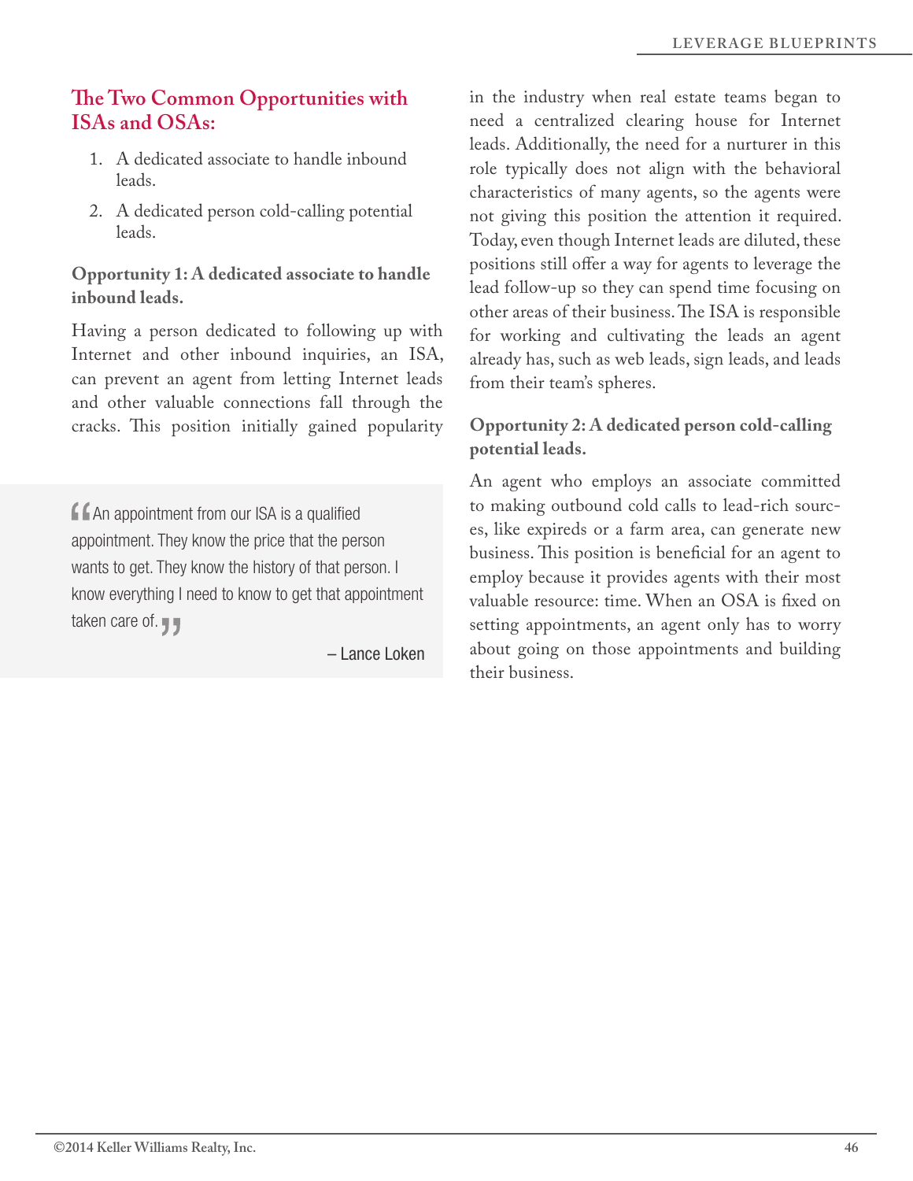## The Two Common Opportunities with ISAs and OSAs:

1. A dedicated associate to handle inbound leads.
2. A dedicated person cold-calling potential leads.

**Opportunity 1: A dedicated associate to handle inbound leads.**

Having a person dedicated to following up with Internet and other inbound inquiries, an ISA, can prevent an agent from letting Internet leads and other valuable connections fall through the cracks. This position initially gained popularity in the industry when real estate teams began to need a centralized clearing house for Internet leads. Additionally, the need for a nurturer in this role typically does not align with the behavioral characteristics of many agents, so the agents were not giving this position the attention it required. Today, even though Internet leads are diluted, these positions still offer a way for agents to leverage the lead follow-up so they can spend time focusing on other areas of their business. The ISA is responsible for working and cultivating the leads an agent already has, such as web leads, sign leads, and leads from their team's spheres.

> "An appointment from our ISA is a qualified appointment. They know the price that the person wants to get. They know the history of that person. I know everything I need to know to get that appointment taken care of."
>
> – Lance Loken

**Opportunity 2: A dedicated person cold-calling potential leads.**

An agent who employs an associate committed to making outbound cold calls to lead-rich sources, like expireds or a farm area, can generate new business. This position is beneficial for an agent to employ because it provides agents with their most valuable resource: time. When an OSA is fixed on setting appointments, an agent only has to worry about going on those appointments and building their business.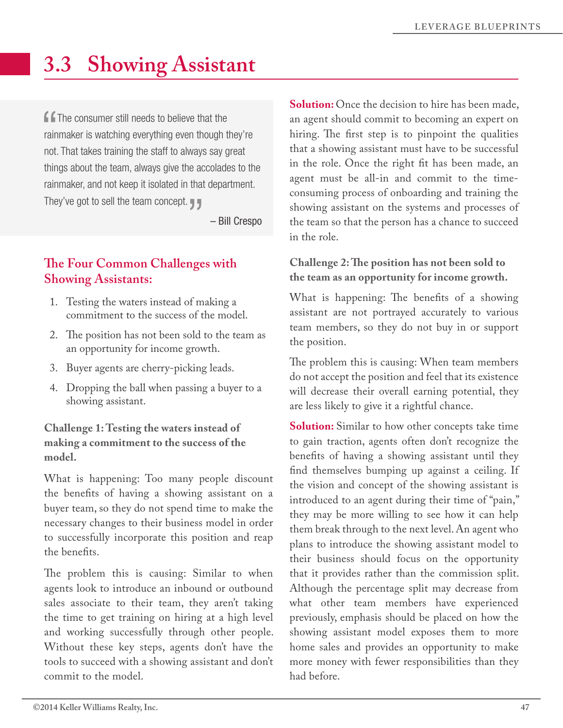# 3.3 Showing Assistant

> "The consumer still needs to believe that the rainmaker is watching everything even though they're not. That takes training the staff to always say great things about the team, always give the accolades to the rainmaker, and not keep it isolated in that department. They've got to sell the team concept."
>
> – Bill Crespo

## The Four Common Challenges with Showing Assistants:

1. Testing the waters instead of making a commitment to the success of the model.
2. The position has not been sold to the team as an opportunity for income growth.
3. Buyer agents are cherry-picking leads.
4. Dropping the ball when passing a buyer to a showing assistant.

**Challenge 1: Testing the waters instead of making a commitment to the success of the model.**

What is happening: Too many people discount the benefits of having a showing assistant on a buyer team, so they do not spend time to make the necessary changes to their business model in order to successfully incorporate this position and reap the benefits.

The problem this is causing: Similar to when agents look to introduce an inbound or outbound sales associate to their team, they aren't taking the time to get training on hiring at a high level and working successfully through other people. Without these key steps, agents don't have the tools to succeed with a showing assistant and don't commit to the model.

**Solution:** Once the decision to hire has been made, an agent should commit to becoming an expert on hiring. The first step is to pinpoint the qualities that a showing assistant must have to be successful in the role. Once the right fit has been made, an agent must be all-in and commit to the time-consuming process of onboarding and training the showing assistant on the systems and processes of the team so that the person has a chance to succeed in the role.

**Challenge 2: The position has not been sold to the team as an opportunity for income growth.**

What is happening: The benefits of a showing assistant are not portrayed accurately to various team members, so they do not buy in or support the position.

The problem this is causing: When team members do not accept the position and feel that its existence will decrease their overall earning potential, they are less likely to give it a rightful chance.

**Solution:** Similar to how other concepts take time to gain traction, agents often don't recognize the benefits of having a showing assistant until they find themselves bumping up against a ceiling. If the vision and concept of the showing assistant is introduced to an agent during their time of "pain," they may be more willing to see how it can help them break through to the next level. An agent who plans to introduce the showing assistant model to their business should focus on the opportunity that it provides rather than the commission split. Although the percentage split may decrease from what other team members have experienced previously, emphasis should be placed on how the showing assistant model exposes them to more home sales and provides an opportunity to make more money with fewer responsibilities than they had before.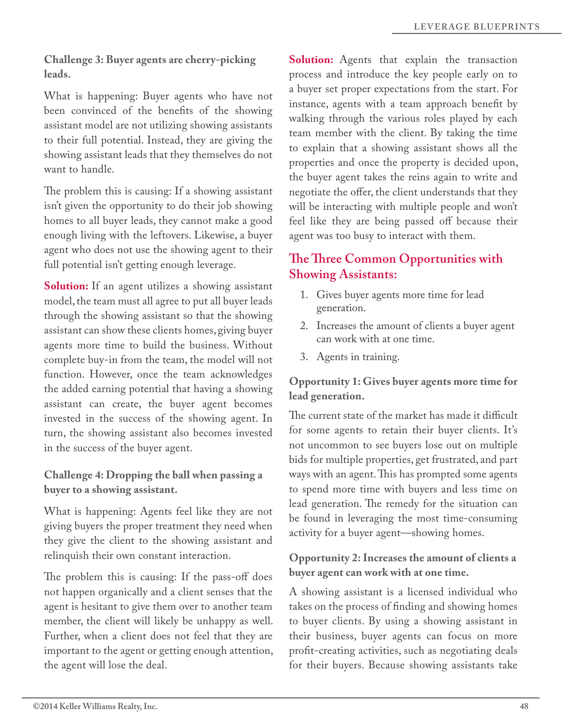**Challenge 3: Buyer agents are cherry-picking leads.**

What is happening: Buyer agents who have not been convinced of the benefits of the showing assistant model are not utilizing showing assistants to their full potential. Instead, they are giving the showing assistant leads that they themselves do not want to handle.

The problem this is causing: If a showing assistant isn't given the opportunity to do their job showing homes to all buyer leads, they cannot make a good enough living with the leftovers. Likewise, a buyer agent who does not use the showing agent to their full potential isn't getting enough leverage.

**Solution:** If an agent utilizes a showing assistant model, the team must all agree to put all buyer leads through the showing assistant so that the showing assistant can show these clients homes, giving buyer agents more time to build the business. Without complete buy-in from the team, the model will not function. However, once the team acknowledges the added earning potential that having a showing assistant can create, the buyer agent becomes invested in the success of the showing agent. In turn, the showing assistant also becomes invested in the success of the buyer agent.

**Challenge 4: Dropping the ball when passing a buyer to a showing assistant.**

What is happening: Agents feel like they are not giving buyers the proper treatment they need when they give the client to the showing assistant and relinquish their own constant interaction.

The problem this is causing: If the pass-off does not happen organically and a client senses that the agent is hesitant to give them over to another team member, the client will likely be unhappy as well. Further, when a client does not feel that they are important to the agent or getting enough attention, the agent will lose the deal.

**Solution:** Agents that explain the transaction process and introduce the key people early on to a buyer set proper expectations from the start. For instance, agents with a team approach benefit by walking through the various roles played by each team member with the client. By taking the time to explain that a showing assistant shows all the properties and once the property is decided upon, the buyer agent takes the reins again to write and negotiate the offer, the client understands that they will be interacting with multiple people and won't feel like they are being passed off because their agent was too busy to interact with them.

## The Three Common Opportunities with Showing Assistants:

1. Gives buyer agents more time for lead generation.
2. Increases the amount of clients a buyer agent can work with at one time.
3. Agents in training.

**Opportunity 1: Gives buyer agents more time for lead generation.**

The current state of the market has made it difficult for some agents to retain their buyer clients. It's not uncommon to see buyers lose out on multiple bids for multiple properties, get frustrated, and part ways with an agent. This has prompted some agents to spend more time with buyers and less time on lead generation. The remedy for the situation can be found in leveraging the most time-consuming activity for a buyer agent—showing homes.

**Opportunity 2: Increases the amount of clients a buyer agent can work with at one time.**

A showing assistant is a licensed individual who takes on the process of finding and showing homes to buyer clients. By using a showing assistant in their business, buyer agents can focus on more profit-creating activities, such as negotiating deals for their buyers. Because showing assistants take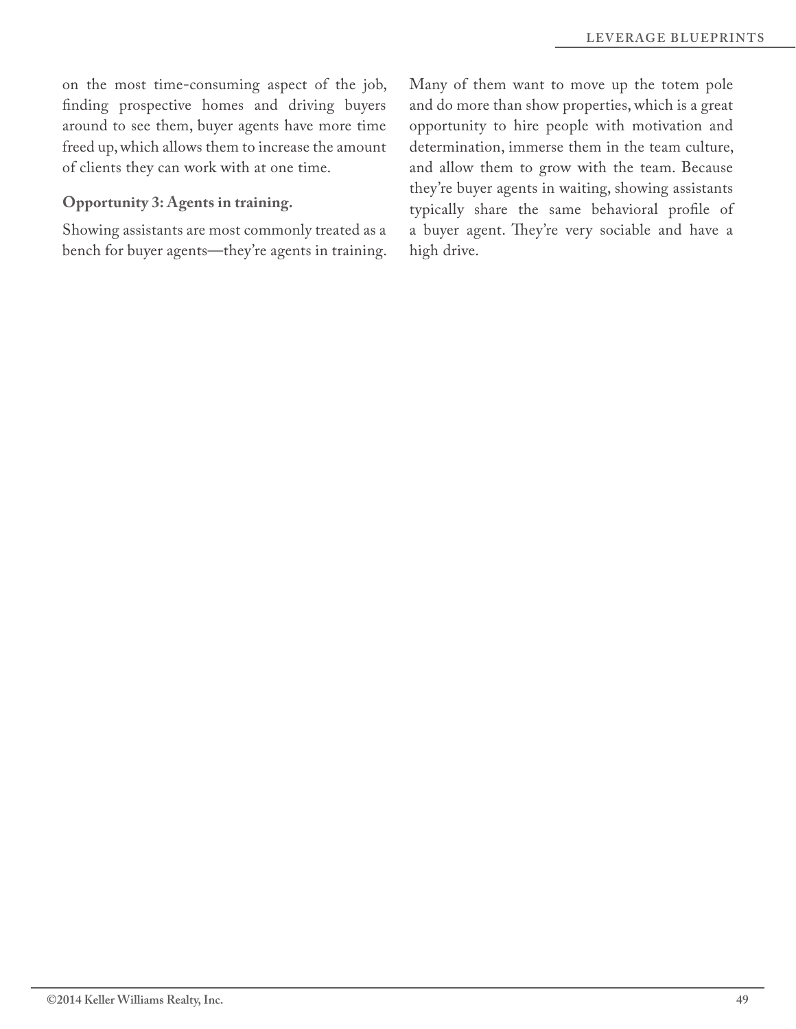on the most time-consuming aspect of the job, finding prospective homes and driving buyers around to see them, buyer agents have more time freed up, which allows them to increase the amount of clients they can work with at one time.

**Opportunity 3: Agents in training.**

Showing assistants are most commonly treated as a bench for buyer agents—they're agents in training. Many of them want to move up the totem pole and do more than show properties, which is a great opportunity to hire people with motivation and determination, immerse them in the team culture, and allow them to grow with the team. Because they're buyer agents in waiting, showing assistants typically share the same behavioral profile of a buyer agent. They're very sociable and have a high drive.